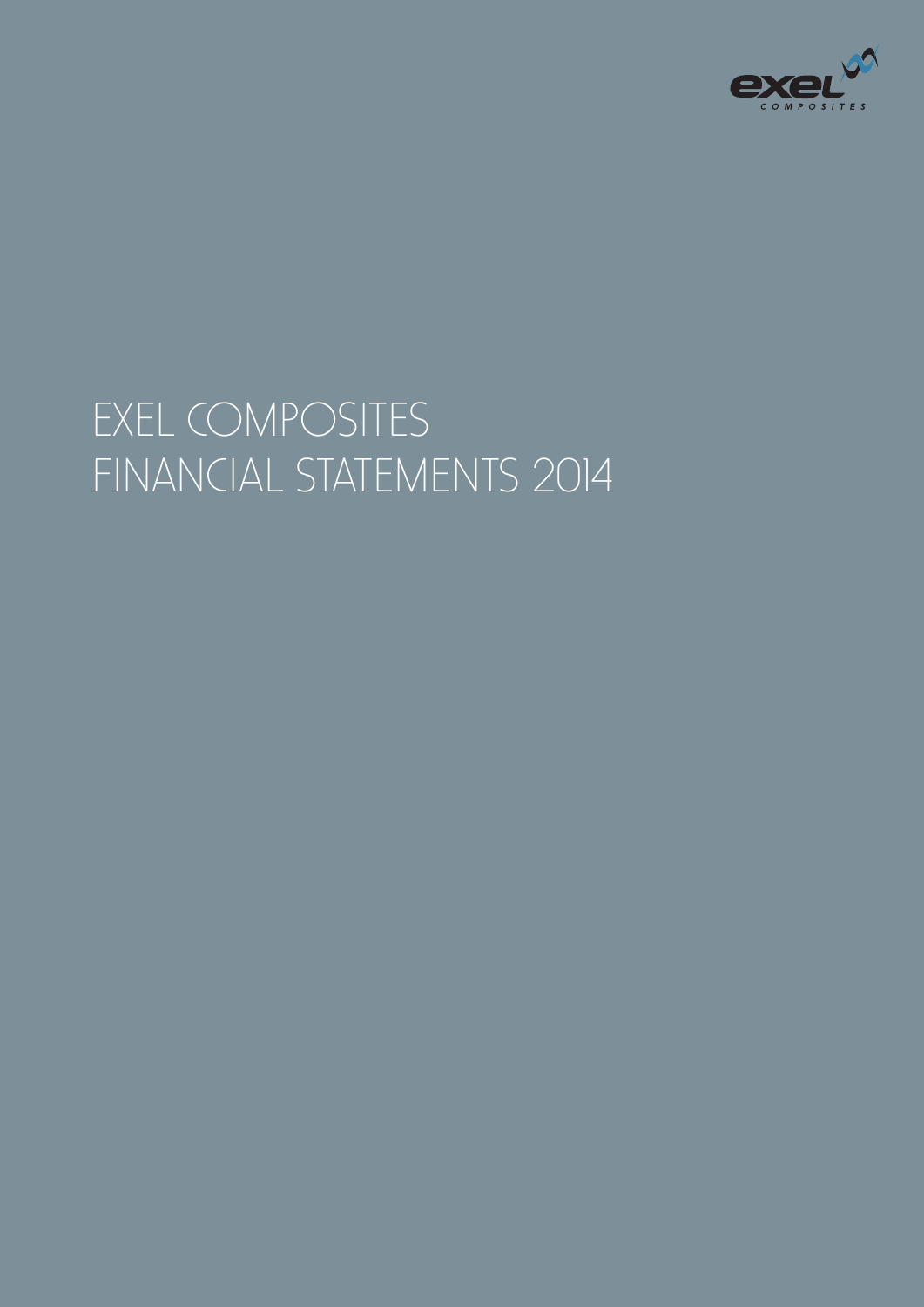exel COMPOSITES

# EXEL COMPOSITES FINANCIAL STATEMENTS 2014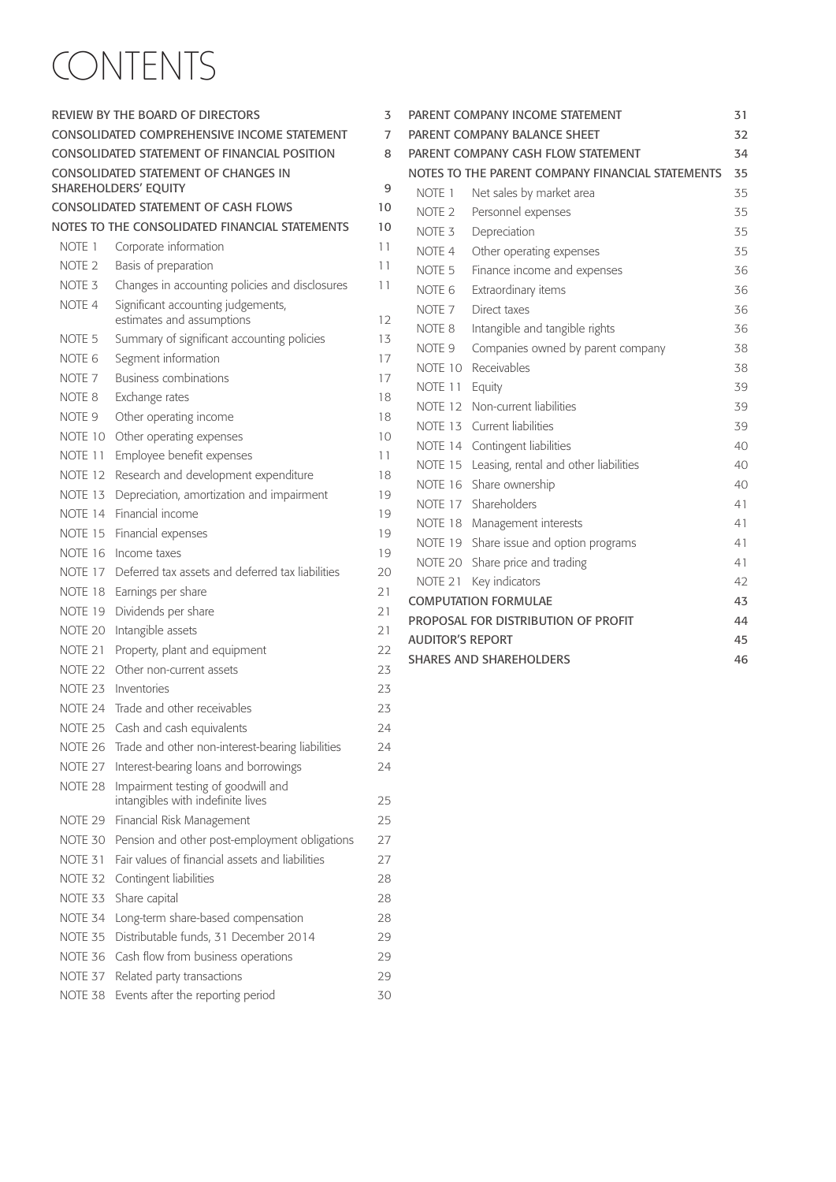# CONTENTS

| | | |
|---|---|---|
| REVIEW BY THE BOARD OF DIRECTORS | | 3 |
| CONSOLIDATED COMPREHENSIVE INCOME STATEMENT | | 7 |
| CONSOLIDATED STATEMENT OF FINANCIAL POSITION | | 8 |
| CONSOLIDATED STATEMENT OF CHANGES IN SHAREHOLDERS' EQUITY | | 9 |
| CONSOLIDATED STATEMENT OF CASH FLOWS | | 10 |
| NOTES TO THE CONSOLIDATED FINANCIAL STATEMENTS | | 10 |
| NOTE 1 | Corporate information | 11 |
| NOTE 2 | Basis of preparation | 11 |
| NOTE 3 | Changes in accounting policies and disclosures | 11 |
| NOTE 4 | Significant accounting judgements, estimates and assumptions | 12 |
| NOTE 5 | Summary of significant accounting policies | 13 |
| NOTE 6 | Segment information | 17 |
| NOTE 7 | Business combinations | 17 |
| NOTE 8 | Exchange rates | 18 |
| NOTE 9 | Other operating income | 18 |
| NOTE 10 | Other operating expenses | 10 |
| NOTE 11 | Employee benefit expenses | 11 |
| NOTE 12 | Research and development expenditure | 18 |
| NOTE 13 | Depreciation, amortization and impairment | 19 |
| NOTE 14 | Financial income | 19 |
| NOTE 15 | Financial expenses | 19 |
| NOTE 16 | Income taxes | 19 |
| NOTE 17 | Deferred tax assets and deferred tax liabilities | 20 |
| NOTE 18 | Earnings per share | 21 |
| NOTE 19 | Dividends per share | 21 |
| NOTE 20 | Intangible assets | 21 |
| NOTE 21 | Property, plant and equipment | 22 |
| NOTE 22 | Other non-current assets | 23 |
| NOTE 23 | Inventories | 23 |
| NOTE 24 | Trade and other receivables | 23 |
| NOTE 25 | Cash and cash equivalents | 24 |
| NOTE 26 | Trade and other non-interest-bearing liabilities | 24 |
| NOTE 27 | Interest-bearing loans and borrowings | 24 |
| NOTE 28 | Impairment testing of goodwill and intangibles with indefinite lives | 25 |
| NOTE 29 | Financial Risk Management | 25 |
| NOTE 30 | Pension and other post-employment obligations | 27 |
| NOTE 31 | Fair values of financial assets and liabilities | 27 |
| NOTE 32 | Contingent liabilities | 28 |
| NOTE 33 | Share capital | 28 |
| NOTE 34 | Long-term share-based compensation | 28 |
| NOTE 35 | Distributable funds, 31 December 2014 | 29 |
| NOTE 36 | Cash flow from business operations | 29 |
| NOTE 37 | Related party transactions | 29 |
| NOTE 38 | Events after the reporting period | 30 |

| | | |
|---|---|---|
| PARENT COMPANY INCOME STATEMENT | | 31 |
| PARENT COMPANY BALANCE SHEET | | 32 |
| PARENT COMPANY CASH FLOW STATEMENT | | 34 |
| NOTES TO THE PARENT COMPANY FINANCIAL STATEMENTS | | 35 |
| NOTE 1 | Net sales by market area | 35 |
| NOTE 2 | Personnel expenses | 35 |
| NOTE 3 | Depreciation | 35 |
| NOTE 4 | Other operating expenses | 35 |
| NOTE 5 | Finance income and expenses | 36 |
| NOTE 6 | Extraordinary items | 36 |
| NOTE 7 | Direct taxes | 36 |
| NOTE 8 | Intangible and tangible rights | 36 |
| NOTE 9 | Companies owned by parent company | 38 |
| NOTE 10 | Receivables | 38 |
| NOTE 11 | Equity | 39 |
| NOTE 12 | Non-current liabilities | 39 |
| NOTE 13 | Current liabilities | 39 |
| NOTE 14 | Contingent liabilities | 40 |
| NOTE 15 | Leasing, rental and other liabilities | 40 |
| NOTE 16 | Share ownership | 40 |
| NOTE 17 | Shareholders | 41 |
| NOTE 18 | Management interests | 41 |
| NOTE 19 | Share issue and option programs | 41 |
| NOTE 20 | Share price and trading | 41 |
| NOTE 21 | Key indicators | 42 |
| COMPUTATION FORMULAE | | 43 |
| PROPOSAL FOR DISTRIBUTION OF PROFIT | | 44 |
| AUDITOR'S REPORT | | 45 |
| SHARES AND SHAREHOLDERS | | 46 |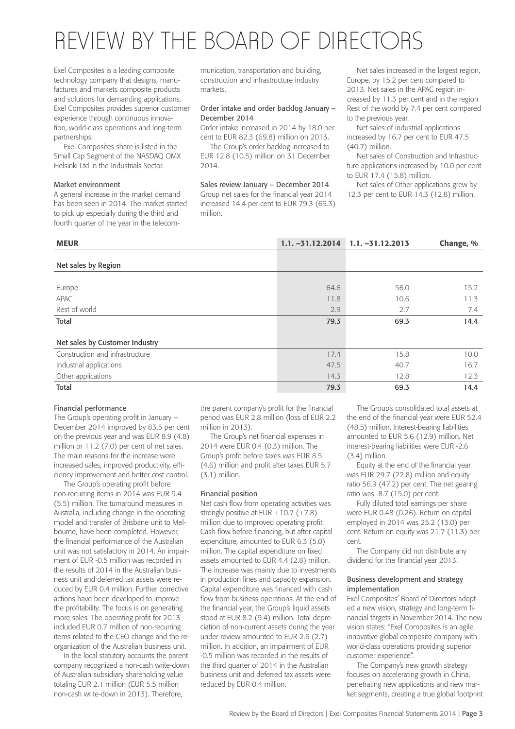# REVIEW BY THE BOARD OF DIRECTORS

Exel Composites is a leading composite technology company that designs, manufactures and markets composite products and solutions for demanding applications. Exel Composites provides superior customer experience through continuous innovation, world-class operations and long-term partnerships.

Exel Composites share is listed in the Small Cap Segment of the NASDAQ OMX Helsinki Ltd in the Industrials Sector.

### Market environment

A general increase in the market demand has been seen in 2014. The market started to pick up especially during the third and fourth quarter of the year in the telecommunication, transportation and building, construction and infrastructure industry markets.

### Order intake and order backlog January – December 2014

Order intake increased in 2014 by 18.0 per cent to EUR 82.3 (69.8) million on 2013.

The Group's order backlog increased to EUR 12.8 (10.5) million on 31 December 2014.

### Sales review January – December 2014

Group net sales for the financial year 2014 increased 14.4 per cent to EUR 79.3 (69.3) million.

Net sales increased in the largest region, Europe, by 15.2 per cent compared to 2013. Net sales in the APAC region increased by 11.3 per cent and in the region Rest of the world by 7.4 per cent compared to the previous year.

Net sales of industrial applications increased by 16.7 per cent to EUR 47.5 (40.7) million.

Net sales of Construction and Infrastructure applications increased by 10.0 per cent to EUR 17.4 (15.8) million.

Net sales of Other applications grew by 12.3 per cent to EUR 14.3 (12.8) million.

| MEUR | 1.1. –31.12.2014 | 1.1. –31.12.2013 | Change, % |
|---|---|---|---|
| **Net sales by Region** | | | |
| Europe | 64.6 | 56.0 | 15.2 |
| APAC | 11.8 | 10.6 | 11.3 |
| Rest of world | 2.9 | 2.7 | 7.4 |
| **Total** | **79.3** | **69.3** | **14.4** |
| **Net sales by Customer Industry** | | | |
| Construction and infrastructure | 17.4 | 15.8 | 10.0 |
| Industrial applications | 47.5 | 40.7 | 16.7 |
| Other applications | 14.3 | 12.8 | 12.3 |
| **Total** | **79.3** | **69.3** | **14.4** |

### Financial performance

The Group's operating profit in January – December 2014 improved by 83.5 per cent on the previous year and was EUR 8.9 (4.8) million or 11.2 (7.0) per cent of net sales. The main reasons for the increase were increased sales, improved productivity, efficiency improvement and better cost control.

The Group's operating profit before non-recurring items in 2014 was EUR 9.4 (5.5) million. The turnaround measures in Australia, including change in the operating model and transfer of Brisbane unit to Melbourne, have been completed. However, the financial performance of the Australian unit was not satisfactory in 2014. An impairment of EUR -0.5 million was recorded in the results of 2014 in the Australian business unit and deferred tax assets were reduced by EUR 0.4 million. Further corrective actions have been developed to improve the profitability. The focus is on generating more sales. The operating profit for 2013 included EUR 0.7 million of non-recurring items related to the CEO change and the reorganization of the Australian business unit.

In the local statutory accounts the parent company recognized a non-cash write-down of Australian subsidiary shareholding value totaling EUR 2.1 million (EUR 5.5 million non-cash write-down in 2013). Therefore, the parent company's profit for the financial period was EUR 2.8 million (loss of EUR 2.2 million in 2013).

The Group's net financial expenses in 2014 were EUR 0.4 (0.3) million. The Group's profit before taxes was EUR 8.5 (4.6) million and profit after taxes EUR 5.7 (3.1) million.

### Financial position

Net cash flow from operating activities was strongly positive at EUR +10.7 (+7.8) million due to improved operating profit. Cash flow before financing, but after capital expenditure, amounted to EUR 6.3 (5.0) million. The capital expenditure on fixed assets amounted to EUR 4.4 (2.8) million. The increase was mainly due to investments in production lines and capacity expansion. Capital expenditure was financed with cash flow from business operations. At the end of the financial year, the Group's liquid assets stood at EUR 8.2 (9.4) million. Total depreciation of non-current assets during the year under review amounted to EUR 2.6 (2.7) million. In addition, an impairment of EUR -0.5 million was recorded in the results of the third quarter of 2014 in the Australian business unit and deferred tax assets were reduced by EUR 0.4 million.

The Group's consolidated total assets at the end of the financial year were EUR 52.4 (48.5) million. Interest-bearing liabilities amounted to EUR 5.6 (12.9) million. Net interest-bearing liabilities were EUR -2.6 (3.4) million.

Equity at the end of the financial year was EUR 29.7 (22.8) million and equity ratio 56.9 (47.2) per cent. The net gearing ratio was -8.7 (15.0) per cent.

Fully diluted total earnings per share were EUR 0.48 (0.26). Return on capital employed in 2014 was 25.2 (13.0) per cent. Return on equity was 21.7 (11.3) per cent.

The Company did not distribute any dividend for the financial year 2013.

### Business development and strategy implementation

Exel Composites' Board of Directors adopted a new vision, strategy and long-term financial targets in November 2014. The new vision states: "Exel Composites is an agile, innovative global composite company with world-class operations providing superior customer experience".

The Company's new growth strategy focuses on accelerating growth in China, penetrating new applications and new market segments, creating a true global footprint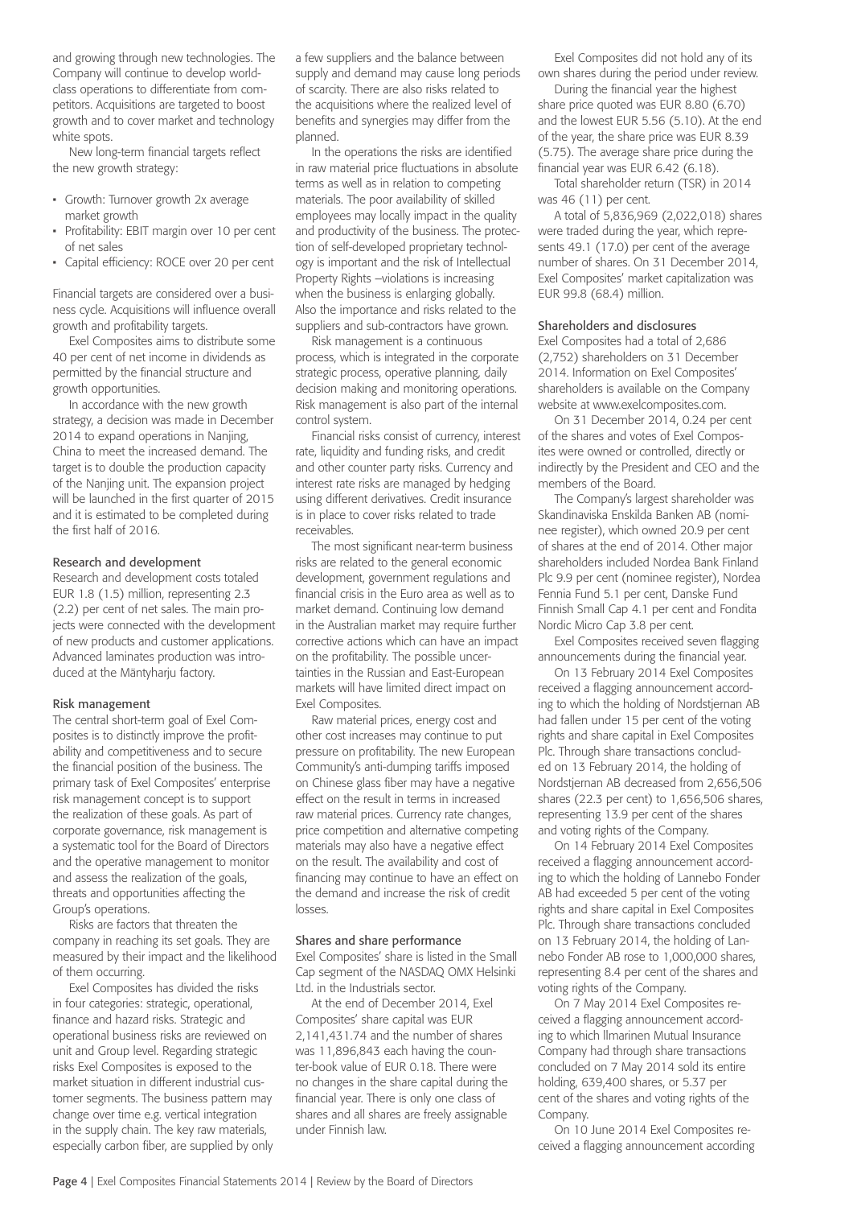and growing through new technologies. The Company will continue to develop world-class operations to differentiate from competitors. Acquisitions are targeted to boost growth and to cover market and technology white spots.

New long-term financial targets reflect the new growth strategy:

- Growth: Turnover growth 2x average market growth
- Profitability: EBIT margin over 10 per cent of net sales
- Capital efficiency: ROCE over 20 per cent

Financial targets are considered over a business cycle. Acquisitions will influence overall growth and profitability targets.

Exel Composites aims to distribute some 40 per cent of net income in dividends as permitted by the financial structure and growth opportunities.

In accordance with the new growth strategy, a decision was made in December 2014 to expand operations in Nanjing, China to meet the increased demand. The target is to double the production capacity of the Nanjing unit. The expansion project will be launched in the first quarter of 2015 and it is estimated to be completed during the first half of 2016.

### Research and development

Research and development costs totaled EUR 1.8 (1.5) million, representing 2.3 (2.2) per cent of net sales. The main projects were connected with the development of new products and customer applications. Advanced laminates production was introduced at the Mäntyharju factory.

### Risk management

The central short-term goal of Exel Composites is to distinctly improve the profitability and competitiveness and to secure the financial position of the business. The primary task of Exel Composites' enterprise risk management concept is to support the realization of these goals. As part of corporate governance, risk management is a systematic tool for the Board of Directors and the operative management to monitor and assess the realization of the goals, threats and opportunities affecting the Group's operations.

Risks are factors that threaten the company in reaching its set goals. They are measured by their impact and the likelihood of them occurring.

Exel Composites has divided the risks in four categories: strategic, operational, finance and hazard risks. Strategic and operational business risks are reviewed on unit and Group level. Regarding strategic risks Exel Composites is exposed to the market situation in different industrial customer segments. The business pattern may change over time e.g. vertical integration in the supply chain. The key raw materials, especially carbon fiber, are supplied by only a few suppliers and the balance between supply and demand may cause long periods of scarcity. There are also risks related to the acquisitions where the realized level of benefits and synergies may differ from the planned.

In the operations the risks are identified in raw material price fluctuations in absolute terms as well as in relation to competing materials. The poor availability of skilled employees may locally impact in the quality and productivity of the business. The protection of self-developed proprietary technology is important and the risk of Intellectual Property Rights –violations is increasing when the business is enlarging globally. Also the importance and risks related to the suppliers and sub-contractors have grown.

Risk management is a continuous process, which is integrated in the corporate strategic process, operative planning, daily decision making and monitoring operations. Risk management is also part of the internal control system.

Financial risks consist of currency, interest rate, liquidity and funding risks, and credit and other counter party risks. Currency and interest rate risks are managed by hedging using different derivatives. Credit insurance is in place to cover risks related to trade receivables.

The most significant near-term business risks are related to the general economic development, government regulations and financial crisis in the Euro area as well as to market demand. Continuing low demand in the Australian market may require further corrective actions which can have an impact on the profitability. The possible uncertainties in the Russian and East-European markets will have limited direct impact on Exel Composites.

Raw material prices, energy cost and other cost increases may continue to put pressure on profitability. The new European Community's anti-dumping tariffs imposed on Chinese glass fiber may have a negative effect on the result in terms in increased raw material prices. Currency rate changes, price competition and alternative competing materials may also have a negative effect on the result. The availability and cost of financing may continue to have an effect on the demand and increase the risk of credit losses.

### Shares and share performance

Exel Composites' share is listed in the Small Cap segment of the NASDAQ OMX Helsinki Ltd. in the Industrials sector.

At the end of December 2014, Exel Composites' share capital was EUR 2,141,431.74 and the number of shares was 11,896,843 each having the counter-book value of EUR 0.18. There were no changes in the share capital during the financial year. There is only one class of shares and all shares are freely assignable under Finnish law.

Exel Composites did not hold any of its own shares during the period under review.

During the financial year the highest share price quoted was EUR 8.80 (6.70) and the lowest EUR 5.56 (5.10). At the end of the year, the share price was EUR 8.39 (5.75). The average share price during the financial year was EUR 6.42 (6.18).

Total shareholder return (TSR) in 2014 was 46 (11) per cent.

A total of 5,836,969 (2,022,018) shares were traded during the year, which represents 49.1 (17.0) per cent of the average number of shares. On 31 December 2014, Exel Composites' market capitalization was EUR 99.8 (68.4) million.

### Shareholders and disclosures

Exel Composites had a total of 2,686 (2,752) shareholders on 31 December 2014. Information on Exel Composites' shareholders is available on the Company website at www.exelcomposites.com.

On 31 December 2014, 0.24 per cent of the shares and votes of Exel Composites were owned or controlled, directly or indirectly by the President and CEO and the members of the Board.

The Company's largest shareholder was Skandinaviska Enskilda Banken AB (nominee register), which owned 20.9 per cent of shares at the end of 2014. Other major shareholders included Nordea Bank Finland Plc 9.9 per cent (nominee register), Nordea Fennia Fund 5.1 per cent, Danske Fund Finnish Small Cap 4.1 per cent and Fondita Nordic Micro Cap 3.8 per cent.

Exel Composites received seven flagging announcements during the financial year.

On 13 February 2014 Exel Composites received a flagging announcement according to which the holding of Nordstjernan AB had fallen under 15 per cent of the voting rights and share capital in Exel Composites Plc. Through share transactions concluded on 13 February 2014, the holding of Nordstjernan AB decreased from 2,656,506 shares (22.3 per cent) to 1,656,506 shares, representing 13.9 per cent of the shares and voting rights of the Company.

On 14 February 2014 Exel Composites received a flagging announcement according to which the holding of Lannebo Fonder AB had exceeded 5 per cent of the voting rights and share capital in Exel Composites Plc. Through share transactions concluded on 13 February 2014, the holding of Lannebo Fonder AB rose to 1,000,000 shares, representing 8.4 per cent of the shares and voting rights of the Company.

On 7 May 2014 Exel Composites received a flagging announcement according to which Ilmarinen Mutual Insurance Company had through share transactions concluded on 7 May 2014 sold its entire holding, 639,400 shares, or 5.37 per cent of the shares and voting rights of the Company.

On 10 June 2014 Exel Composites received a flagging announcement according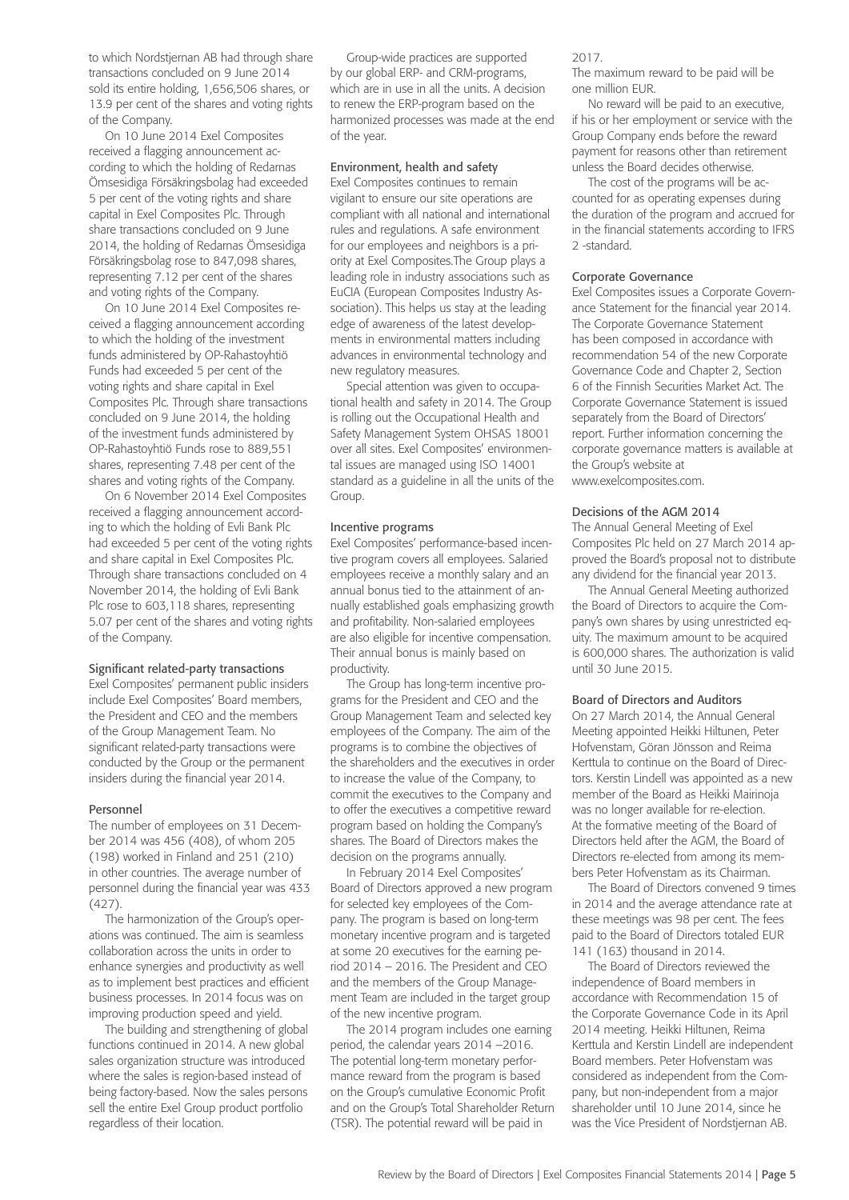to which Nordstjernan AB had through share transactions concluded on 9 June 2014 sold its entire holding, 1,656,506 shares, or 13.9 per cent of the shares and voting rights of the Company.

On 10 June 2014 Exel Composites received a flagging announcement according to which the holding of Redarnas Ömsesidiga Försäkringsbolag had exceeded 5 per cent of the voting rights and share capital in Exel Composites Plc. Through share transactions concluded on 9 June 2014, the holding of Redarnas Ömsesidiga Försäkringsbolag rose to 847,098 shares, representing 7.12 per cent of the shares and voting rights of the Company.

On 10 June 2014 Exel Composites received a flagging announcement according to which the holding of the investment funds administered by OP-Rahastoyhtiö Funds had exceeded 5 per cent of the voting rights and share capital in Exel Composites Plc. Through share transactions concluded on 9 June 2014, the holding of the investment funds administered by OP-Rahastoyhtiö Funds rose to 889,551 shares, representing 7.48 per cent of the shares and voting rights of the Company.

On 6 November 2014 Exel Composites received a flagging announcement according to which the holding of Evli Bank Plc had exceeded 5 per cent of the voting rights and share capital in Exel Composites Plc. Through share transactions concluded on 4 November 2014, the holding of Evli Bank Plc rose to 603,118 shares, representing 5.07 per cent of the shares and voting rights of the Company.

### Significant related-party transactions

Exel Composites' permanent public insiders include Exel Composites' Board members, the President and CEO and the members of the Group Management Team. No significant related-party transactions were conducted by the Group or the permanent insiders during the financial year 2014.

### Personnel

The number of employees on 31 December 2014 was 456 (408), of whom 205 (198) worked in Finland and 251 (210) in other countries. The average number of personnel during the financial year was 433 (427).

The harmonization of the Group's operations was continued. The aim is seamless collaboration across the units in order to enhance synergies and productivity as well as to implement best practices and efficient business processes. In 2014 focus was on improving production speed and yield.

The building and strengthening of global functions continued in 2014. A new global sales organization structure was introduced where the sales is region-based instead of being factory-based. Now the sales persons sell the entire Exel Group product portfolio regardless of their location.

Group-wide practices are supported by our global ERP- and CRM-programs, which are in use in all the units. A decision to renew the ERP-program based on the harmonized processes was made at the end of the year.

### Environment, health and safety

Exel Composites continues to remain vigilant to ensure our site operations are compliant with all national and international rules and regulations. A safe environment for our employees and neighbors is a priority at Exel Composites.The Group plays a leading role in industry associations such as EuCIA (European Composites Industry Association). This helps us stay at the leading edge of awareness of the latest developments in environmental matters including advances in environmental technology and new regulatory measures.

Special attention was given to occupational health and safety in 2014. The Group is rolling out the Occupational Health and Safety Management System OHSAS 18001 over all sites. Exel Composites' environmental issues are managed using ISO 14001 standard as a guideline in all the units of the Group.

### Incentive programs

Exel Composites' performance-based incentive program covers all employees. Salaried employees receive a monthly salary and an annual bonus tied to the attainment of annually established goals emphasizing growth and profitability. Non-salaried employees are also eligible for incentive compensation. Their annual bonus is mainly based on productivity.

The Group has long-term incentive programs for the President and CEO and the Group Management Team and selected key employees of the Company. The aim of the programs is to combine the objectives of the shareholders and the executives in order to increase the value of the Company, to commit the executives to the Company and to offer the executives a competitive reward program based on holding the Company's shares. The Board of Directors makes the decision on the programs annually.

In February 2014 Exel Composites' Board of Directors approved a new program for selected key employees of the Company. The program is based on long-term monetary incentive program and is targeted at some 20 executives for the earning period 2014 – 2016. The President and CEO and the members of the Group Management Team are included in the target group of the new incentive program.

The 2014 program includes one earning period, the calendar years 2014 –2016. The potential long-term monetary performance reward from the program is based on the Group's cumulative Economic Profit and on the Group's Total Shareholder Return (TSR). The potential reward will be paid in 2017.

The maximum reward to be paid will be one million EUR.

No reward will be paid to an executive, if his or her employment or service with the Group Company ends before the reward payment for reasons other than retirement unless the Board decides otherwise.

The cost of the programs will be accounted for as operating expenses during the duration of the program and accrued for in the financial statements according to IFRS 2 -standard.

### Corporate Governance

Exel Composites issues a Corporate Governance Statement for the financial year 2014. The Corporate Governance Statement has been composed in accordance with recommendation 54 of the new Corporate Governance Code and Chapter 2, Section 6 of the Finnish Securities Market Act. The Corporate Governance Statement is issued separately from the Board of Directors' report. Further information concerning the corporate governance matters is available at the Group's website at www.exelcomposites.com.

### Decisions of the AGM 2014

The Annual General Meeting of Exel Composites Plc held on 27 March 2014 approved the Board's proposal not to distribute any dividend for the financial year 2013.

The Annual General Meeting authorized the Board of Directors to acquire the Company's own shares by using unrestricted equity. The maximum amount to be acquired is 600,000 shares. The authorization is valid until 30 June 2015.

### Board of Directors and Auditors

On 27 March 2014, the Annual General Meeting appointed Heikki Hiltunen, Peter Hofvenstam, Göran Jönsson and Reima Kerttula to continue on the Board of Directors. Kerstin Lindell was appointed as a new member of the Board as Heikki Mairinoja was no longer available for re-election. At the formative meeting of the Board of Directors held after the AGM, the Board of Directors re-elected from among its members Peter Hofvenstam as its Chairman.

The Board of Directors convened 9 times in 2014 and the average attendance rate at these meetings was 98 per cent. The fees paid to the Board of Directors totaled EUR 141 (163) thousand in 2014.

The Board of Directors reviewed the independence of Board members in accordance with Recommendation 15 of the Corporate Governance Code in its April 2014 meeting. Heikki Hiltunen, Reima Kerttula and Kerstin Lindell are independent Board members. Peter Hofvenstam was considered as independent from the Company, but non-independent from a major shareholder until 10 June 2014, since he was the Vice President of Nordstjernan AB.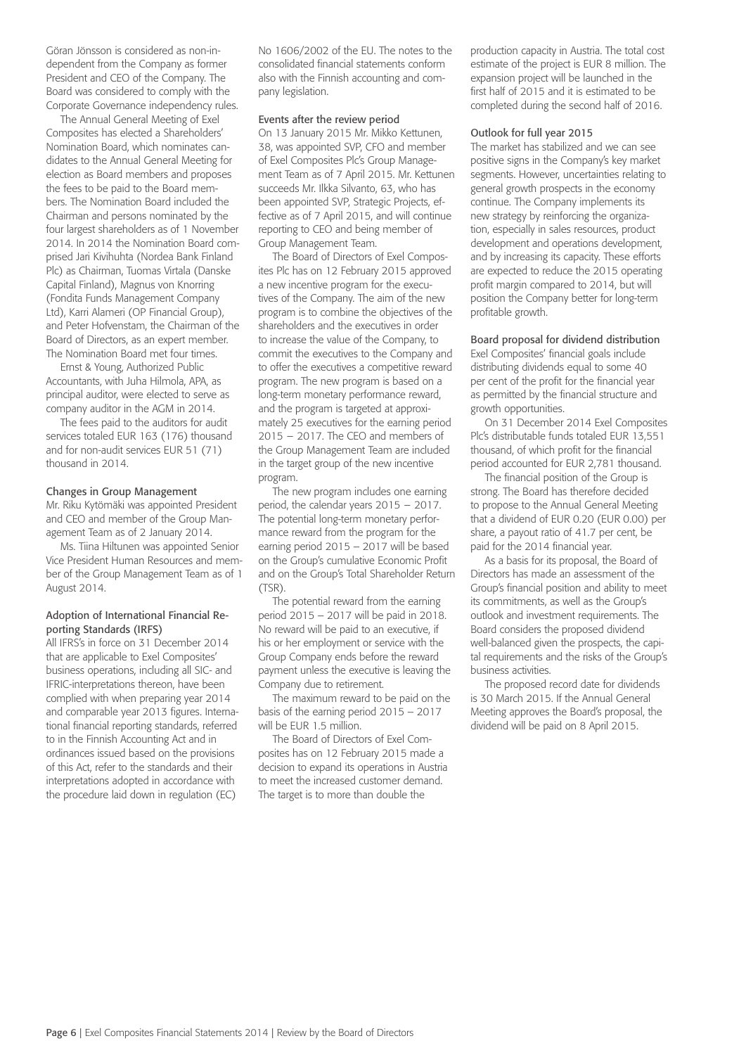Göran Jönsson is considered as non-independent from the Company as former President and CEO of the Company. The Board was considered to comply with the Corporate Governance independency rules.

The Annual General Meeting of Exel Composites has elected a Shareholders' Nomination Board, which nominates candidates to the Annual General Meeting for election as Board members and proposes the fees to be paid to the Board members. The Nomination Board included the Chairman and persons nominated by the four largest shareholders as of 1 November 2014. In 2014 the Nomination Board comprised Jari Kivihuhta (Nordea Bank Finland Plc) as Chairman, Tuomas Virtala (Danske Capital Finland), Magnus von Knorring (Fondita Funds Management Company Ltd), Karri Alameri (OP Financial Group), and Peter Hofvenstam, the Chairman of the Board of Directors, as an expert member. The Nomination Board met four times.

Ernst & Young, Authorized Public Accountants, with Juha Hilmola, APA, as principal auditor, were elected to serve as company auditor in the AGM in 2014.

The fees paid to the auditors for audit services totaled EUR 163 (176) thousand and for non-audit services EUR 51 (71) thousand in 2014.

### Changes in Group Management

Mr. Riku Kytömäki was appointed President and CEO and member of the Group Management Team as of 2 January 2014.

Ms. Tiina Hiltunen was appointed Senior Vice President Human Resources and member of the Group Management Team as of 1 August 2014.

### Adoption of International Financial Reporting Standards (IRFS)

All IFRS's in force on 31 December 2014 that are applicable to Exel Composites' business operations, including all SIC- and IFRIC-interpretations thereon, have been complied with when preparing year 2014 and comparable year 2013 figures. International financial reporting standards, referred to in the Finnish Accounting Act and in ordinances issued based on the provisions of this Act, refer to the standards and their interpretations adopted in accordance with the procedure laid down in regulation (EC) No 1606/2002 of the EU. The notes to the consolidated financial statements conform also with the Finnish accounting and company legislation.

### Events after the review period

On 13 January 2015 Mr. Mikko Kettunen, 38, was appointed SVP, CFO and member of Exel Composites Plc's Group Management Team as of 7 April 2015. Mr. Kettunen succeeds Mr. Ilkka Silvanto, 63, who has been appointed SVP, Strategic Projects, effective as of 7 April 2015, and will continue reporting to CEO and being member of Group Management Team.

The Board of Directors of Exel Composites Plc has on 12 February 2015 approved a new incentive program for the executives of the Company. The aim of the new program is to combine the objectives of the shareholders and the executives in order to increase the value of the Company, to commit the executives to the Company and to offer the executives a competitive reward program. The new program is based on a long-term monetary performance reward, and the program is targeted at approximately 25 executives for the earning period 2015 – 2017. The CEO and members of the Group Management Team are included in the target group of the new incentive program.

The new program includes one earning period, the calendar years 2015 – 2017. The potential long-term monetary performance reward from the program for the earning period 2015 – 2017 will be based on the Group's cumulative Economic Profit and on the Group's Total Shareholder Return (TSR).

The potential reward from the earning period 2015 – 2017 will be paid in 2018. No reward will be paid to an executive, if his or her employment or service with the Group Company ends before the reward payment unless the executive is leaving the Company due to retirement.

The maximum reward to be paid on the basis of the earning period 2015 – 2017 will be EUR 1.5 million.

The Board of Directors of Exel Composites Plc has on 12 February 2015 made a decision to expand its operations in Austria to meet the increased customer demand. The target is to more than double the production capacity in Austria. The total cost estimate of the project is EUR 8 million. The expansion project will be launched in the first half of 2015 and it is estimated to be completed during the second half of 2016.

### Outlook for full year 2015

The market has stabilized and we can see positive signs in the Company's key market segments. However, uncertainties relating to general growth prospects in the economy continue. The Company implements its new strategy by reinforcing the organization, especially in sales resources, product development and operations development, and by increasing its capacity. These efforts are expected to reduce the 2015 operating profit margin compared to 2014, but will position the Company better for long-term profitable growth.

### Board proposal for dividend distribution

Exel Composites' financial goals include distributing dividends equal to some 40 per cent of the profit for the financial year as permitted by the financial structure and growth opportunities.

On 31 December 2014 Exel Composites Plc's distributable funds totaled EUR 13,551 thousand, of which profit for the financial period accounted for EUR 2,781 thousand.

The financial position of the Group is strong. The Board has therefore decided to propose to the Annual General Meeting that a dividend of EUR 0.20 (EUR 0.00) per share, a payout ratio of 41.7 per cent, be paid for the 2014 financial year.

As a basis for its proposal, the Board of Directors has made an assessment of the Group's financial position and ability to meet its commitments, as well as the Group's outlook and investment requirements. The Board considers the proposed dividend well-balanced given the prospects, the capital requirements and the risks of the Group's business activities.

The proposed record date for dividends is 30 March 2015. If the Annual General Meeting approves the Board's proposal, the dividend will be paid on 8 April 2015.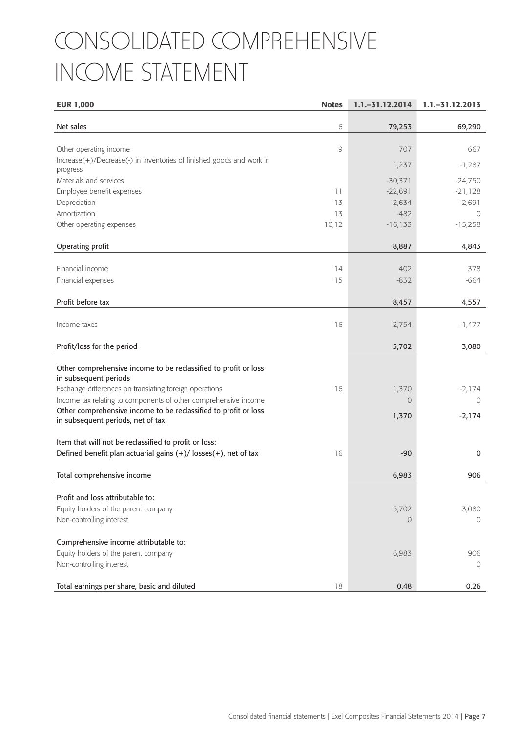# CONSOLIDATED COMPREHENSIVE INCOME STATEMENT

| EUR 1,000 | Notes | 1.1.–31.12.2014 | 1.1.–31.12.2013 |
|---|---|---|---|
| **Net sales** | 6 | **79,253** | **69,290** |
| Other operating income | 9 | 707 | 667 |
| Increase(+)/Decrease(-) in inventories of finished goods and work in progress | | 1,237 | -1,287 |
| Materials and services | | -30,371 | -24,750 |
| Employee benefit expenses | 11 | -22,691 | -21,128 |
| Depreciation | 13 | -2,634 | -2,691 |
| Amortization | 13 | -482 | 0 |
| Other operating expenses | 10,12 | -16,133 | -15,258 |
| **Operating profit** | | **8,887** | **4,843** |
| Financial income | 14 | 402 | 378 |
| Financial expenses | 15 | -832 | -664 |
| **Profit before tax** | | **8,457** | **4,557** |
| Income taxes | 16 | -2,754 | -1,477 |
| **Profit/loss for the period** | | **5,702** | **3,080** |
| **Other comprehensive income to be reclassified to profit or loss in subsequent periods** | | | |
| Exchange differences on translating foreign operations | 16 | 1,370 | -2,174 |
| Income tax relating to components of other comprehensive income | | 0 | 0 |
| **Other comprehensive income to be reclassified to profit or loss in subsequent periods, net of tax** | | **1,370** | **-2,174** |
| **Item that will not be reclassified to profit or loss:** | | | |
| **Defined benefit plan actuarial gains (+)/ losses(+), net of tax** | 16 | **-90** | **0** |
| **Total comprehensive income** | | **6,983** | **906** |
| **Profit and loss attributable to:** | | | |
| Equity holders of the parent company | | 5,702 | 3,080 |
| Non-controlling interest | | 0 | 0 |
| **Comprehensive income attributable to:** | | | |
| Equity holders of the parent company | | 6,983 | 906 |
| Non-controlling interest | | | 0 |
| **Total earnings per share, basic and diluted** | 18 | **0.48** | **0.26** |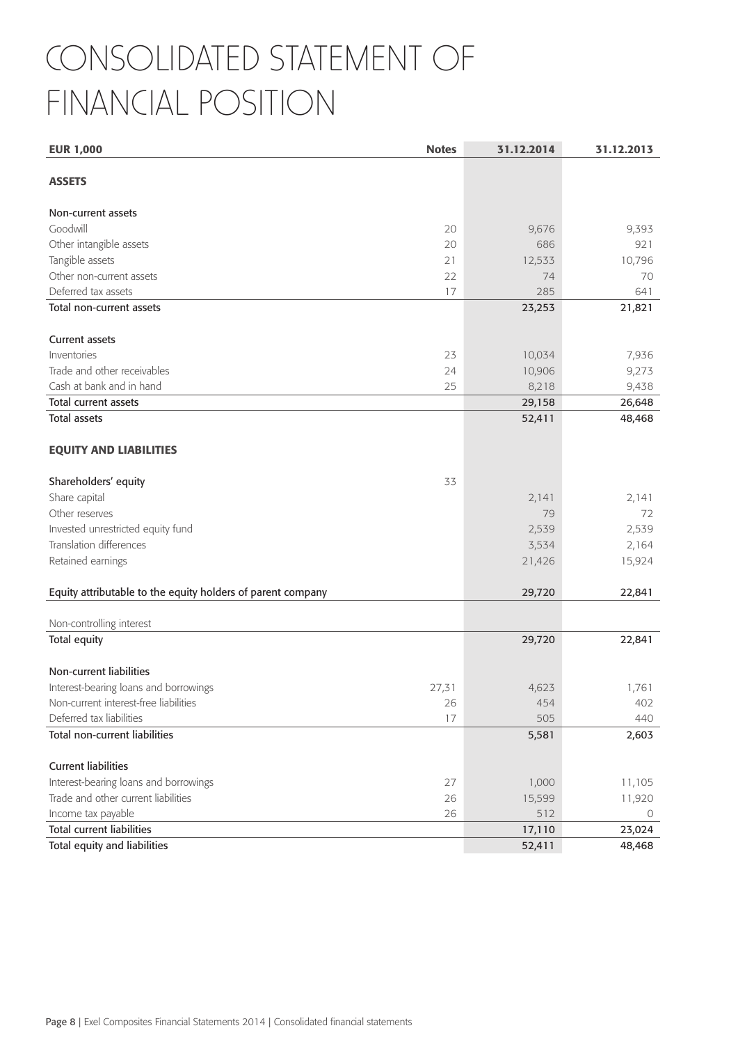# CONSOLIDATED STATEMENT OF FINANCIAL POSITION

| EUR 1,000 | Notes | 31.12.2014 | 31.12.2013 |
|---|---|---|---|
| **ASSETS** | | | |
| Non-current assets | | | |
| Goodwill | 20 | 9,676 | 9,393 |
| Other intangible assets | 20 | 686 | 921 |
| Tangible assets | 21 | 12,533 | 10,796 |
| Other non-current assets | 22 | 74 | 70 |
| Deferred tax assets | 17 | 285 | 641 |
| Total non-current assets | | 23,253 | 21,821 |
| Current assets | | | |
| Inventories | 23 | 10,034 | 7,936 |
| Trade and other receivables | 24 | 10,906 | 9,273 |
| Cash at bank and in hand | 25 | 8,218 | 9,438 |
| Total current assets | | 29,158 | 26,648 |
| Total assets | | 52,411 | 48,468 |
| **EQUITY AND LIABILITIES** | | | |
| Shareholders' equity | 33 | | |
| Share capital | | 2,141 | 2,141 |
| Other reserves | | 79 | 72 |
| Invested unrestricted equity fund | | 2,539 | 2,539 |
| Translation differences | | 3,534 | 2,164 |
| Retained earnings | | 21,426 | 15,924 |
| Equity attributable to the equity holders of parent company | | 29,720 | 22,841 |
| Non-controlling interest | | | |
| Total equity | | 29,720 | 22,841 |
| Non-current liabilities | | | |
| Interest-bearing loans and borrowings | 27,31 | 4,623 | 1,761 |
| Non-current interest-free liabilities | 26 | 454 | 402 |
| Deferred tax liabilities | 17 | 505 | 440 |
| Total non-current liabilities | | 5,581 | 2,603 |
| Current liabilities | | | |
| Interest-bearing loans and borrowings | 27 | 1,000 | 11,105 |
| Trade and other current liabilities | 26 | 15,599 | 11,920 |
| Income tax payable | 26 | 512 | 0 |
| Total current liabilities | | 17,110 | 23,024 |
| Total equity and liabilities | | 52,411 | 48,468 |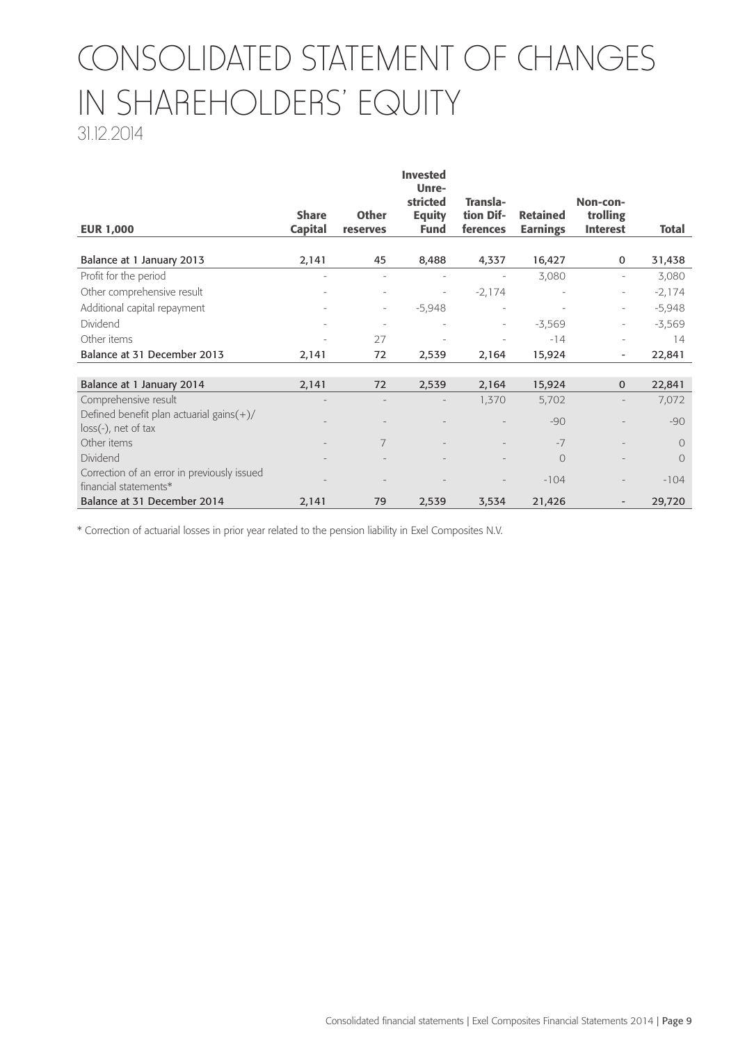# CONSOLIDATED STATEMENT OF CHANGES IN SHAREHOLDERS' EQUITY

31.12.2014

| EUR 1,000 | Share Capital | Other reserves | Invested Unre-stricted Equity Fund | Transla-tion Dif-ferences | Retained Earnings | Non-con-trolling Interest | Total |
|---|---|---|---|---|---|---|---|
| **Balance at 1 January 2013** | **2,141** | **45** | **8,488** | **4,337** | **16,427** | **0** | **31,438** |
| Profit for the period | - | - | - | - | 3,080 | - | 3,080 |
| Other comprehensive result | - | - | - | -2,174 | - | - | -2,174 |
| Additional capital repayment | - | - | -5,948 | - | - | - | -5,948 |
| Dividend | - | - | - | - | -3,569 | - | -3,569 |
| Other items | - | 27 | - | - | -14 | - | 14 |
| **Balance at 31 December 2013** | **2,141** | **72** | **2,539** | **2,164** | **15,924** | **-** | **22,841** |
| | | | | | | | |
| **Balance at 1 January 2014** | **2,141** | **72** | **2,539** | **2,164** | **15,924** | **0** | **22,841** |
| Comprehensive result | - | - | - | 1,370 | 5,702 | - | 7,072 |
| Defined benefit plan actuarial gains(+)/ loss(-), net of tax | - | - | - | - | -90 | - | -90 |
| Other items | - | 7 | - | - | -7 | - | 0 |
| Dividend | - | - | - | - | 0 | - | 0 |
| Correction of an error in previously issued financial statements* | - | - | - | - | -104 | - | -104 |
| **Balance at 31 December 2014** | **2,141** | **79** | **2,539** | **3,534** | **21,426** | **-** | **29,720** |

* Correction of actuarial losses in prior year related to the pension liability in Exel Composites N.V.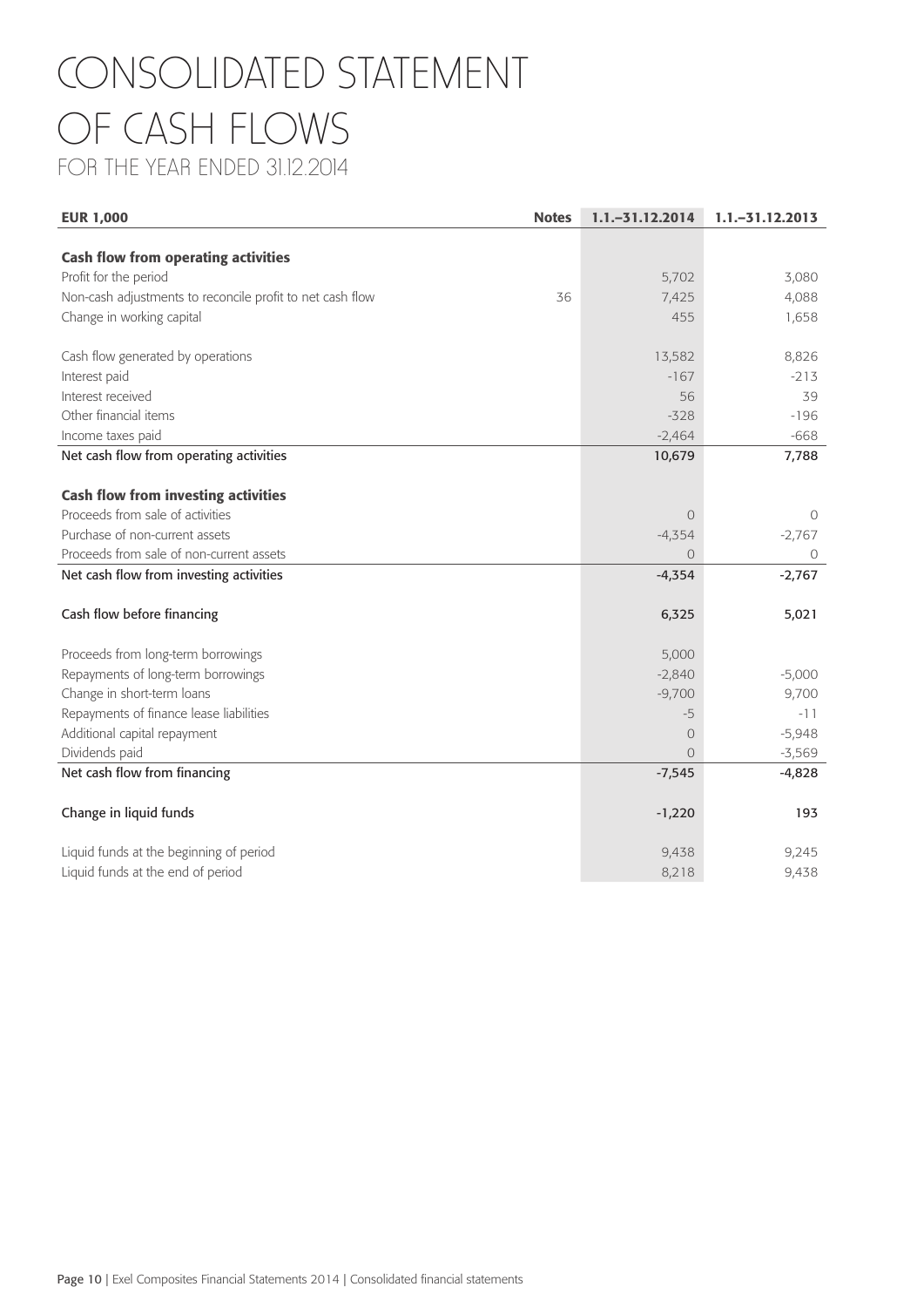# CONSOLIDATED STATEMENT OF CASH FLOWS

## FOR THE YEAR ENDED 31.12.2014

| EUR 1,000 | Notes | 1.1.–31.12.2014 | 1.1.–31.12.2013 |
|---|---|---|---|
| **Cash flow from operating activities** | | | |
| Profit for the period | | 5,702 | 3,080 |
| Non-cash adjustments to reconcile profit to net cash flow | 36 | 7,425 | 4,088 |
| Change in working capital | | 455 | 1,658 |
| Cash flow generated by operations | | 13,582 | 8,826 |
| Interest paid | | -167 | -213 |
| Interest received | | 56 | 39 |
| Other financial items | | -328 | -196 |
| Income taxes paid | | -2,464 | -668 |
| Net cash flow from operating activities | | 10,679 | 7,788 |
| **Cash flow from investing activities** | | | |
| Proceeds from sale of activities | | 0 | 0 |
| Purchase of non-current assets | | -4,354 | -2,767 |
| Proceeds from sale of non-current assets | | 0 | 0 |
| Net cash flow from investing activities | | -4,354 | -2,767 |
| Cash flow before financing | | 6,325 | 5,021 |
| Proceeds from long-term borrowings | | 5,000 | |
| Repayments of long-term borrowings | | -2,840 | -5,000 |
| Change in short-term loans | | -9,700 | 9,700 |
| Repayments of finance lease liabilities | | -5 | -11 |
| Additional capital repayment | | 0 | -5,948 |
| Dividends paid | | 0 | -3,569 |
| Net cash flow from financing | | -7,545 | -4,828 |
| Change in liquid funds | | -1,220 | 193 |
| Liquid funds at the beginning of period | | 9,438 | 9,245 |
| Liquid funds at the end of period | | 8,218 | 9,438 |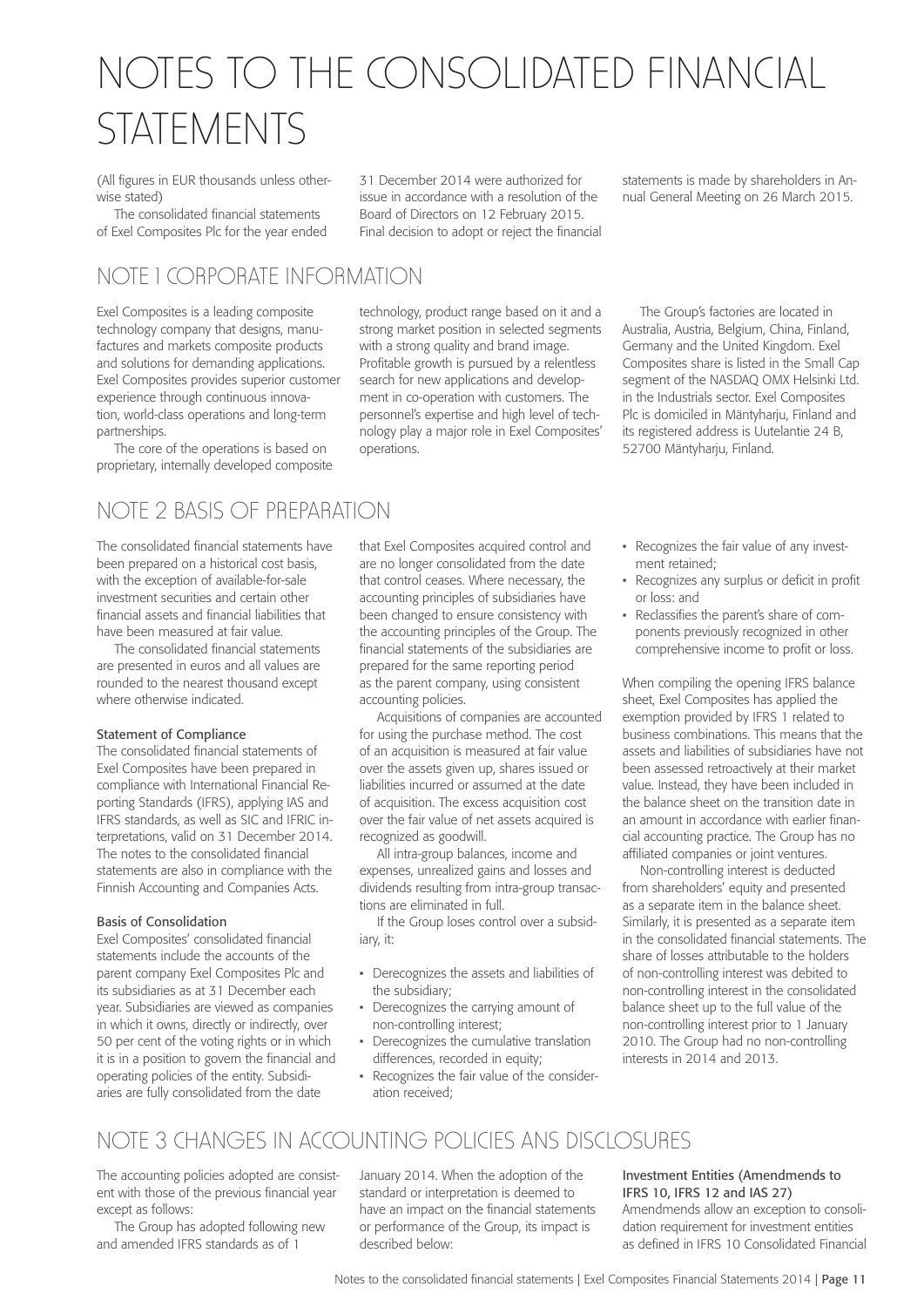# NOTES TO THE CONSOLIDATED FINANCIAL STATEMENTS

(All figures in EUR thousands unless otherwise stated)

The consolidated financial statements of Exel Composites Plc for the year ended 31 December 2014 were authorized for issue in accordance with a resolution of the Board of Directors on 12 February 2015. Final decision to adopt or reject the financial statements is made by shareholders in Annual General Meeting on 26 March 2015.

## NOTE 1 CORPORATE INFORMATION

Exel Composites is a leading composite technology company that designs, manufactures and markets composite products and solutions for demanding applications. Exel Composites provides superior customer experience through continuous innovation, world-class operations and long-term partnerships.

The core of the operations is based on proprietary, internally developed composite technology, product range based on it and a strong market position in selected segments with a strong quality and brand image. Profitable growth is pursued by a relentless search for new applications and development in co-operation with customers. The personnel's expertise and high level of technology play a major role in Exel Composites' operations.

The Group's factories are located in Australia, Austria, Belgium, China, Finland, Germany and the United Kingdom. Exel Composites share is listed in the Small Cap segment of the NASDAQ OMX Helsinki Ltd. in the Industrials sector. Exel Composites Plc is domiciled in Mäntyharju, Finland and its registered address is Uutelantie 24 B, 52700 Mäntyharju, Finland.

## NOTE 2 BASIS OF PREPARATION

The consolidated financial statements have been prepared on a historical cost basis, with the exception of available-for-sale investment securities and certain other financial assets and financial liabilities that have been measured at fair value.

The consolidated financial statements are presented in euros and all values are rounded to the nearest thousand except where otherwise indicated.

**Statement of Compliance**

The consolidated financial statements of Exel Composites have been prepared in compliance with International Financial Reporting Standards (IFRS), applying IAS and IFRS standards, as well as SIC and IFRIC interpretations, valid on 31 December 2014. The notes to the consolidated financial statements are also in compliance with the Finnish Accounting and Companies Acts.

**Basis of Consolidation**

Exel Composites' consolidated financial statements include the accounts of the parent company Exel Composites Plc and its subsidiaries as at 31 December each year. Subsidiaries are viewed as companies in which it owns, directly or indirectly, over 50 per cent of the voting rights or in which it is in a position to govern the financial and operating policies of the entity. Subsidiaries are fully consolidated from the date that Exel Composites acquired control and are no longer consolidated from the date that control ceases. Where necessary, the accounting principles of subsidiaries have been changed to ensure consistency with the accounting principles of the Group. The financial statements of the subsidiaries are prepared for the same reporting period as the parent company, using consistent accounting policies.

Acquisitions of companies are accounted for using the purchase method. The cost of an acquisition is measured at fair value over the assets given up, shares issued or liabilities incurred or assumed at the date of acquisition. The excess acquisition cost over the fair value of net assets acquired is recognized as goodwill.

All intra-group balances, income and expenses, unrealized gains and losses and dividends resulting from intra-group transactions are eliminated in full.

If the Group loses control over a subsidiary, it:

- Derecognizes the assets and liabilities of the subsidiary;
- Derecognizes the carrying amount of non-controlling interest;
- Derecognizes the cumulative translation differences, recorded in equity;
- Recognizes the fair value of the consideration received;
- Recognizes the fair value of any investment retained;
- Recognizes any surplus or deficit in profit or loss: and
- Reclassifies the parent's share of components previously recognized in other comprehensive income to profit or loss.

When compiling the opening IFRS balance sheet, Exel Composites has applied the exemption provided by IFRS 1 related to business combinations. This means that the assets and liabilities of subsidiaries have not been assessed retroactively at their market value. Instead, they have been included in the balance sheet on the transition date in an amount in accordance with earlier financial accounting practice. The Group has no affiliated companies or joint ventures.

Non-controlling interest is deducted from shareholders' equity and presented as a separate item in the balance sheet. Similarly, it is presented as a separate item in the consolidated financial statements. The share of losses attributable to the holders of non-controlling interest was debited to non-controlling interest in the consolidated balance sheet up to the full value of the non-controlling interest prior to 1 January 2010. The Group had no non-controlling interests in 2014 and 2013.

## NOTE 3 CHANGES IN ACCOUNTING POLICIES ANS DISCLOSURES

The accounting policies adopted are consistent with those of the previous financial year except as follows:

The Group has adopted following new and amended IFRS standards as of 1 January 2014. When the adoption of the standard or interpretation is deemed to have an impact on the financial statements or performance of the Group, its impact is described below:

**Investment Entities (Amendmends to IFRS 10, IFRS 12 and IAS 27)**

Amendmends allow an exception to consolidation requirement for investment entities as defined in IFRS 10 Consolidated Financial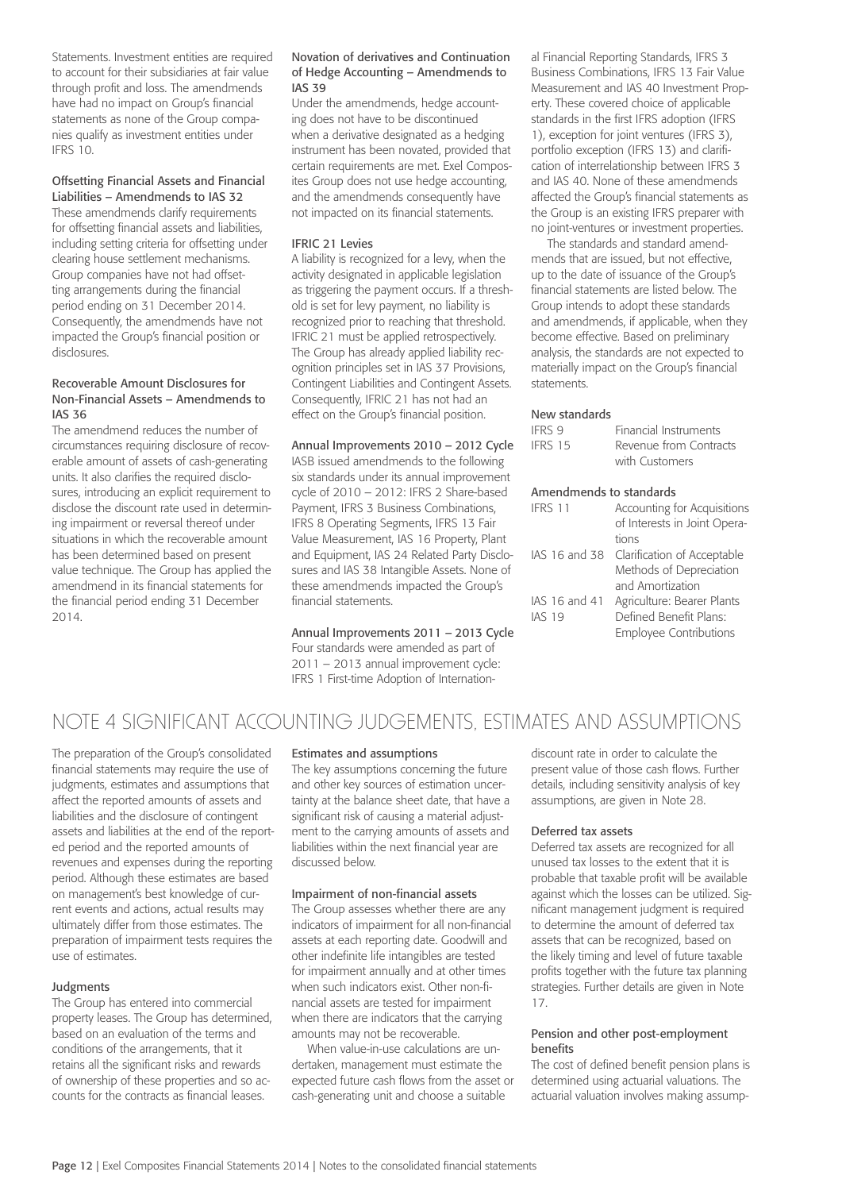Statements. Investment entities are required to account for their subsidiaries at fair value through profit and loss. The amendmends have had no impact on Group's financial statements as none of the Group companies qualify as investment entities under IFRS 10.

### Offsetting Financial Assets and Financial Liabilities – Amendmends to IAS 32

These amendmends clarify requirements for offsetting financial assets and liabilities, including setting criteria for offsetting under clearing house settlement mechanisms. Group companies have not had offsetting arrangements during the financial period ending on 31 December 2014. Consequently, the amendmends have not impacted the Group's financial position or disclosures.

### Recoverable Amount Disclosures for Non-Financial Assets – Amendmends to IAS 36

The amendmend reduces the number of circumstances requiring disclosure of recoverable amount of assets of cash-generating units. It also clarifies the required disclosures, introducing an explicit requirement to disclose the discount rate used in determining impairment or reversal thereof under situations in which the recoverable amount has been determined based on present value technique. The Group has applied the amendmend in its financial statements for the financial period ending 31 December 2014.

### Novation of derivatives and Continuation of Hedge Accounting – Amendmends to IAS 39

Under the amendmends, hedge accounting does not have to be discontinued when a derivative designated as a hedging instrument has been novated, provided that certain requirements are met. Exel Composites Group does not use hedge accounting, and the amendmends consequently have not impacted on its financial statements.

### IFRIC 21 Levies

A liability is recognized for a levy, when the activity designated in applicable legislation as triggering the payment occurs. If a threshold is set for levy payment, no liability is recognized prior to reaching that threshold. IFRIC 21 must be applied retrospectively. The Group has already applied liability recognition principles set in IAS 37 Provisions, Contingent Liabilities and Contingent Assets. Consequently, IFRIC 21 has not had an effect on the Group's financial position.

### Annual Improvements 2010 – 2012 Cycle

IASB issued amendmends to the following six standards under its annual improvement cycle of 2010 – 2012: IFRS 2 Share-based Payment, IFRS 3 Business Combinations, IFRS 8 Operating Segments, IFRS 13 Fair Value Measurement, IAS 16 Property, Plant and Equipment, IAS 24 Related Party Disclosures and IAS 38 Intangible Assets. None of these amendmends impacted the Group's financial statements.

### Annual Improvements 2011 – 2013 Cycle

Four standards were amended as part of 2011 – 2013 annual improvement cycle: IFRS 1 First-time Adoption of International Financial Reporting Standards, IFRS 3 Business Combinations, IFRS 13 Fair Value Measurement and IAS 40 Investment Property. These covered choice of applicable standards in the first IFRS adoption (IFRS 1), exception for joint ventures (IFRS 3), portfolio exception (IFRS 13) and clarification of interrelationship between IFRS 3 and IAS 40. None of these amendmends affected the Group's financial statements as the Group is an existing IFRS preparer with no joint-ventures or investment properties.

The standards and standard amendmends that are issued, but not effective, up to the date of issuance of the Group's financial statements are listed below. The Group intends to adopt these standards and amendments, if applicable, when they become effective. Based on preliminary analysis, the standards are not expected to materially impact on the Group's financial statements.

### New standards

| | |
|---|---|
| IFRS 9 | Financial Instruments |
| IFRS 15 | Revenue from Contracts with Customers |

### Amendmends to standards

| | |
|---|---|
| IFRS 11 | Accounting for Acquisitions of Interests in Joint Operations |
| IAS 16 and 38 | Clarification of Acceptable Methods of Depreciation and Amortization |
| IAS 16 and 41 | Agriculture: Bearer Plants |
| IAS 19 | Defined Benefit Plans: Employee Contributions |

## NOTE 4 SIGNIFICANT ACCOUNTING JUDGEMENTS, ESTIMATES AND ASSUMPTIONS

The preparation of the Group's consolidated financial statements may require the use of judgments, estimates and assumptions that affect the reported amounts of assets and liabilities and the disclosure of contingent assets and liabilities at the end of the reported period and the reported amounts of revenues and expenses during the reporting period. Although these estimates are based on management's best knowledge of current events and actions, actual results may ultimately differ from those estimates. The preparation of impairment tests requires the use of estimates.

### Judgments

The Group has entered into commercial property leases. The Group has determined, based on an evaluation of the terms and conditions of the arrangements, that it retains all the significant risks and rewards of ownership of these properties and so accounts for the contracts as financial leases.

### Estimates and assumptions

The key assumptions concerning the future and other key sources of estimation uncertainty at the balance sheet date, that have a significant risk of causing a material adjustment to the carrying amounts of assets and liabilities within the next financial year are discussed below.

### Impairment of non-financial assets

The Group assesses whether there are any indicators of impairment for all non-financial assets at each reporting date. Goodwill and other indefinite life intangibles are tested for impairment annually and at other times when such indicators exist. Other non-financial assets are tested for impairment when there are indicators that the carrying amounts may not be recoverable.

When value-in-use calculations are undertaken, management must estimate the expected future cash flows from the asset or cash-generating unit and choose a suitable discount rate in order to calculate the present value of those cash flows. Further details, including sensitivity analysis of key assumptions, are given in Note 28.

### Deferred tax assets

Deferred tax assets are recognized for all unused tax losses to the extent that it is probable that taxable profit will be available against which the losses can be utilized. Significant management judgment is required to determine the amount of deferred tax assets that can be recognized, based on the likely timing and level of future taxable profits together with the future tax planning strategies. Further details are given in Note 17.

### Pension and other post-employment benefits

The cost of defined benefit pension plans is determined using actuarial valuations. The actuarial valuation involves making assump-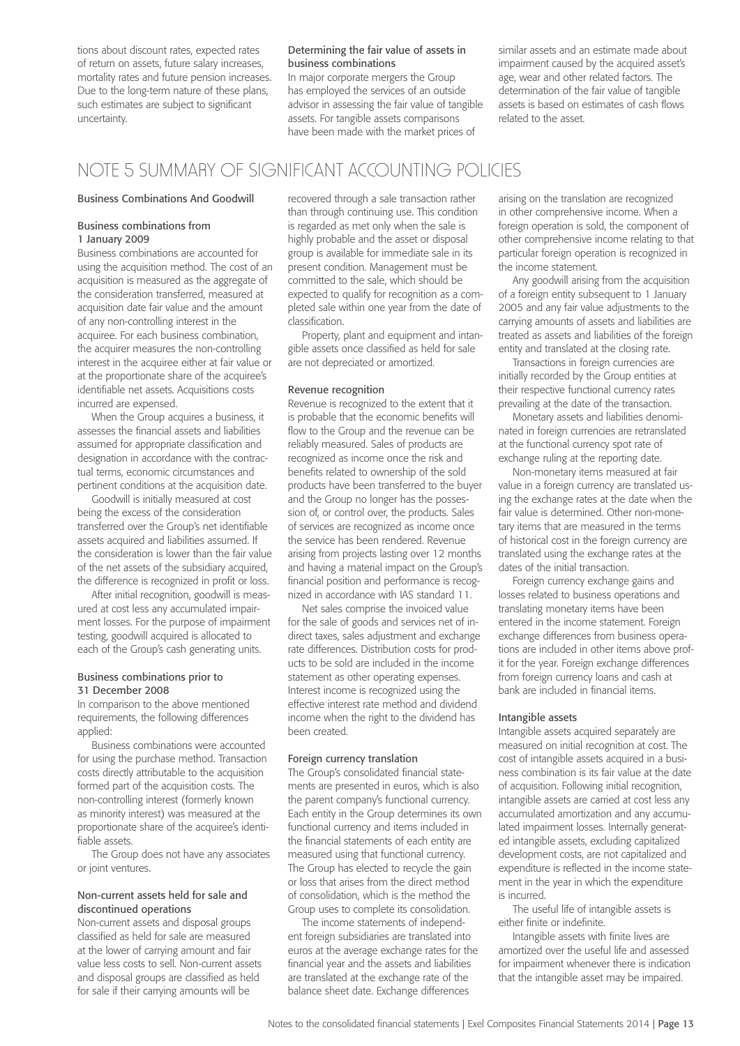tions about discount rates, expected rates of return on assets, future salary increases, mortality rates and future pension increases. Due to the long-term nature of these plans, such estimates are subject to significant uncertainty.

### Determining the fair value of assets in business combinations

In major corporate mergers the Group has employed the services of an outside advisor in assessing the fair value of tangible assets. For tangible assets comparisons have been made with the market prices of similar assets and an estimate made about impairment caused by the acquired asset's age, wear and other related factors. The determination of the fair value of tangible assets is based on estimates of cash flows related to the asset.

# NOTE 5 SUMMARY OF SIGNIFICANT ACCOUNTING POLICIES

### Business Combinations And Goodwill

### Business combinations from 1 January 2009

Business combinations are accounted for using the acquisition method. The cost of an acquisition is measured as the aggregate of the consideration transferred, measured at acquisition date fair value and the amount of any non-controlling interest in the acquiree. For each business combination, the acquirer measures the non-controlling interest in the acquiree either at fair value or at the proportionate share of the acquiree's identifiable net assets. Acquisitions costs incurred are expensed.

When the Group acquires a business, it assesses the financial assets and liabilities assumed for appropriate classification and designation in accordance with the contractual terms, economic circumstances and pertinent conditions at the acquisition date.

Goodwill is initially measured at cost being the excess of the consideration transferred over the Group's net identifiable assets acquired and liabilities assumed. If the consideration is lower than the fair value of the net assets of the subsidiary acquired, the difference is recognized in profit or loss.

After initial recognition, goodwill is measured at cost less any accumulated impairment losses. For the purpose of impairment testing, goodwill acquired is allocated to each of the Group's cash generating units.

### Business combinations prior to 31 December 2008

In comparison to the above mentioned requirements, the following differences applied:

Business combinations were accounted for using the purchase method. Transaction costs directly attributable to the acquisition formed part of the acquisition costs. The non-controlling interest (formerly known as minority interest) was measured at the proportionate share of the acquiree's identifiable assets.

The Group does not have any associates or joint ventures.

### Non-current assets held for sale and discontinued operations

Non-current assets and disposal groups classified as held for sale are measured at the lower of carrying amount and fair value less costs to sell. Non-current assets and disposal groups are classified as held for sale if their carrying amounts will be recovered through a sale transaction rather than through continuing use. This condition is regarded as met only when the sale is highly probable and the asset or disposal group is available for immediate sale in its present condition. Management must be committed to the sale, which should be expected to qualify for recognition as a completed sale within one year from the date of classification.

Property, plant and equipment and intangible assets once classified as held for sale are not depreciated or amortized.

### Revenue recognition

Revenue is recognized to the extent that it is probable that the economic benefits will flow to the Group and the revenue can be reliably measured. Sales of products are recognized as income once the risk and benefits related to ownership of the sold products have been transferred to the buyer and the Group no longer has the possession of, or control over, the products. Sales of services are recognized as income once the service has been rendered. Revenue arising from projects lasting over 12 months and having a material impact on the Group's financial position and performance is recognized in accordance with IAS standard 11.

Net sales comprise the invoiced value for the sale of goods and services net of indirect taxes, sales adjustment and exchange rate differences. Distribution costs for products to be sold are included in the income statement as other operating expenses. Interest income is recognized using the effective interest rate method and dividend income when the right to the dividend has been created.

### Foreign currency translation

The Group's consolidated financial statements are presented in euros, which is also the parent company's functional currency. Each entity in the Group determines its own functional currency and items included in the financial statements of each entity are measured using that functional currency. The Group has elected to recycle the gain or loss that arises from the direct method of consolidation, which is the method the Group uses to complete its consolidation.

The income statements of independent foreign subsidiaries are translated into euros at the average exchange rates for the financial year and the assets and liabilities are translated at the exchange rate of the balance sheet date. Exchange differences arising on the translation are recognized in other comprehensive income. When a foreign operation is sold, the component of other comprehensive income relating to that particular foreign operation is recognized in the income statement.

Any goodwill arising from the acquisition of a foreign entity subsequent to 1 January 2005 and any fair value adjustments to the carrying amounts of assets and liabilities are treated as assets and liabilities of the foreign entity and translated at the closing rate.

Transactions in foreign currencies are initially recorded by the Group entities at their respective functional currency rates prevailing at the date of the transaction.

Monetary assets and liabilities denominated in foreign currencies are retranslated at the functional currency spot rate of exchange ruling at the reporting date.

Non-monetary items measured at fair value in a foreign currency are translated using the exchange rates at the date when the fair value is determined. Other non-monetary items that are measured in the terms of historical cost in the foreign currency are translated using the exchange rates at the dates of the initial transaction.

Foreign currency exchange gains and losses related to business operations and translating monetary items have been entered in the income statement. Foreign exchange differences from business operations are included in other items above profit for the year. Foreign exchange differences from foreign currency loans and cash at bank are included in financial items.

### Intangible assets

Intangible assets acquired separately are measured on initial recognition at cost. The cost of intangible assets acquired in a business combination is its fair value at the date of acquisition. Following initial recognition, intangible assets are carried at cost less any accumulated amortization and any accumulated impairment losses. Internally generated intangible assets, excluding capitalized development costs, are not capitalized and expenditure is reflected in the income statement in the year in which the expenditure is incurred.

The useful life of intangible assets is either finite or indefinite.

Intangible assets with finite lives are amortized over the useful life and assessed for impairment whenever there is indication that the intangible asset may be impaired.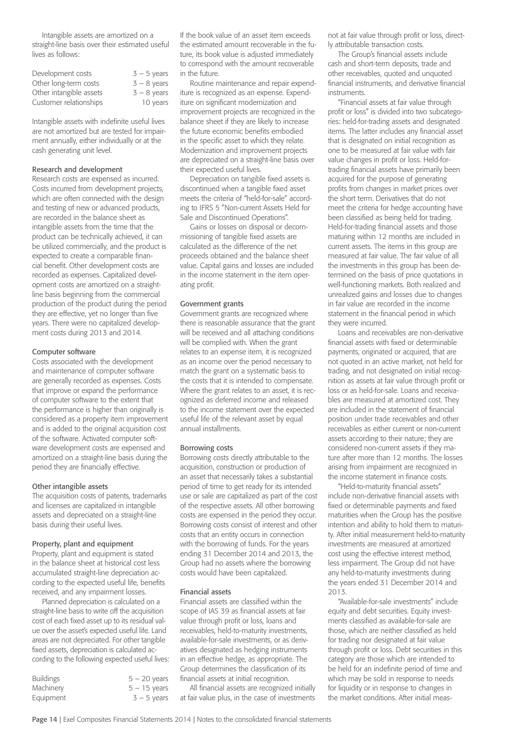Intangible assets are amortized on a straight-line basis over their estimated useful lives as follows:

| | |
|---|---|
| Development costs | 3 – 5 years |
| Other long-term costs | 3 – 8 years |
| Other intangible assets | 3 – 8 years |
| Customer relationships | 10 years |

Intangible assets with indefinite useful lives are not amortized but are tested for impairment annually, either individually or at the cash generating unit level.

### Research and development

Research costs are expensed as incurred. Costs incurred from development projects, which are often connected with the design and testing of new or advanced products, are recorded in the balance sheet as intangible assets from the time that the product can be technically achieved, it can be utilized commercially, and the product is expected to create a comparable financial benefit. Other development costs are recorded as expenses. Capitalized development costs are amortized on a straight-line basis beginning from the commercial production of the product during the period they are effective, yet no longer than five years. There were no capitalized development costs during 2013 and 2014.

### Computer software

Costs associated with the development and maintenance of computer software are generally recorded as expenses. Costs that improve or expand the performance of computer software to the extent that the performance is higher than originally is considered as a property item improvement and is added to the original acquisition cost of the software. Activated computer software development costs are expensed and amortized on a straight-line basis during the period they are financially effective.

### Other intangible assets

The acquisition costs of patents, trademarks and licenses are capitalized in intangible assets and depreciated on a straight-line basis during their useful lives.

### Property, plant and equipment

Property, plant and equipment is stated in the balance sheet at historical cost less accumulated straight-line depreciation according to the expected useful life, benefits received, and any impairment losses.

Planned depreciation is calculated on a straight-line basis to write off the acquisition cost of each fixed asset up to its residual value over the asset's expected useful life. Land areas are not depreciated. For other tangible fixed assets, depreciation is calculated according to the following expected useful lives:

| | |
|---|---|
| Buildings | 5 – 20 years |
| Machinery | 5 – 15 years |
| Equipment | 3 – 5 years |

If the book value of an asset item exceeds the estimated amount recoverable in the future, its book value is adjusted immediately to correspond with the amount recoverable in the future.

Routine maintenance and repair expenditure is recognized as an expense. Expenditure on significant modernization and improvement projects are recognized in the balance sheet if they are likely to increase the future economic benefits embodied in the specific asset to which they relate. Modernization and improvement projects are depreciated on a straight-line basis over their expected useful lives.

Depreciation on tangible fixed assets is discontinued when a tangible fixed asset meets the criteria of "held-for-sale" according to IFRS 5 "Non-current Assets Held for Sale and Discontinued Operations".

Gains or losses on disposal or decommissioning of tangible fixed assets are calculated as the difference of the net proceeds obtained and the balance sheet value. Capital gains and losses are included in the income statement in the item operating profit.

### Government grants

Government grants are recognized where there is reasonable assurance that the grant will be received and all attaching conditions will be complied with. When the grant relates to an expense item, it is recognized as an income over the period necessary to match the grant on a systematic basis to the costs that it is intended to compensate. Where the grant relates to an asset, it is recognized as deferred income and released to the income statement over the expected useful life of the relevant asset by equal annual installments.

### Borrowing costs

Borrowing costs directly attributable to the acquisition, construction or production of an asset that necessarily takes a substantial period of time to get ready for its intended use or sale are capitalized as part of the cost of the respective assets. All other borrowing costs are expensed in the period they occur. Borrowing costs consist of interest and other costs that an entity occurs in connection with the borrowing of funds. For the years ending 31 December 2014 and 2013, the Group had no assets where the borrowing costs would have been capitalized.

### Financial assets

Financial assets are classified within the scope of IAS 39 as financial assets at fair value through profit or loss, loans and receivables, held-to-maturity investments, available-for-sale investments, or as derivatives designated as hedging instruments in an effective hedge, as appropriate. The Group determines the classification of its financial assets at initial recognition.

All financial assets are recognized initially at fair value plus, in the case of investments not at fair value through profit or loss, directly attributable transaction costs.

The Group's financial assets include cash and short-term deposits, trade and other receivables, quoted and unquoted financial instruments, and derivative financial instruments.

"Financial assets at fair value through profit or loss" is divided into two subcategories: held-for-trading assets and designated items. The latter includes any financial asset that is designated on initial recognition as one to be measured at fair value with fair value changes in profit or loss. Held-for-trading financial assets have primarily been acquired for the purpose of generating profits from changes in market prices over the short term. Derivatives that do not meet the criteria for hedge accounting have been classified as being held for trading. Held-for-trading financial assets and those maturing within 12 months are included in current assets. The items in this group are measured at fair value. The fair value of all the investments in this group has been determined on the basis of price quotations in well-functioning markets. Both realized and unrealized gains and losses due to changes in fair value are recorded in the income statement in the financial period in which they were incurred.

Loans and receivables are non-derivative financial assets with fixed or determinable payments, originated or acquired, that are not quoted in an active market, not held for trading, and not designated on initial recognition as assets at fair value through profit or loss or as held-for-sale. Loans and receivables are measured at amortized cost. They are included in the statement of financial position under trade receivables and other receivables as either current or non-current assets according to their nature; they are considered non-current assets if they mature after more than 12 months. The losses arising from impairment are recognized in the income statement in finance costs.

"Held-to-maturity financial assets" include non-derivative financial assets with fixed or determinable payments and fixed maturities when the Group has the positive intention and ability to hold them to maturity. After initial measurement held-to-maturity investments are measured at amortized cost using the effective interest method, less impairment. The Group did not have any held-to-maturity investments during the years ended 31 December 2014 and 2013.

"Available-for-sale investments" include equity and debt securities. Equity investments classified as available-for-sale are those, which are neither classified as held for trading nor designated at fair value through profit or loss. Debt securities in this category are those which are intended to be held for an indefinite period of time and which may be sold in response to needs for liquidity or in response to changes in the market conditions. After initial meas-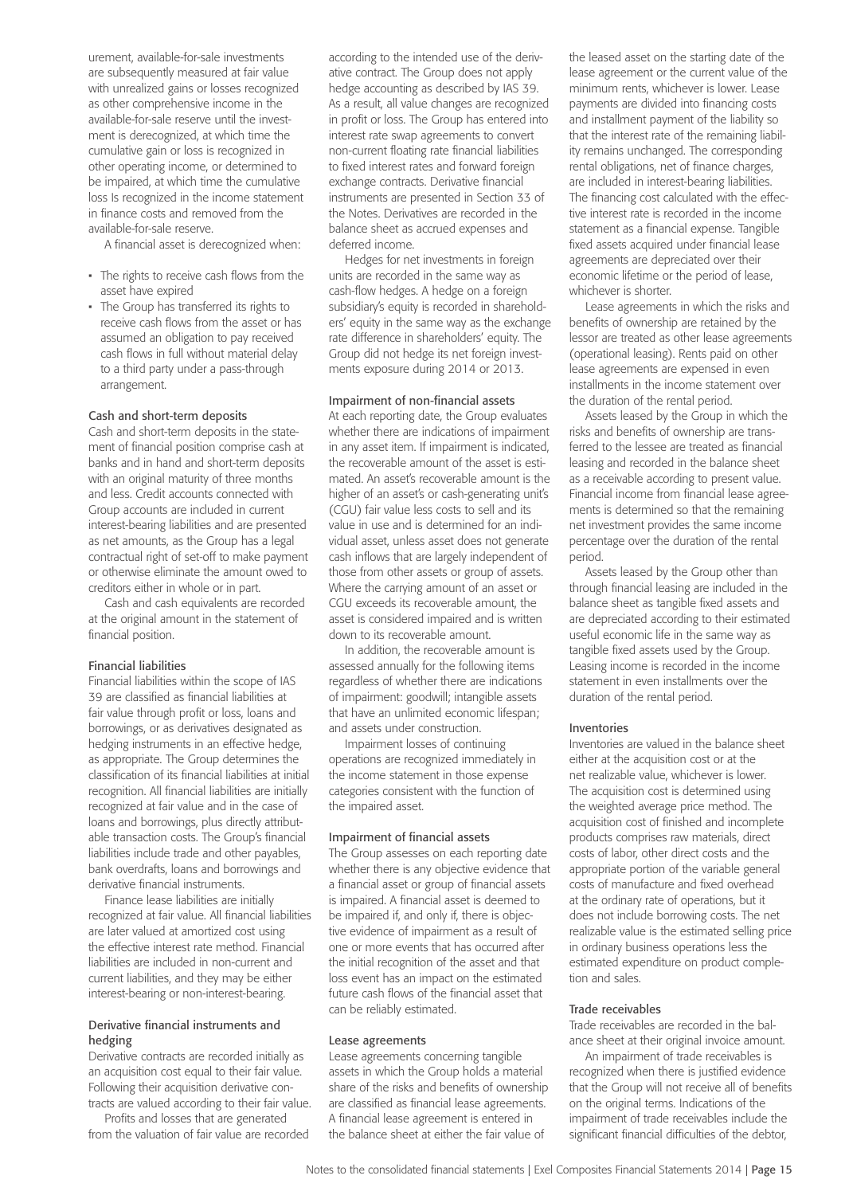urement, available-for-sale investments are subsequently measured at fair value with unrealized gains or losses recognized as other comprehensive income in the available-for-sale reserve until the investment is derecognized, at which time the cumulative gain or loss is recognized in other operating income, or determined to be impaired, at which time the cumulative loss Is recognized in the income statement in finance costs and removed from the available-for-sale reserve.

A financial asset is derecognized when:

- The rights to receive cash flows from the asset have expired
- The Group has transferred its rights to receive cash flows from the asset or has assumed an obligation to pay received cash flows in full without material delay to a third party under a pass-through arrangement.

#### Cash and short-term deposits

Cash and short-term deposits in the statement of financial position comprise cash at banks and in hand and short-term deposits with an original maturity of three months and less. Credit accounts connected with Group accounts are included in current interest-bearing liabilities and are presented as net amounts, as the Group has a legal contractual right of set-off to make payment or otherwise eliminate the amount owed to creditors either in whole or in part.

Cash and cash equivalents are recorded at the original amount in the statement of financial position.

#### Financial liabilities

Financial liabilities within the scope of IAS 39 are classified as financial liabilities at fair value through profit or loss, loans and borrowings, or as derivatives designated as hedging instruments in an effective hedge, as appropriate. The Group determines the classification of its financial liabilities at initial recognition. All financial liabilities are initially recognized at fair value and in the case of loans and borrowings, plus directly attributable transaction costs. The Group's financial liabilities include trade and other payables, bank overdrafts, loans and borrowings and derivative financial instruments.

Finance lease liabilities are initially recognized at fair value. All financial liabilities are later valued at amortized cost using the effective interest rate method. Financial liabilities are included in non-current and current liabilities, and they may be either interest-bearing or non-interest-bearing.

#### Derivative financial instruments and hedging

Derivative contracts are recorded initially as an acquisition cost equal to their fair value. Following their acquisition derivative contracts are valued according to their fair value.

Profits and losses that are generated from the valuation of fair value are recorded according to the intended use of the derivative contract. The Group does not apply hedge accounting as described by IAS 39. As a result, all value changes are recognized in profit or loss. The Group has entered into interest rate swap agreements to convert non-current floating rate financial liabilities to fixed interest rates and forward foreign exchange contracts. Derivative financial instruments are presented in Section 33 of the Notes. Derivatives are recorded in the balance sheet as accrued expenses and deferred income.

Hedges for net investments in foreign units are recorded in the same way as cash-flow hedges. A hedge on a foreign subsidiary's equity is recorded in shareholders' equity in the same way as the exchange rate difference in shareholders' equity. The Group did not hedge its net foreign investments exposure during 2014 or 2013.

#### Impairment of non-financial assets

At each reporting date, the Group evaluates whether there are indications of impairment in any asset item. If impairment is indicated, the recoverable amount of the asset is estimated. An asset's recoverable amount is the higher of an asset's or cash-generating unit's (CGU) fair value less costs to sell and its value in use and is determined for an individual asset, unless asset does not generate cash inflows that are largely independent of those from other assets or group of assets. Where the carrying amount of an asset or CGU exceeds its recoverable amount, the asset is considered impaired and is written down to its recoverable amount.

In addition, the recoverable amount is assessed annually for the following items regardless of whether there are indications of impairment: goodwill; intangible assets that have an unlimited economic lifespan; and assets under construction.

Impairment losses of continuing operations are recognized immediately in the income statement in those expense categories consistent with the function of the impaired asset.

#### Impairment of financial assets

The Group assesses on each reporting date whether there is any objective evidence that a financial asset or group of financial assets is impaired. A financial asset is deemed to be impaired if, and only if, there is objective evidence of impairment as a result of one or more events that has occurred after the initial recognition of the asset and that loss event has an impact on the estimated future cash flows of the financial asset that can be reliably estimated.

#### Lease agreements

Lease agreements concerning tangible assets in which the Group holds a material share of the risks and benefits of ownership are classified as financial lease agreements. A financial lease agreement is entered in the balance sheet at either the fair value of the leased asset on the starting date of the lease agreement or the current value of the minimum rents, whichever is lower. Lease payments are divided into financing costs and installment payment of the liability so that the interest rate of the remaining liability remains unchanged. The corresponding rental obligations, net of finance charges, are included in interest-bearing liabilities. The financing cost calculated with the effective interest rate is recorded in the income statement as a financial expense. Tangible fixed assets acquired under financial lease agreements are depreciated over their economic lifetime or the period of lease, whichever is shorter.

Lease agreements in which the risks and benefits of ownership are retained by the lessor are treated as other lease agreements (operational leasing). Rents paid on other lease agreements are expensed in even installments in the income statement over the duration of the rental period.

Assets leased by the Group in which the risks and benefits of ownership are transferred to the lessee are treated as financial leasing and recorded in the balance sheet as a receivable according to present value. Financial income from financial lease agreements is determined so that the remaining net investment provides the same income percentage over the duration of the rental period.

Assets leased by the Group other than through financial leasing are included in the balance sheet as tangible fixed assets and are depreciated according to their estimated useful economic life in the same way as tangible fixed assets used by the Group. Leasing income is recorded in the income statement in even installments over the duration of the rental period.

#### Inventories

Inventories are valued in the balance sheet either at the acquisition cost or at the net realizable value, whichever is lower. The acquisition cost is determined using the weighted average price method. The acquisition cost of finished and incomplete products comprises raw materials, direct costs of labor, other direct costs and the appropriate portion of the variable general costs of manufacture and fixed overhead at the ordinary rate of operations, but it does not include borrowing costs. The net realizable value is the estimated selling price in ordinary business operations less the estimated expenditure on product completion and sales.

#### Trade receivables

Trade receivables are recorded in the balance sheet at their original invoice amount.

An impairment of trade receivables is recognized when there is justified evidence that the Group will not receive all of benefits on the original terms. Indications of the impairment of trade receivables include the significant financial difficulties of the debtor,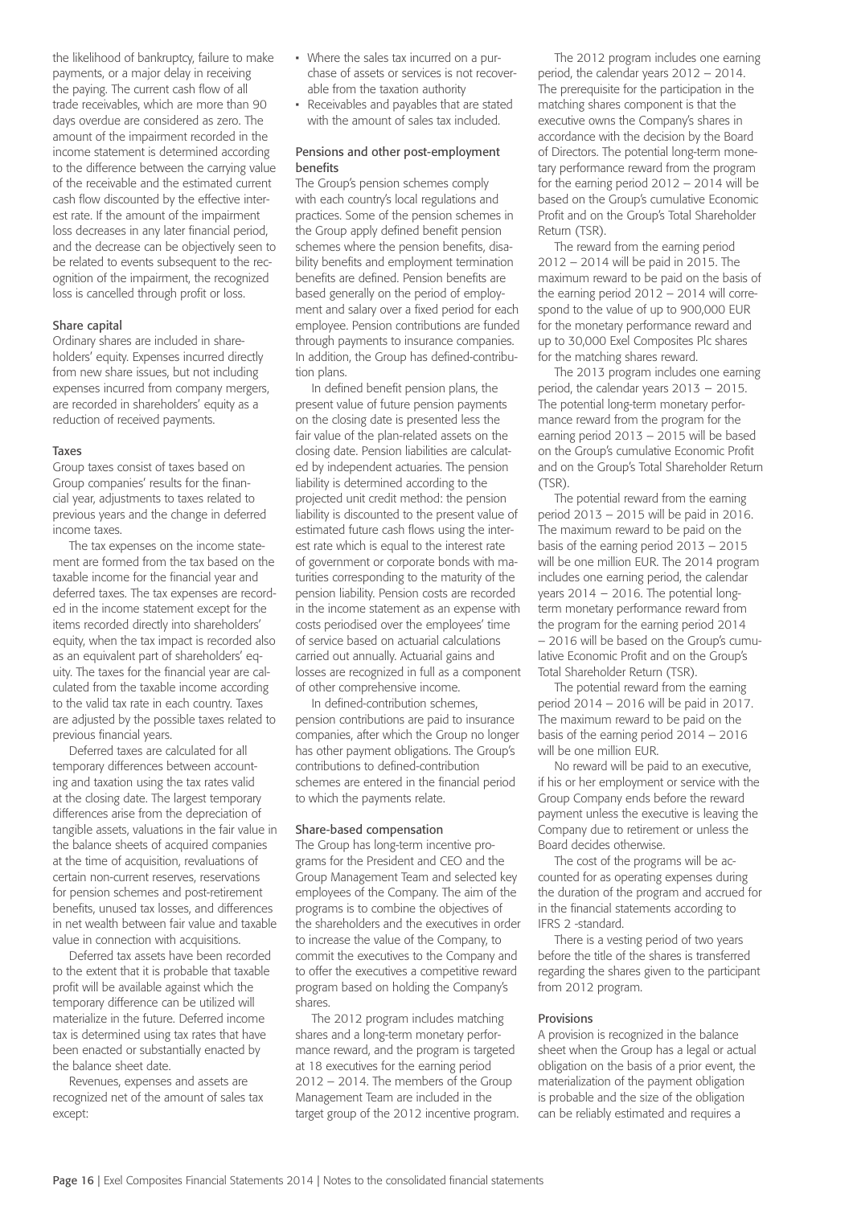the likelihood of bankruptcy, failure to make payments, or a major delay in receiving the paying. The current cash flow of all trade receivables, which are more than 90 days overdue are considered as zero. The amount of the impairment recorded in the income statement is determined according to the difference between the carrying value of the receivable and the estimated current cash flow discounted by the effective interest rate. If the amount of the impairment loss decreases in any later financial period, and the decrease can be objectively seen to be related to events subsequent to the recognition of the impairment, the recognized loss is cancelled through profit or loss.

### Share capital

Ordinary shares are included in shareholders' equity. Expenses incurred directly from new share issues, but not including expenses incurred from company mergers, are recorded in shareholders' equity as a reduction of received payments.

### Taxes

Group taxes consist of taxes based on Group companies' results for the financial year, adjustments to taxes related to previous years and the change in deferred income taxes.

The tax expenses on the income statement are formed from the tax based on the taxable income for the financial year and deferred taxes. The tax expenses are recorded in the income statement except for the items recorded directly into shareholders' equity, when the tax impact is recorded also as an equivalent part of shareholders' equity. The taxes for the financial year are calculated from the taxable income according to the valid tax rate in each country. Taxes are adjusted by the possible taxes related to previous financial years.

Deferred taxes are calculated for all temporary differences between accounting and taxation using the tax rates valid at the closing date. The largest temporary differences arise from the depreciation of tangible assets, valuations in the fair value in the balance sheets of acquired companies at the time of acquisition, revaluations of certain non-current reserves, reservations for pension schemes and post-retirement benefits, unused tax losses, and differences in net wealth between fair value and taxable value in connection with acquisitions.

Deferred tax assets have been recorded to the extent that it is probable that taxable profit will be available against which the temporary difference can be utilized will materialize in the future. Deferred income tax is determined using tax rates that have been enacted or substantially enacted by the balance sheet date.

Revenues, expenses and assets are recognized net of the amount of sales tax except:

- Where the sales tax incurred on a purchase of assets or services is not recoverable from the taxation authority
- Receivables and payables that are stated with the amount of sales tax included.

### Pensions and other post-employment benefits

The Group's pension schemes comply with each country's local regulations and practices. Some of the pension schemes in the Group apply defined benefit pension schemes where the pension benefits, disability benefits and employment termination benefits are defined. Pension benefits are based generally on the period of employment and salary over a fixed period for each employee. Pension contributions are funded through payments to insurance companies. In addition, the Group has defined-contribution plans.

In defined benefit pension plans, the present value of future pension payments on the closing date is presented less the fair value of the plan-related assets on the closing date. Pension liabilities are calculated by independent actuaries. The pension liability is determined according to the projected unit credit method: the pension liability is discounted to the present value of estimated future cash flows using the interest rate which is equal to the interest rate of government or corporate bonds with maturities corresponding to the maturity of the pension liability. Pension costs are recorded in the income statement as an expense with costs periodised over the employees' time of service based on actuarial calculations carried out annually. Actuarial gains and losses are recognized in full as a component of other comprehensive income.

In defined-contribution schemes, pension contributions are paid to insurance companies, after which the Group no longer has other payment obligations. The Group's contributions to defined-contribution schemes are entered in the financial period to which the payments relate.

### Share-based compensation

The Group has long-term incentive programs for the President and CEO and the Group Management Team and selected key employees of the Company. The aim of the programs is to combine the objectives of the shareholders and the executives in order to increase the value of the Company, to commit the executives to the Company and to offer the executives a competitive reward program based on holding the Company's shares.

The 2012 program includes matching shares and a long-term monetary performance reward, and the program is targeted at 18 executives for the earning period 2012 – 2014. The members of the Group Management Team are included in the target group of the 2012 incentive program.

The 2012 program includes one earning period, the calendar years 2012 – 2014. The prerequisite for the participation in the matching shares component is that the executive owns the Company's shares in accordance with the decision by the Board of Directors. The potential long-term monetary performance reward from the program for the earning period 2012 – 2014 will be based on the Group's cumulative Economic Profit and on the Group's Total Shareholder Return (TSR).

The reward from the earning period 2012 – 2014 will be paid in 2015. The maximum reward to be paid on the basis of the earning period 2012 – 2014 will correspond to the value of up to 900,000 EUR for the monetary performance reward and up to 30,000 Exel Composites Plc shares for the matching shares reward.

The 2013 program includes one earning period, the calendar years 2013 – 2015. The potential long-term monetary performance reward from the program for the earning period 2013 – 2015 will be based on the Group's cumulative Economic Profit and on the Group's Total Shareholder Return (TSR).

The potential reward from the earning period 2013 – 2015 will be paid in 2016. The maximum reward to be paid on the basis of the earning period 2013 – 2015 will be one million EUR. The 2014 program includes one earning period, the calendar years 2014 – 2016. The potential long-term monetary performance reward from the program for the earning period 2014 – 2016 will be based on the Group's cumulative Economic Profit and on the Group's Total Shareholder Return (TSR).

The potential reward from the earning period 2014 – 2016 will be paid in 2017. The maximum reward to be paid on the basis of the earning period 2014 – 2016 will be one million EUR.

No reward will be paid to an executive, if his or her employment or service with the Group Company ends before the reward payment unless the executive is leaving the Company due to retirement or unless the Board decides otherwise.

The cost of the programs will be accounted for as operating expenses during the duration of the program and accrued for in the financial statements according to IFRS 2 -standard.

There is a vesting period of two years before the title of the shares is transferred regarding the shares given to the participant from 2012 program.

### Provisions

A provision is recognized in the balance sheet when the Group has a legal or actual obligation on the basis of a prior event, the materialization of the payment obligation is probable and the size of the obligation can be reliably estimated and requires a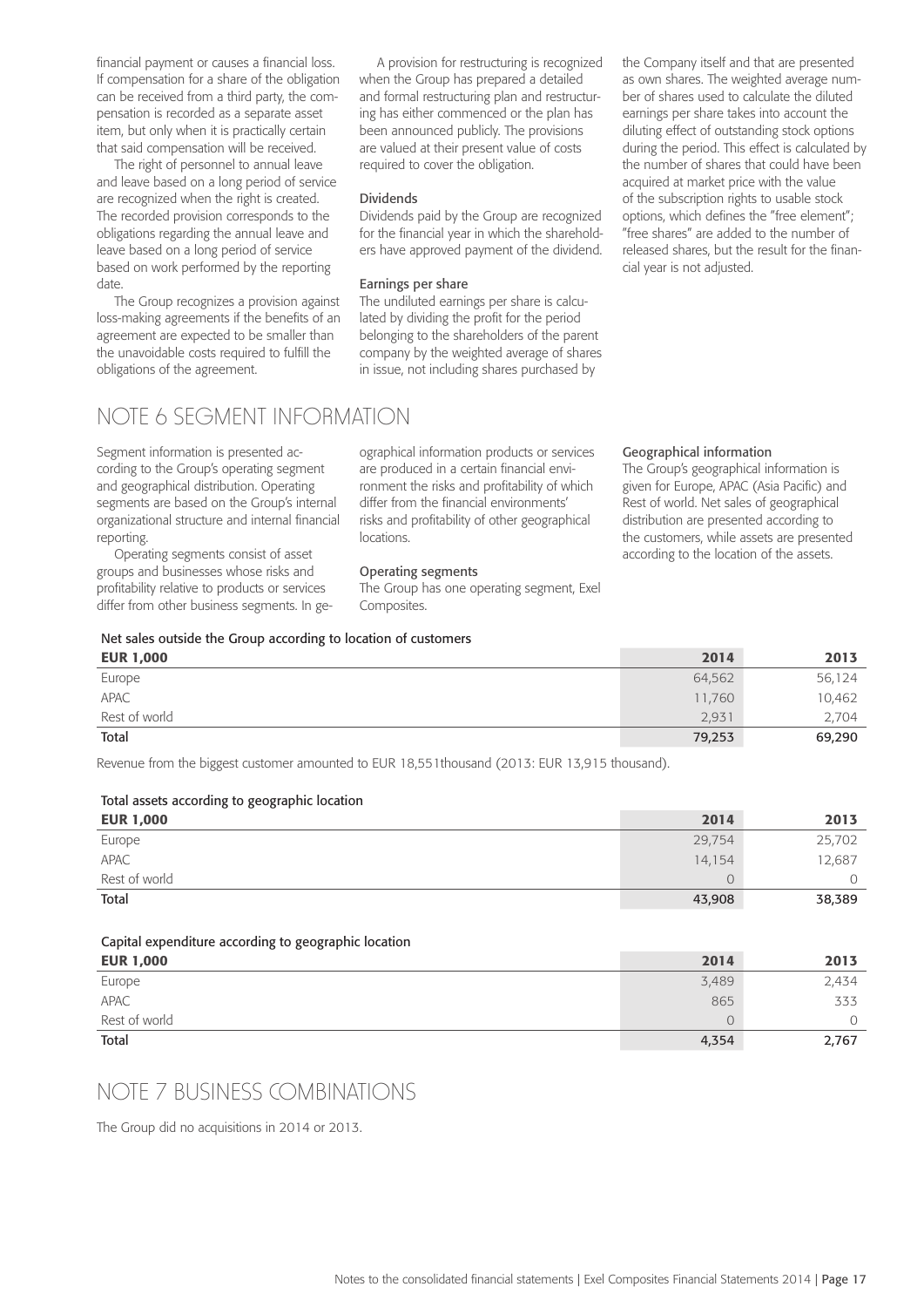financial payment or causes a financial loss. If compensation for a share of the obligation can be received from a third party, the compensation is recorded as a separate asset item, but only when it is practically certain that said compensation will be received.

The right of personnel to annual leave and leave based on a long period of service are recognized when the right is created. The recorded provision corresponds to the obligations regarding the annual leave and leave based on a long period of service based on work performed by the reporting date.

The Group recognizes a provision against loss-making agreements if the benefits of an agreement are expected to be smaller than the unavoidable costs required to fulfill the obligations of the agreement.

A provision for restructuring is recognized when the Group has prepared a detailed and formal restructuring plan and restructuring has either commenced or the plan has been announced publicly. The provisions are valued at their present value of costs required to cover the obligation.

### Dividends

Dividends paid by the Group are recognized for the financial year in which the shareholders have approved payment of the dividend.

### Earnings per share

The undiluted earnings per share is calculated by dividing the profit for the period belonging to the shareholders of the parent company by the weighted average of shares in issue, not including shares purchased by the Company itself and that are presented as own shares. The weighted average number of shares used to calculate the diluted earnings per share takes into account the diluting effect of outstanding stock options during the period. This effect is calculated by the number of shares that could have been acquired at market price with the value of the subscription rights to usable stock options, which defines the "free element"; "free shares" are added to the number of released shares, but the result for the financial year is not adjusted.

# NOTE 6 SEGMENT INFORMATION

Segment information is presented according to the Group's operating segment and geographical distribution. Operating segments are based on the Group's internal organizational structure and internal financial reporting.

Operating segments consist of asset groups and businesses whose risks and profitability relative to products or services differ from other business segments. In geographical information products or services are produced in a certain financial environment the risks and profitability of which differ from the financial environments' risks and profitability of other geographical locations.

### Operating segments

The Group has one operating segment, Exel Composites.

### Geographical information

The Group's geographical information is given for Europe, APAC (Asia Pacific) and Rest of world. Net sales of geographical distribution are presented according to the customers, while assets are presented according to the location of the assets.

### Net sales outside the Group according to location of customers

| EUR 1,000 | 2014 | 2013 |
|---|---|---|
| Europe | 64,562 | 56,124 |
| APAC | 11,760 | 10,462 |
| Rest of world | 2,931 | 2,704 |
| **Total** | **79,253** | **69,290** |

Revenue from the biggest customer amounted to EUR 18,551thousand (2013: EUR 13,915 thousand).

### Total assets according to geographic location

| EUR 1,000 | 2014 | 2013 |
|---|---|---|
| Europe | 29,754 | 25,702 |
| APAC | 14,154 | 12,687 |
| Rest of world | 0 | 0 |
| **Total** | **43,908** | **38,389** |

### Capital expenditure according to geographic location

| EUR 1,000 | 2014 | 2013 |
|---|---|---|
| Europe | 3,489 | 2,434 |
| APAC | 865 | 333 |
| Rest of world | 0 | 0 |
| **Total** | **4,354** | **2,767** |

# NOTE 7 BUSINESS COMBINATIONS

The Group did no acquisitions in 2014 or 2013.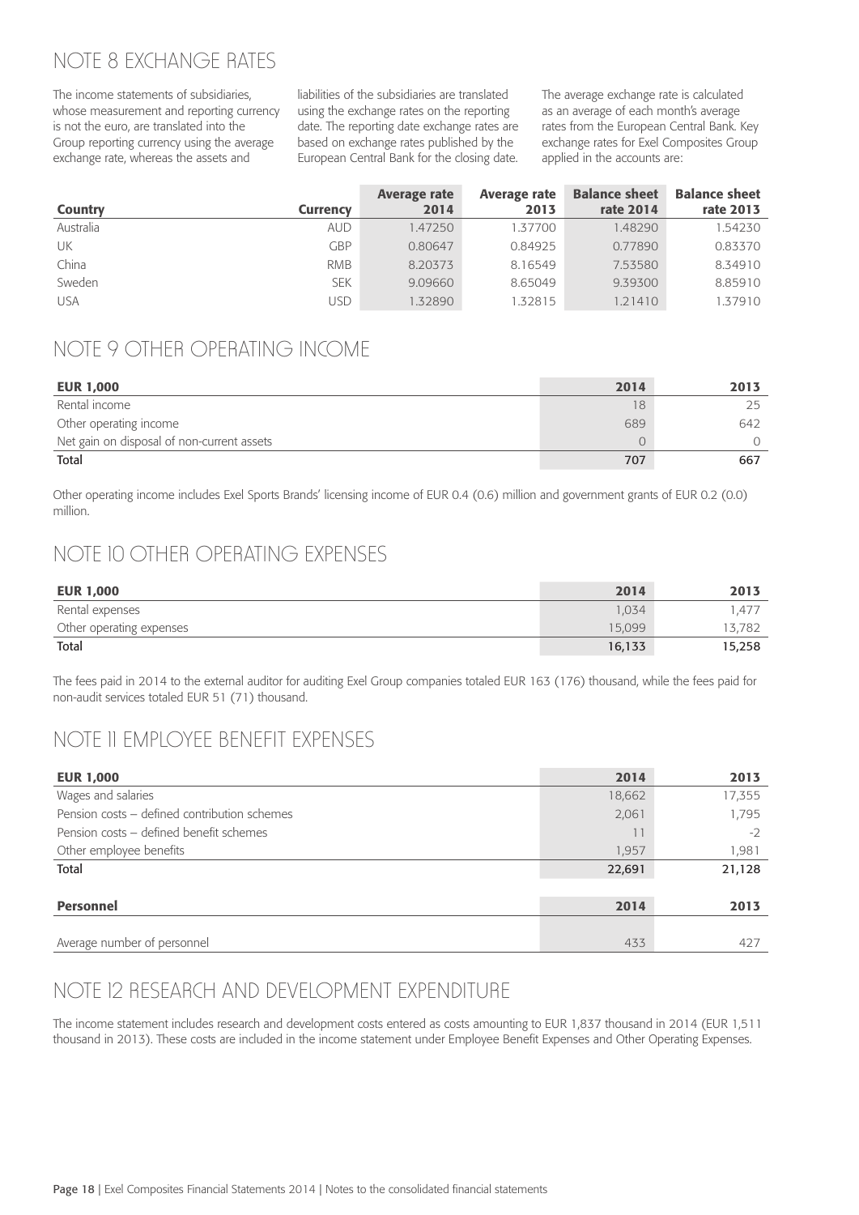# NOTE 8 EXCHANGE RATES

The income statements of subsidiaries, whose measurement and reporting currency is not the euro, are translated into the Group reporting currency using the average exchange rate, whereas the assets and liabilities of the subsidiaries are translated using the exchange rates on the reporting date. The reporting date exchange rates are based on exchange rates published by the European Central Bank for the closing date. The average exchange rate is calculated as an average of each month's average rates from the European Central Bank. Key exchange rates for Exel Composites Group applied in the accounts are:

| Country | Currency | Average rate 2014 | Average rate 2013 | Balance sheet rate 2014 | Balance sheet rate 2013 |
|---|---|---|---|---|---|
| Australia | AUD | 1.47250 | 1.37700 | 1.48290 | 1.54230 |
| UK | GBP | 0.80647 | 0.84925 | 0.77890 | 0.83370 |
| China | RMB | 8.20373 | 8.16549 | 7.53580 | 8.34910 |
| Sweden | SEK | 9.09660 | 8.65049 | 9.39300 | 8.85910 |
| USA | USD | 1.32890 | 1.32815 | 1.21410 | 1.37910 |

# NOTE 9 OTHER OPERATING INCOME

| EUR 1,000 | 2014 | 2013 |
|---|---|---|
| Rental income | 18 | 25 |
| Other operating income | 689 | 642 |
| Net gain on disposal of non-current assets | 0 | 0 |
| **Total** | **707** | **667** |

Other operating income includes Exel Sports Brands' licensing income of EUR 0.4 (0.6) million and government grants of EUR 0.2 (0.0) million.

# NOTE 10 OTHER OPERATING EXPENSES

| EUR 1,000 | 2014 | 2013 |
|---|---|---|
| Rental expenses | 1,034 | 1,477 |
| Other operating expenses | 15,099 | 13,782 |
| **Total** | **16,133** | **15,258** |

The fees paid in 2014 to the external auditor for auditing Exel Group companies totaled EUR 163 (176) thousand, while the fees paid for non-audit services totaled EUR 51 (71) thousand.

# NOTE 11 EMPLOYEE BENEFIT EXPENSES

| EUR 1,000 | 2014 | 2013 |
|---|---|---|
| Wages and salaries | 18,662 | 17,355 |
| Pension costs – defined contribution schemes | 2,061 | 1,795 |
| Pension costs – defined benefit schemes | 11 | -2 |
| Other employee benefits | 1,957 | 1,981 |
| **Total** | **22,691** | **21,128** |

| Personnel | 2014 | 2013 |
|---|---|---|
| Average number of personnel | 433 | 427 |

# NOTE 12 RESEARCH AND DEVELOPMENT EXPENDITURE

The income statement includes research and development costs entered as costs amounting to EUR 1,837 thousand in 2014 (EUR 1,511 thousand in 2013). These costs are included in the income statement under Employee Benefit Expenses and Other Operating Expenses.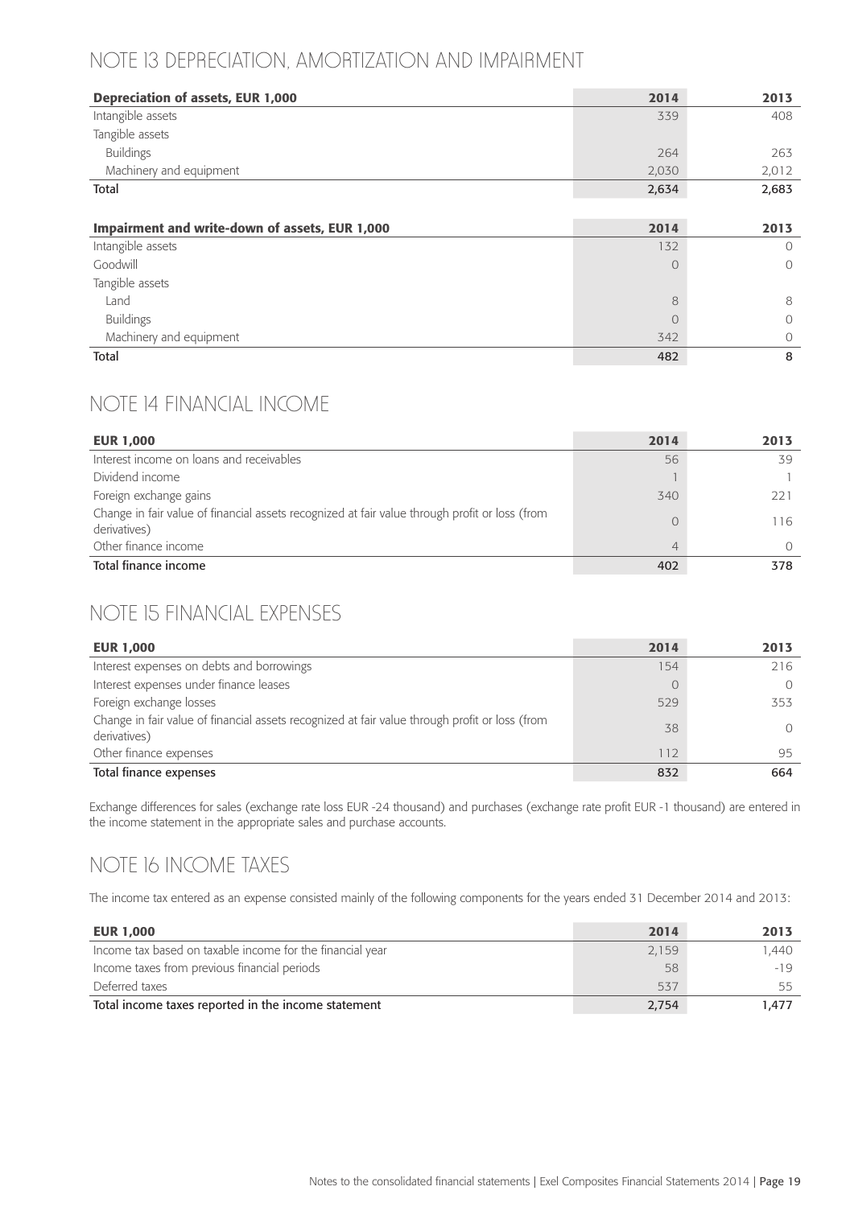## NOTE 13 DEPRECIATION, AMORTIZATION AND IMPAIRMENT

| Depreciation of assets, EUR 1,000 | 2014 | 2013 |
|---|---|---|
| Intangible assets | 339 | 408 |
| Tangible assets | | |
| Buildings | 264 | 263 |
| Machinery and equipment | 2,030 | 2,012 |
| Total | 2,634 | 2,683 |

| Impairment and write-down of assets, EUR 1,000 | 2014 | 2013 |
|---|---|---|
| Intangible assets | 132 | 0 |
| Goodwill | 0 | 0 |
| Tangible assets | | |
| Land | 8 | 8 |
| Buildings | 0 | 0 |
| Machinery and equipment | 342 | 0 |
| Total | 482 | 8 |

## NOTE 14 FINANCIAL INCOME

| EUR 1,000 | 2014 | 2013 |
|---|---|---|
| Interest income on loans and receivables | 56 | 39 |
| Dividend income | 1 | 1 |
| Foreign exchange gains | 340 | 221 |
| Change in fair value of financial assets recognized at fair value through profit or loss (from derivatives) | 0 | 116 |
| Other finance income | 4 | 0 |
| Total finance income | 402 | 378 |

## NOTE 15 FINANCIAL EXPENSES

| EUR 1,000 | 2014 | 2013 |
|---|---|---|
| Interest expenses on debts and borrowings | 154 | 216 |
| Interest expenses under finance leases | 0 | 0 |
| Foreign exchange losses | 529 | 353 |
| Change in fair value of financial assets recognized at fair value through profit or loss (from derivatives) | 38 | 0 |
| Other finance expenses | 112 | 95 |
| Total finance expenses | 832 | 664 |

Exchange differences for sales (exchange rate loss EUR -24 thousand) and purchases (exchange rate profit EUR -1 thousand) are entered in the income statement in the appropriate sales and purchase accounts.

## NOTE 16 INCOME TAXES

The income tax entered as an expense consisted mainly of the following components for the years ended 31 December 2014 and 2013:

| EUR 1,000 | 2014 | 2013 |
|---|---|---|
| Income tax based on taxable income for the financial year | 2,159 | 1,440 |
| Income taxes from previous financial periods | 58 | -19 |
| Deferred taxes | 537 | 55 |
| Total income taxes reported in the income statement | 2,754 | 1,477 |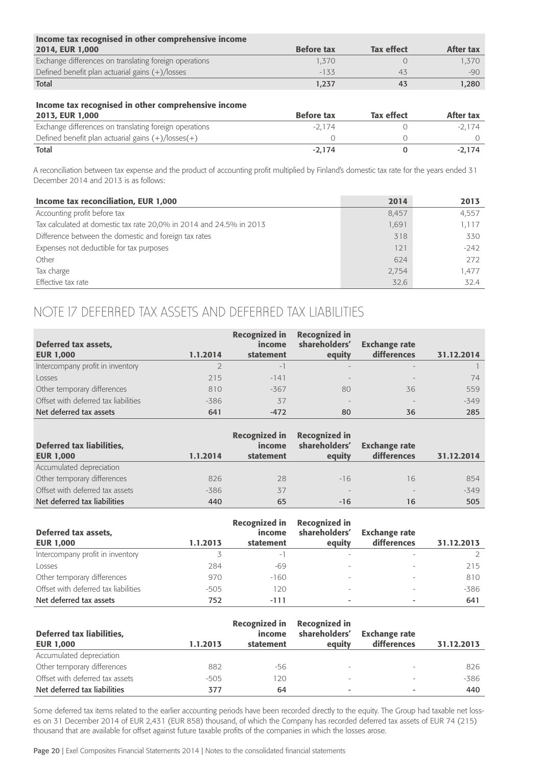| Income tax recognised in other comprehensive income 2014, EUR 1,000 | Before tax | Tax effect | After tax |
|---|---|---|---|
| Exchange differences on translating foreign operations | 1,370 | 0 | 1,370 |
| Defined benefit plan actuarial gains (+)/losses | -133 | 43 | -90 |
| **Total** | **1,237** | **43** | **1,280** |

| Income tax recognised in other comprehensive income 2013, EUR 1,000 | Before tax | Tax effect | After tax |
|---|---|---|---|
| Exchange differences on translating foreign operations | -2,174 | 0 | -2,174 |
| Defined benefit plan actuarial gains (+)/losses(+) | 0 | 0 | 0 |
| **Total** | **-2,174** | **0** | **-2,174** |

A reconciliation between tax expense and the product of accounting profit multiplied by Finland's domestic tax rate for the years ended 31 December 2014 and 2013 is as follows:

| Income tax reconciliation, EUR 1,000 | 2014 | 2013 |
|---|---|---|
| Accounting profit before tax | 8,457 | 4,557 |
| Tax calculated at domestic tax rate 20,0% in 2014 and 24.5% in 2013 | 1,691 | 1,117 |
| Difference between the domestic and foreign tax rates | 318 | 330 |
| Expenses not deductible for tax purposes | 121 | -242 |
| Other | 624 | 272 |
| Tax charge | 2,754 | 1,477 |
| Effective tax rate | 32.6 | 32.4 |

# NOTE 17 DEFERRED TAX ASSETS AND DEFERRED TAX LIABILITIES

| Deferred tax assets, EUR 1,000 | 1.1.2014 | Recognized in income statement | Recognized in shareholders' equity | Exchange rate differences | 31.12.2014 |
|---|---|---|---|---|---|
| Intercompany profit in inventory | 2 | -1 | - | - | 1 |
| Losses | 215 | -141 | - | - | 74 |
| Other temporary differences | 810 | -367 | 80 | 36 | 559 |
| Offset with deferred tax liabilities | -386 | 37 | - | - | -349 |
| **Net deferred tax assets** | **641** | **-472** | **80** | **36** | **285** |

| Deferred tax liabilities, EUR 1,000 | 1.1.2014 | Recognized in income statement | Recognized in shareholders' equity | Exchange rate differences | 31.12.2014 |
|---|---|---|---|---|---|
| Accumulated depreciation | | | | | |
| Other temporary differences | 826 | 28 | -16 | 16 | 854 |
| Offset with deferred tax assets | -386 | 37 | - | - | -349 |
| **Net deferred tax liabilities** | **440** | **65** | **-16** | **16** | **505** |

| Deferred tax assets, EUR 1,000 | 1.1.2013 | Recognized in income statement | Recognized in shareholders' equity | Exchange rate differences | 31.12.2013 |
|---|---|---|---|---|---|
| Intercompany profit in inventory | 3 | -1 | - | - | 2 |
| Losses | 284 | -69 | - | - | 215 |
| Other temporary differences | 970 | -160 | - | - | 810 |
| Offset with deferred tax liabilities | -505 | 120 | - | - | -386 |
| **Net deferred tax assets** | **752** | **-111** | **-** | **-** | **641** |

| Deferred tax liabilities, EUR 1,000 | 1.1.2013 | Recognized in income statement | Recognized in shareholders' equity | Exchange rate differences | 31.12.2013 |
|---|---|---|---|---|---|
| Accumulated depreciation | | | | | |
| Other temporary differences | 882 | -56 | - | - | 826 |
| Offset with deferred tax assets | -505 | 120 | - | - | -386 |
| **Net deferred tax liabilities** | **377** | **64** | **-** | **-** | **440** |

Some deferred tax items related to the earlier accounting periods have been recorded directly to the equity. The Group had taxable net losses on 31 December 2014 of EUR 2,431 (EUR 858) thousand, of which the Company has recorded deferred tax assets of EUR 74 (215) thousand that are available for offset against future taxable profits of the companies in which the losses arose.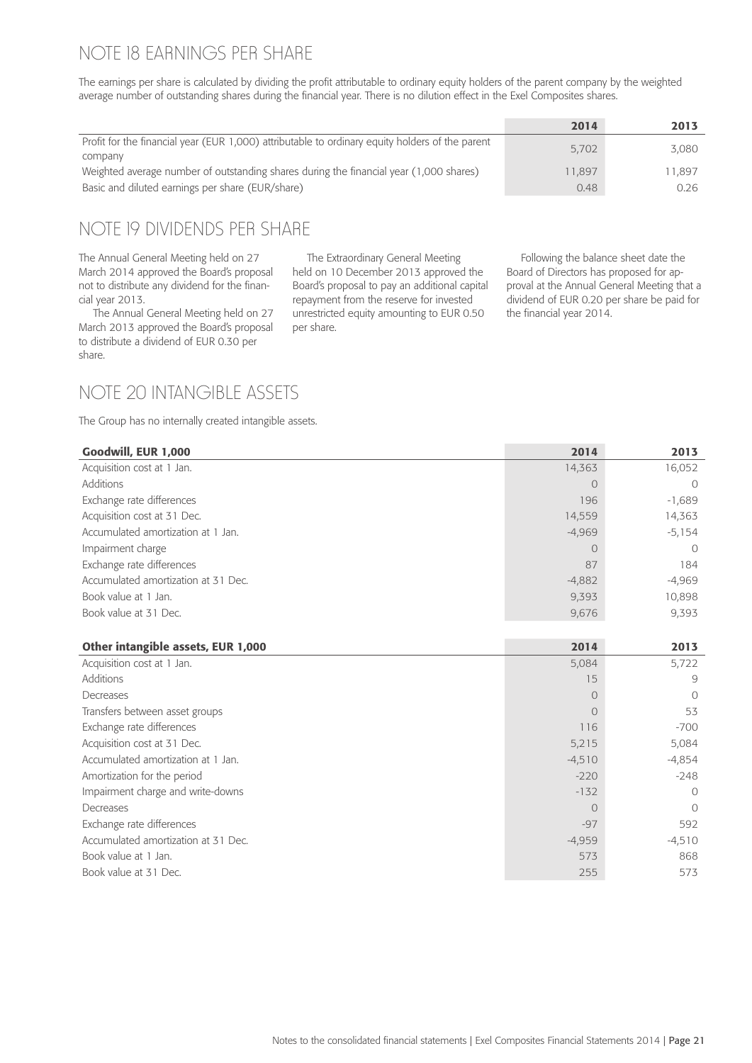## NOTE 18 EARNINGS PER SHARE

The earnings per share is calculated by dividing the profit attributable to ordinary equity holders of the parent company by the weighted average number of outstanding shares during the financial year. There is no dilution effect in the Exel Composites shares.

| | 2014 | 2013 |
|---|---|---|
| Profit for the financial year (EUR 1,000) attributable to ordinary equity holders of the parent company | 5,702 | 3,080 |
| Weighted average number of outstanding shares during the financial year (1,000 shares) | 11,897 | 11,897 |
| Basic and diluted earnings per share (EUR/share) | 0.48 | 0.26 |

## NOTE 19 DIVIDENDS PER SHARE

The Annual General Meeting held on 27 March 2014 approved the Board's proposal not to distribute any dividend for the financial year 2013.

The Annual General Meeting held on 27 March 2013 approved the Board's proposal to distribute a dividend of EUR 0.30 per share.

The Extraordinary General Meeting held on 10 December 2013 approved the Board's proposal to pay an additional capital repayment from the reserve for invested unrestricted equity amounting to EUR 0.50 per share.

Following the balance sheet date the Board of Directors has proposed for approval at the Annual General Meeting that a dividend of EUR 0.20 per share be paid for the financial year 2014.

## NOTE 20 INTANGIBLE ASSETS

The Group has no internally created intangible assets.

| **Goodwill, EUR 1,000** | **2014** | **2013** |
|---|---|---|
| Acquisition cost at 1 Jan. | 14,363 | 16,052 |
| Additions | 0 | 0 |
| Exchange rate differences | 196 | -1,689 |
| Acquisition cost at 31 Dec. | 14,559 | 14,363 |
| Accumulated amortization at 1 Jan. | -4,969 | -5,154 |
| Impairment charge | 0 | 0 |
| Exchange rate differences | 87 | 184 |
| Accumulated amortization at 31 Dec. | -4,882 | -4,969 |
| Book value at 1 Jan. | 9,393 | 10,898 |
| Book value at 31 Dec. | 9,676 | 9,393 |

| **Other intangible assets, EUR 1,000** | **2014** | **2013** |
|---|---|---|
| Acquisition cost at 1 Jan. | 5,084 | 5,722 |
| Additions | 15 | 9 |
| Decreases | 0 | 0 |
| Transfers between asset groups | 0 | 53 |
| Exchange rate differences | 116 | -700 |
| Acquisition cost at 31 Dec. | 5,215 | 5,084 |
| Accumulated amortization at 1 Jan. | -4,510 | -4,854 |
| Amortization for the period | -220 | -248 |
| Impairment charge and write-downs | -132 | 0 |
| Decreases | 0 | 0 |
| Exchange rate differences | -97 | 592 |
| Accumulated amortization at 31 Dec. | -4,959 | -4,510 |
| Book value at 1 Jan. | 573 | 868 |
| Book value at 31 Dec. | 255 | 573 |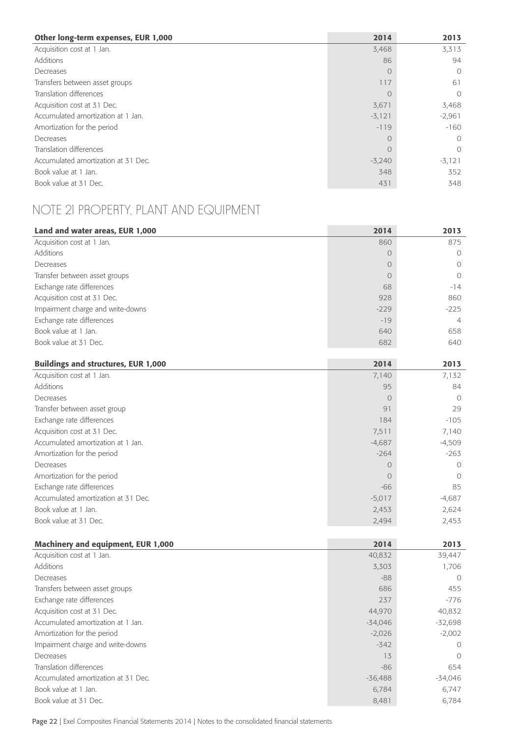| Other long-term expenses, EUR 1,000 | 2014 | 2013 |
| --- | --- | --- |
| Acquisition cost at 1 Jan. | 3,468 | 3,313 |
| Additions | 86 | 94 |
| Decreases | 0 | 0 |
| Transfers between asset groups | 117 | 61 |
| Translation differences | 0 | 0 |
| Acquisition cost at 31 Dec. | 3,671 | 3,468 |
| Accumulated amortization at 1 Jan. | -3,121 | -2,961 |
| Amortization for the period | -119 | -160 |
| Decreases | 0 | 0 |
| Translation differences | 0 | 0 |
| Accumulated amortization at 31 Dec. | -3,240 | -3,121 |
| Book value at 1 Jan. | 348 | 352 |
| Book value at 31 Dec. | 431 | 348 |

## NOTE 21 PROPERTY, PLANT AND EQUIPMENT

| Land and water areas, EUR 1,000 | 2014 | 2013 |
| --- | --- | --- |
| Acquisition cost at 1 Jan. | 860 | 875 |
| Additions | 0 | 0 |
| Decreases | 0 | 0 |
| Transfer between asset groups | 0 | 0 |
| Exchange rate differences | 68 | -14 |
| Acquisition cost at 31 Dec. | 928 | 860 |
| Impairment charge and write-downs | -229 | -225 |
| Exchange rate differences | -19 | 4 |
| Book value at 1 Jan. | 640 | 658 |
| Book value at 31 Dec. | 682 | 640 |

| Buildings and structures, EUR 1,000 | 2014 | 2013 |
| --- | --- | --- |
| Acquisition cost at 1 Jan. | 7,140 | 7,132 |
| Additions | 95 | 84 |
| Decreases | 0 | 0 |
| Transfer between asset group | 91 | 29 |
| Exchange rate differences | 184 | -105 |
| Acquisition cost at 31 Dec. | 7,511 | 7,140 |
| Accumulated amortization at 1 Jan. | -4,687 | -4,509 |
| Amortization for the period | -264 | -263 |
| Decreases | 0 | 0 |
| Amortization for the period | 0 | 0 |
| Exchange rate differences | -66 | 85 |
| Accumulated amortization at 31 Dec. | -5,017 | -4,687 |
| Book value at 1 Jan. | 2,453 | 2,624 |
| Book value at 31 Dec. | 2,494 | 2,453 |

| Machinery and equipment, EUR 1,000 | 2014 | 2013 |
| --- | --- | --- |
| Acquisition cost at 1 Jan. | 40,832 | 39,447 |
| Additions | 3,303 | 1,706 |
| Decreases | -88 | 0 |
| Transfers between asset groups | 686 | 455 |
| Exchange rate differences | 237 | -776 |
| Acquisition cost at 31 Dec. | 44,970 | 40,832 |
| Accumulated amortization at 1 Jan. | -34,046 | -32,698 |
| Amortization for the period | -2,026 | -2,002 |
| Impairment charge and write-downs | -342 | 0 |
| Decreases | 13 | 0 |
| Translation differences | -86 | 654 |
| Accumulated amortization at 31 Dec. | -36,488 | -34,046 |
| Book value at 1 Jan. | 6,784 | 6,747 |
| Book value at 31 Dec. | 8,481 | 6,784 |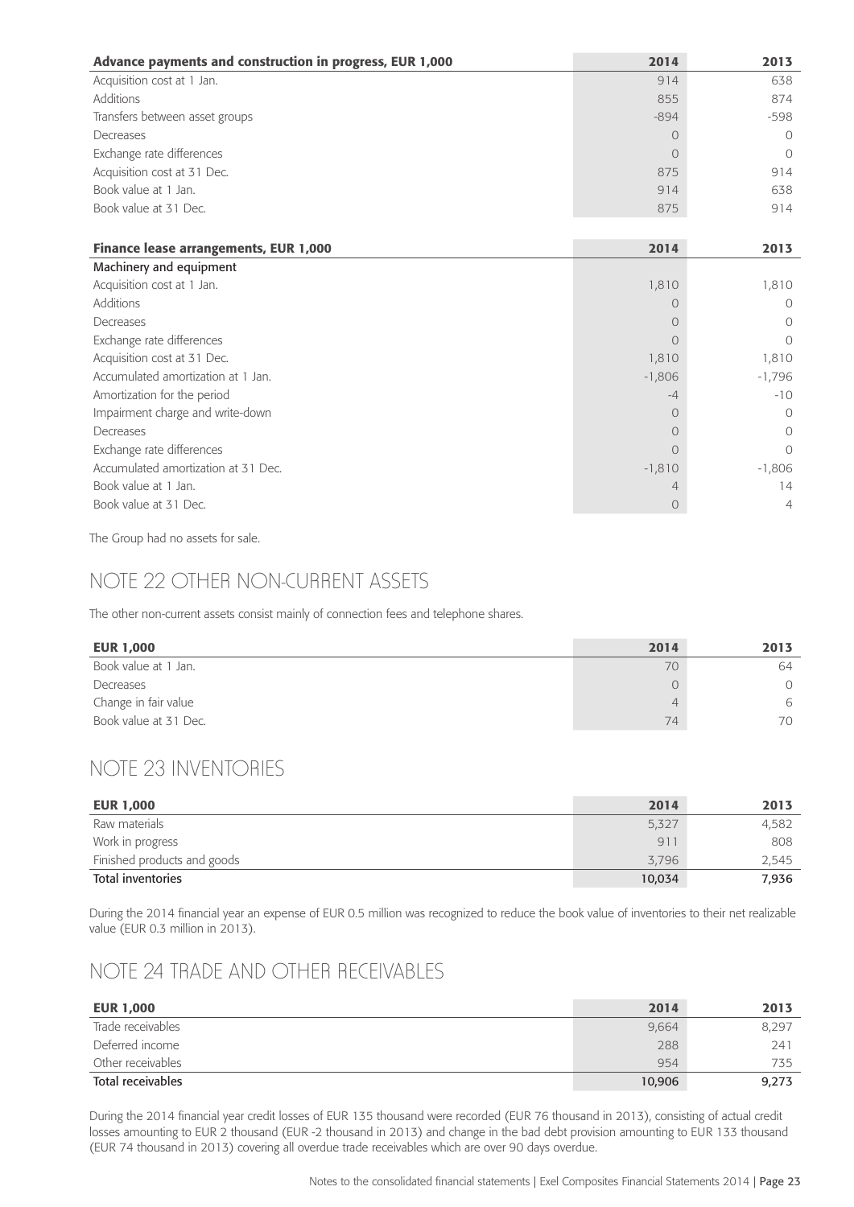| Advance payments and construction in progress, EUR 1,000 | 2014 | 2013 |
|---|---|---|
| Acquisition cost at 1 Jan. | 914 | 638 |
| Additions | 855 | 874 |
| Transfers between asset groups | -894 | -598 |
| Decreases | 0 | 0 |
| Exchange rate differences | 0 | 0 |
| Acquisition cost at 31 Dec. | 875 | 914 |
| Book value at 1 Jan. | 914 | 638 |
| Book value at 31 Dec. | 875 | 914 |

| Finance lease arrangements, EUR 1,000 | 2014 | 2013 |
|---|---|---|
| **Machinery and equipment** | | |
| Acquisition cost at 1 Jan. | 1,810 | 1,810 |
| Additions | 0 | 0 |
| Decreases | 0 | 0 |
| Exchange rate differences | 0 | 0 |
| Acquisition cost at 31 Dec. | 1,810 | 1,810 |
| Accumulated amortization at 1 Jan. | -1,806 | -1,796 |
| Amortization for the period | -4 | -10 |
| Impairment charge and write-down | 0 | 0 |
| Decreases | 0 | 0 |
| Exchange rate differences | 0 | 0 |
| Accumulated amortization at 31 Dec. | -1,810 | -1,806 |
| Book value at 1 Jan. | 4 | 14 |
| Book value at 31 Dec. | 0 | 4 |

The Group had no assets for sale.

## NOTE 22 OTHER NON-CURRENT ASSETS

The other non-current assets consist mainly of connection fees and telephone shares.

| EUR 1,000 | 2014 | 2013 |
|---|---|---|
| Book value at 1 Jan. | 70 | 64 |
| Decreases | 0 | 0 |
| Change in fair value | 4 | 6 |
| Book value at 31 Dec. | 74 | 70 |

## NOTE 23 INVENTORIES

| EUR 1,000 | 2014 | 2013 |
|---|---|---|
| Raw materials | 5,327 | 4,582 |
| Work in progress | 911 | 808 |
| Finished products and goods | 3,796 | 2,545 |
| **Total inventories** | **10,034** | **7,936** |

During the 2014 financial year an expense of EUR 0.5 million was recognized to reduce the book value of inventories to their net realizable value (EUR 0.3 million in 2013).

## NOTE 24 TRADE AND OTHER RECEIVABLES

| EUR 1,000 | 2014 | 2013 |
|---|---|---|
| Trade receivables | 9,664 | 8,297 |
| Deferred income | 288 | 241 |
| Other receivables | 954 | 735 |
| **Total receivables** | **10,906** | **9,273** |

During the 2014 financial year credit losses of EUR 135 thousand were recorded (EUR 76 thousand in 2013), consisting of actual credit losses amounting to EUR 2 thousand (EUR -2 thousand in 2013) and change in the bad debt provision amounting to EUR 133 thousand (EUR 74 thousand in 2013) covering all overdue trade receivables which are over 90 days overdue.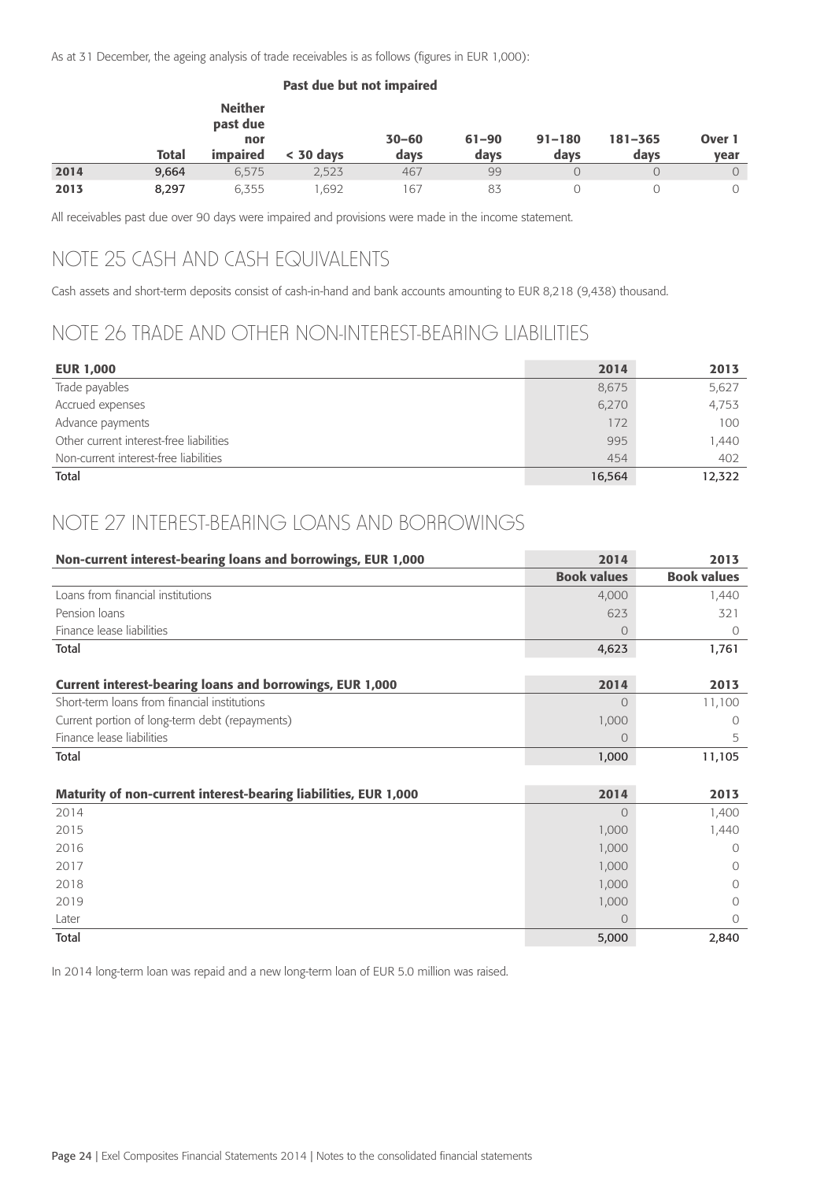As at 31 December, the ageing analysis of trade receivables is as follows (figures in EUR 1,000):

| | | | Past due but not impaired | | | | | |
|---|---|---|---|---|---|---|---|---|
| | **Total** | **Neither past due nor impaired** | **< 30 days** | **30–60 days** | **61–90 days** | **91–180 days** | **181–365 days** | **Over 1 year** |
| **2014** | **9,664** | 6,575 | 2,523 | 467 | 99 | 0 | 0 | 0 |
| **2013** | **8,297** | 6,355 | 1,692 | 167 | 83 | 0 | 0 | 0 |

All receivables past due over 90 days were impaired and provisions were made in the income statement.

## NOTE 25 CASH AND CASH EQUIVALENTS

Cash assets and short-term deposits consist of cash-in-hand and bank accounts amounting to EUR 8,218 (9,438) thousand.

## NOTE 26 TRADE AND OTHER NON-INTEREST-BEARING LIABILITIES

| **EUR 1,000** | **2014** | **2013** |
|---|---|---|
| Trade payables | 8,675 | 5,627 |
| Accrued expenses | 6,270 | 4,753 |
| Advance payments | 172 | 100 |
| Other current interest-free liabilities | 995 | 1,440 |
| Non-current interest-free liabilities | 454 | 402 |
| **Total** | **16,564** | **12,322** |

## NOTE 27 INTEREST-BEARING LOANS AND BORROWINGS

| **Non-current interest-bearing loans and borrowings, EUR 1,000** | **2014** | **2013** |
|---|---|---|
| | **Book values** | **Book values** |
| Loans from financial institutions | 4,000 | 1,440 |
| Pension loans | 623 | 321 |
| Finance lease liabilities | 0 | 0 |
| **Total** | **4,623** | **1,761** |

| **Current interest-bearing loans and borrowings, EUR 1,000** | **2014** | **2013** |
|---|---|---|
| Short-term loans from financial institutions | 0 | 11,100 |
| Current portion of long-term debt (repayments) | 1,000 | 0 |
| Finance lease liabilities | 0 | 5 |
| **Total** | **1,000** | **11,105** |

| **Maturity of non-current interest-bearing liabilities, EUR 1,000** | **2014** | **2013** |
|---|---|---|
| 2014 | 0 | 1,400 |
| 2015 | 1,000 | 1,440 |
| 2016 | 1,000 | 0 |
| 2017 | 1,000 | 0 |
| 2018 | 1,000 | 0 |
| 2019 | 1,000 | 0 |
| Later | 0 | 0 |
| **Total** | **5,000** | **2,840** |

In 2014 long-term loan was repaid and a new long-term loan of EUR 5.0 million was raised.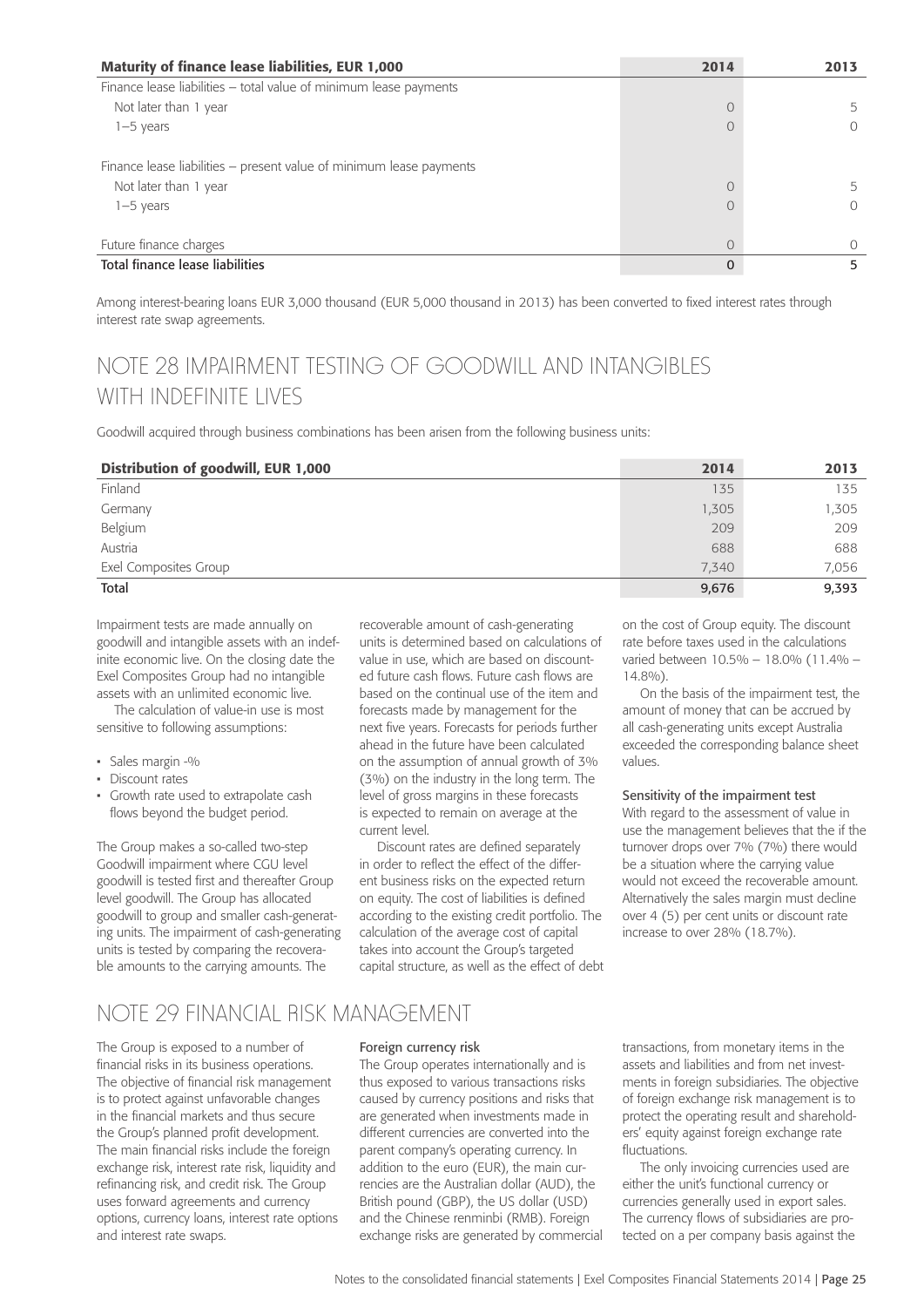| Maturity of finance lease liabilities, EUR 1,000 | 2014 | 2013 |
| --- | --- | --- |
| Finance lease liabilities – total value of minimum lease payments | | |
| Not later than 1 year | 0 | 5 |
| 1–5 years | 0 | 0 |
| | | |
| Finance lease liabilities – present value of minimum lease payments | | |
| Not later than 1 year | 0 | 5 |
| 1–5 years | 0 | 0 |
| | | |
| Future finance charges | 0 | 0 |
| **Total finance lease liabilities** | **0** | **5** |

Among interest-bearing loans EUR 3,000 thousand (EUR 5,000 thousand in 2013) has been converted to fixed interest rates through interest rate swap agreements.

# NOTE 28 IMPAIRMENT TESTING OF GOODWILL AND INTANGIBLES WITH INDEFINITE LIVES

Goodwill acquired through business combinations has been arisen from the following business units:

| Distribution of goodwill, EUR 1,000 | 2014 | 2013 |
| --- | --- | --- |
| Finland | 135 | 135 |
| Germany | 1,305 | 1,305 |
| Belgium | 209 | 209 |
| Austria | 688 | 688 |
| Exel Composites Group | 7,340 | 7,056 |
| **Total** | **9,676** | **9,393** |

Impairment tests are made annually on goodwill and intangible assets with an indefinite economic live. On the closing date the Exel Composites Group had no intangible assets with an unlimited economic live.

The calculation of value-in use is most sensitive to following assumptions:

- Sales margin -%
- Discount rates
- Growth rate used to extrapolate cash flows beyond the budget period.

The Group makes a so-called two-step Goodwill impairment where CGU level goodwill is tested first and thereafter Group level goodwill. The Group has allocated goodwill to group and smaller cash-generating units. The impairment of cash-generating units is tested by comparing the recoverable amounts to the carrying amounts. The recoverable amount of cash-generating units is determined based on calculations of value in use, which are based on discounted future cash flows. Future cash flows are based on the continual use of the item and forecasts made by management for the next five years. Forecasts for periods further ahead in the future have been calculated on the assumption of annual growth of 3% (3%) on the industry in the long term. The level of gross margins in these forecasts is expected to remain on average at the current level.

Discount rates are defined separately in order to reflect the effect of the different business risks on the expected return on equity. The cost of liabilities is defined according to the existing credit portfolio. The calculation of the average cost of capital takes into account the Group's targeted capital structure, as well as the effect of debt on the cost of Group equity. The discount rate before taxes used in the calculations varied between 10.5% – 18.0% (11.4% – 14.8%).

On the basis of the impairment test, the amount of money that can be accrued by all cash-generating units except Australia exceeded the corresponding balance sheet values.

### Sensitivity of the impairment test

With regard to the assessment of value in use the management believes that the if the turnover drops over 7% (7%) there would be a situation where the carrying value would not exceed the recoverable amount. Alternatively the sales margin must decline over 4 (5) per cent units or discount rate increase to over 28% (18.7%).

# NOTE 29 FINANCIAL RISK MANAGEMENT

The Group is exposed to a number of financial risks in its business operations. The objective of financial risk management is to protect against unfavorable changes in the financial markets and thus secure the Group's planned profit development. The main financial risks include the foreign exchange risk, interest rate risk, liquidity and refinancing risk, and credit risk. The Group uses forward agreements and currency options, currency loans, interest rate options and interest rate swaps.

### Foreign currency risk

The Group operates internationally and is thus exposed to various transactions risks caused by currency positions and risks that are generated when investments made in different currencies are converted into the parent company's operating currency. In addition to the euro (EUR), the main currencies are the Australian dollar (AUD), the British pound (GBP), the US dollar (USD) and the Chinese renminbi (RMB). Foreign exchange risks are generated by commercial transactions, from monetary items in the assets and liabilities and from net investments in foreign subsidiaries. The objective of foreign exchange risk management is to protect the operating result and shareholders' equity against foreign exchange rate fluctuations.

The only invoicing currencies used are either the unit's functional currency or currencies generally used in export sales. The currency flows of subsidiaries are protected on a per company basis against the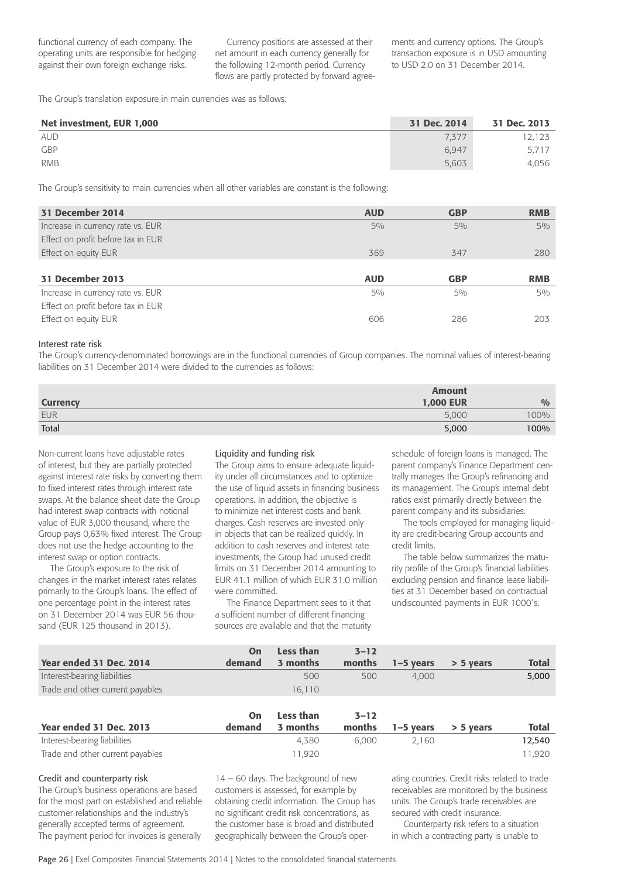functional currency of each company. The operating units are responsible for hedging against their own foreign exchange risks.

Currency positions are assessed at their net amount in each currency generally for the following 12-month period. Currency flows are partly protected by forward agreements and currency options. The Group's transaction exposure is in USD amounting to USD 2.0 on 31 December 2014.

The Group's translation exposure in main currencies was as follows:

| Net investment, EUR 1,000 | 31 Dec. 2014 | 31 Dec. 2013 |
|---|---|---|
| AUD | 7,377 | 12,123 |
| GBP | 6,947 | 5,717 |
| RMB | 5,603 | 4,056 |

The Group's sensitivity to main currencies when all other variables are constant is the following:

| 31 December 2014 | AUD | GBP | RMB |
|---|---|---|---|
| Increase in currency rate vs. EUR | 5% | 5% | 5% |
| Effect on profit before tax in EUR | | | |
| Effect on equity EUR | 369 | 347 | 280 |

| 31 December 2013 | AUD | GBP | RMB |
|---|---|---|---|
| Increase in currency rate vs. EUR | 5% | 5% | 5% |
| Effect on profit before tax in EUR | | | |
| Effect on equity EUR | 606 | 286 | 203 |

#### Interest rate risk

The Group's currency-denominated borrowings are in the functional currencies of Group companies. The nominal values of interest-bearing liabilities on 31 December 2014 were divided to the currencies as follows:

| Currency | Amount 1,000 EUR | % |
|---|---|---|
| EUR | 5,000 | 100% |
| **Total** | **5,000** | **100%** |

Non-current loans have adjustable rates of interest, but they are partially protected against interest rate risks by converting them to fixed interest rates through interest rate swaps. At the balance sheet date the Group had interest swap contracts with notional value of EUR 3,000 thousand, where the Group pays 0,63% fixed interest. The Group does not use the hedge accounting to the interest swap or option contracts.

The Group's exposure to the risk of changes in the market interest rates relates primarily to the Group's loans. The effect of one percentage point in the interest rates on 31 December 2014 was EUR 56 thousand (EUR 125 thousand in 2013).

#### Liquidity and funding risk

The Group aims to ensure adequate liquidity under all circumstances and to optimize the use of liquid assets in financing business operations. In addition, the objective is to minimize net interest costs and bank charges. Cash reserves are invested only in objects that can be realized quickly. In addition to cash reserves and interest rate investments, the Group had unused credit limits on 31 December 2014 amounting to EUR 41.1 million of which EUR 31.0 million were committed.

The Finance Department sees to it that a sufficient number of different financing sources are available and that the maturity schedule of foreign loans is managed. The parent company's Finance Department centrally manages the Group's refinancing and its management. The Group's internal debt ratios exist primarily directly between the parent company and its subsidiaries.

The tools employed for managing liquidity are credit-bearing Group accounts and credit limits.

The table below summarizes the maturity profile of the Group's financial liabilities excluding pension and finance lease liabilities at 31 December based on contractual undiscounted payments in EUR 1000´s.

| Year ended 31 Dec. 2014 | On demand | Less than 3 months | 3–12 months | 1–5 years | > 5 years | Total |
|---|---|---|---|---|---|---|
| Interest-bearing liabilities | | 500 | 500 | 4,000 | | 5,000 |
| Trade and other current payables | | 16,110 | | | | |

| Year ended 31 Dec. 2013 | On demand | Less than 3 months | 3–12 months | 1–5 years | > 5 years | Total |
|---|---|---|---|---|---|---|
| Interest-bearing liabilities | | 4,380 | 6,000 | 2,160 | | 12,540 |
| Trade and other current payables | | 11,920 | | | | 11,920 |

#### Credit and counterparty risk

The Group's business operations are based for the most part on established and reliable customer relationships and the industry's generally accepted terms of agreement. The payment period for invoices is generally 14 – 60 days. The background of new customers is assessed, for example by obtaining credit information. The Group has no significant credit risk concentrations, as the customer base is broad and distributed geographically between the Group's operating countries. Credit risks related to trade receivables are monitored by the business units. The Group's trade receivables are secured with credit insurance.

Counterparty risk refers to a situation in which a contracting party is unable to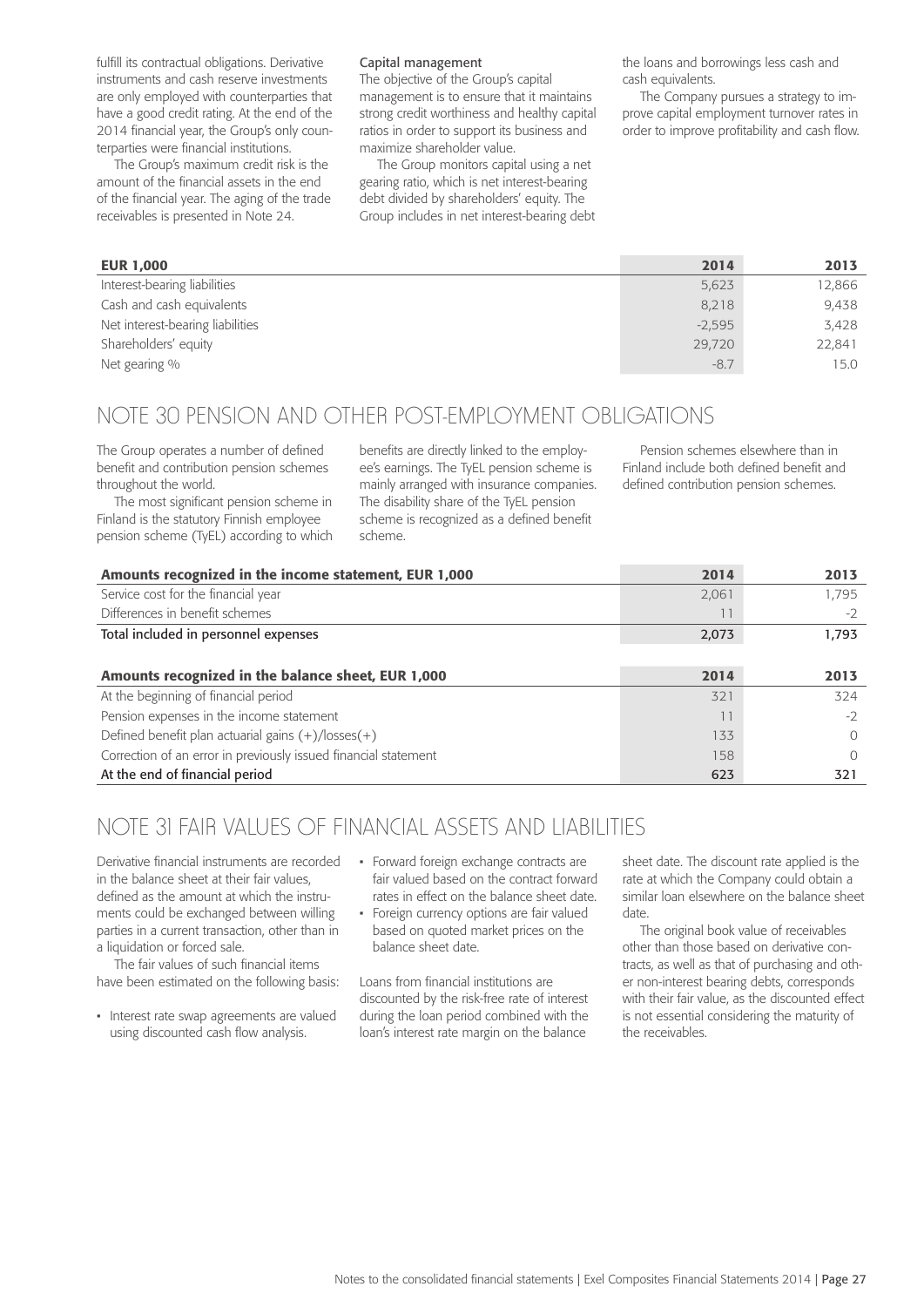fulfill its contractual obligations. Derivative instruments and cash reserve investments are only employed with counterparties that have a good credit rating. At the end of the 2014 financial year, the Group's only counterparties were financial institutions.

The Group's maximum credit risk is the amount of the financial assets in the end of the financial year. The aging of the trade receivables is presented in Note 24.

**Capital management**

The objective of the Group's capital management is to ensure that it maintains strong credit worthiness and healthy capital ratios in order to support its business and maximize shareholder value.

The Group monitors capital using a net gearing ratio, which is net interest-bearing debt divided by shareholders' equity. The Group includes in net interest-bearing debt the loans and borrowings less cash and cash equivalents.

The Company pursues a strategy to improve capital employment turnover rates in order to improve profitability and cash flow.

| EUR 1,000 | 2014 | 2013 |
|---|---|---|
| Interest-bearing liabilities | 5,623 | 12,866 |
| Cash and cash equivalents | 8,218 | 9,438 |
| Net interest-bearing liabilities | -2,595 | 3,428 |
| Shareholders' equity | 29,720 | 22,841 |
| Net gearing % | -8.7 | 15.0 |

## NOTE 30 PENSION AND OTHER POST-EMPLOYMENT OBLIGATIONS

The Group operates a number of defined benefit and contribution pension schemes throughout the world.

The most significant pension scheme in Finland is the statutory Finnish employee pension scheme (TyEL) according to which benefits are directly linked to the employee's earnings. The TyEL pension scheme is mainly arranged with insurance companies. The disability share of the TyEL pension scheme is recognized as a defined benefit scheme.

Pension schemes elsewhere than in Finland include both defined benefit and defined contribution pension schemes.

| Amounts recognized in the income statement, EUR 1,000 | 2014 | 2013 |
|---|---|---|
| Service cost for the financial year | 2,061 | 1,795 |
| Differences in benefit schemes | 11 | -2 |
| Total included in personnel expenses | 2,073 | 1,793 |

| Amounts recognized in the balance sheet, EUR 1,000 | 2014 | 2013 |
|---|---|---|
| At the beginning of financial period | 321 | 324 |
| Pension expenses in the income statement | 11 | -2 |
| Defined benefit plan actuarial gains (+)/losses(+) | 133 | 0 |
| Correction of an error in previously issued financial statement | 158 | 0 |
| At the end of financial period | 623 | 321 |

## NOTE 31 FAIR VALUES OF FINANCIAL ASSETS AND LIABILITIES

Derivative financial instruments are recorded in the balance sheet at their fair values, defined as the amount at which the instruments could be exchanged between willing parties in a current transaction, other than in a liquidation or forced sale.

The fair values of such financial items have been estimated on the following basis:

- Interest rate swap agreements are valued using discounted cash flow analysis.
- Forward foreign exchange contracts are fair valued based on the contract forward rates in effect on the balance sheet date.
- Foreign currency options are fair valued based on quoted market prices on the balance sheet date.

Loans from financial institutions are discounted by the risk-free rate of interest during the loan period combined with the loan's interest rate margin on the balance sheet date. The discount rate applied is the rate at which the Company could obtain a similar loan elsewhere on the balance sheet date.

The original book value of receivables other than those based on derivative contracts, as well as that of purchasing and other non-interest bearing debts, corresponds with their fair value, as the discounted effect is not essential considering the maturity of the receivables.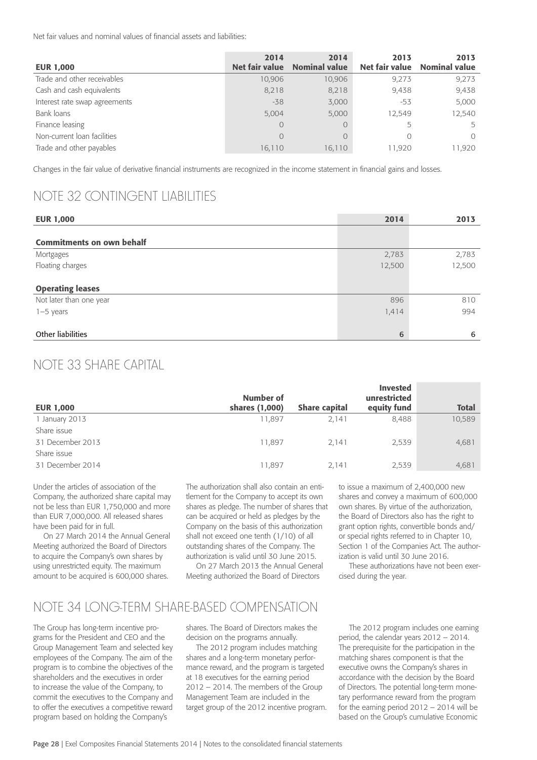Net fair values and nominal values of financial assets and liabilities:

| EUR 1,000 | 2014 Net fair value | 2014 Nominal value | 2013 Net fair value | 2013 Nominal value |
|---|---|---|---|---|
| Trade and other receivables | 10,906 | 10,906 | 9,273 | 9,273 |
| Cash and cash equivalents | 8,218 | 8,218 | 9,438 | 9,438 |
| Interest rate swap agreements | -38 | 3,000 | -53 | 5,000 |
| Bank loans | 5,004 | 5,000 | 12,549 | 12,540 |
| Finance leasing | 0 | 0 | 5 | 5 |
| Non-current loan facilities | 0 | 0 | 0 | 0 |
| Trade and other payables | 16,110 | 16,110 | 11,920 | 11,920 |

Changes in the fair value of derivative financial instruments are recognized in the income statement in financial gains and losses.

## NOTE 32 CONTINGENT LIABILITIES

| EUR 1,000 | 2014 | 2013 |
|---|---|---|
| **Commitments on own behalf** | | |
| Mortgages | 2,783 | 2,783 |
| Floating charges | 12,500 | 12,500 |
| **Operating leases** | | |
| Not later than one year | 896 | 810 |
| 1–5 years | 1,414 | 994 |
| Other liabilities | 6 | 6 |

## NOTE 33 SHARE CAPITAL

| EUR 1,000 | Number of shares (1,000) | Share capital | Invested unrestricted equity fund | Total |
|---|---|---|---|---|
| 1 January 2013 | 11,897 | 2,141 | 8,488 | 10,589 |
| Share issue | | | | |
| 31 December 2013 | 11,897 | 2,141 | 2,539 | 4,681 |
| Share issue | | | | |
| 31 December 2014 | 11,897 | 2,141 | 2,539 | 4,681 |

Under the articles of association of the Company, the authorized share capital may not be less than EUR 1,750,000 and more than EUR 7,000,000. All released shares have been paid for in full.

On 27 March 2014 the Annual General Meeting authorized the Board of Directors to acquire the Company's own shares by using unrestricted equity. The maximum amount to be acquired is 600,000 shares. The authorization shall also contain an entitlement for the Company to accept its own shares as pledge. The number of shares that can be acquired or held as pledges by the Company on the basis of this authorization shall not exceed one tenth (1/10) of all outstanding shares of the Company. The authorization is valid until 30 June 2015.

On 27 March 2013 the Annual General Meeting authorized the Board of Directors to issue a maximum of 2,400,000 new shares and convey a maximum of 600,000 own shares. By virtue of the authorization, the Board of Directors also has the right to grant option rights, convertible bonds and/or special rights referred to in Chapter 10, Section 1 of the Companies Act. The authorization is valid until 30 June 2016.

These authorizations have not been exercised during the year.

## NOTE 34 LONG-TERM SHARE-BASED COMPENSATION

The Group has long-term incentive programs for the President and CEO and the Group Management Team and selected key employees of the Company. The aim of the program is to combine the objectives of the shareholders and the executives in order to increase the value of the Company, to commit the executives to the Company and to offer the executives a competitive reward program based on holding the Company's shares. The Board of Directors makes the decision on the programs annually.

The 2012 program includes matching shares and a long-term monetary performance reward, and the program is targeted at 18 executives for the earning period 2012 – 2014. The members of the Group Management Team are included in the target group of the 2012 incentive program.

The 2012 program includes one earning period, the calendar years 2012 – 2014. The prerequisite for the participation in the matching shares component is that the executive owns the Company's shares in accordance with the decision by the Board of Directors. The potential long-term monetary performance reward from the program for the earning period 2012 – 2014 will be based on the Group's cumulative Economic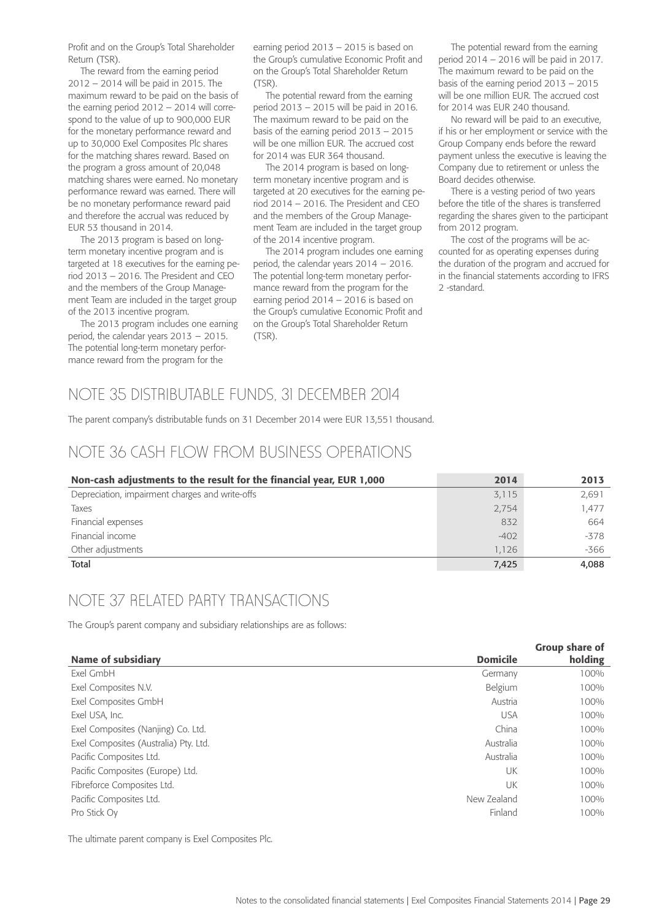Profit and on the Group's Total Shareholder Return (TSR).

The reward from the earning period 2012 – 2014 will be paid in 2015. The maximum reward to be paid on the basis of the earning period 2012 – 2014 will correspond to the value of up to 900,000 EUR for the monetary performance reward and up to 30,000 Exel Composites Plc shares for the matching shares reward. Based on the program a gross amount of 20,048 matching shares were earned. No monetary performance reward was earned. There will be no monetary performance reward paid and therefore the accrual was reduced by EUR 53 thousand in 2014.

The 2013 program is based on long-term monetary incentive program and is targeted at 18 executives for the earning period 2013 – 2016. The President and CEO and the members of the Group Management Team are included in the target group of the 2013 incentive program.

The 2013 program includes one earning period, the calendar years 2013 – 2015. The potential long-term monetary performance reward from the program for the earning period 2013 – 2015 is based on the Group's cumulative Economic Profit and on the Group's Total Shareholder Return (TSR).

The potential reward from the earning period 2013 – 2015 will be paid in 2016. The maximum reward to be paid on the basis of the earning period 2013 – 2015 will be one million EUR. The accrued cost for 2014 was EUR 364 thousand.

The 2014 program is based on long-term monetary incentive program and is targeted at 20 executives for the earning period 2014 – 2016. The President and CEO and the members of the Group Management Team are included in the target group of the 2014 incentive program.

The 2014 program includes one earning period, the calendar years 2014 – 2016. The potential long-term monetary performance reward from the program for the earning period 2014 – 2016 is based on the Group's cumulative Economic Profit and on the Group's Total Shareholder Return (TSR).

The potential reward from the earning period 2014 – 2016 will be paid in 2017. The maximum reward to be paid on the basis of the earning period 2013 – 2015 will be one million EUR. The accrued cost for 2014 was EUR 240 thousand.

No reward will be paid to an executive, if his or her employment or service with the Group Company ends before the reward payment unless the executive is leaving the Company due to retirement or unless the Board decides otherwise.

There is a vesting period of two years before the title of the shares is transferred regarding the shares given to the participant from 2012 program.

The cost of the programs will be accounted for as operating expenses during the duration of the program and accrued for in the financial statements according to IFRS 2 -standard.

## NOTE 35 DISTRIBUTABLE FUNDS, 31 DECEMBER 2014

The parent company's distributable funds on 31 December 2014 were EUR 13,551 thousand.

## NOTE 36 CASH FLOW FROM BUSINESS OPERATIONS

| Non-cash adjustments to the result for the financial year, EUR 1,000 | 2014 | 2013 |
|---|---|---|
| Depreciation, impairment charges and write-offs | 3,115 | 2,691 |
| Taxes | 2,754 | 1,477 |
| Financial expenses | 832 | 664 |
| Financial income | -402 | -378 |
| Other adjustments | 1,126 | -366 |
| **Total** | **7,425** | **4,088** |

## NOTE 37 RELATED PARTY TRANSACTIONS

The Group's parent company and subsidiary relationships are as follows:

| Name of subsidiary | Domicile | Group share of holding |
|---|---|---|
| Exel GmbH | Germany | 100% |
| Exel Composites N.V. | Belgium | 100% |
| Exel Composites GmbH | Austria | 100% |
| Exel USA, Inc. | USA | 100% |
| Exel Composites (Nanjing) Co. Ltd. | China | 100% |
| Exel Composites (Australia) Pty. Ltd. | Australia | 100% |
| Pacific Composites Ltd. | Australia | 100% |
| Pacific Composites (Europe) Ltd. | UK | 100% |
| Fibreforce Composites Ltd. | UK | 100% |
| Pacific Composites Ltd. | New Zealand | 100% |
| Pro Stick Oy | Finland | 100% |

The ultimate parent company is Exel Composites Plc.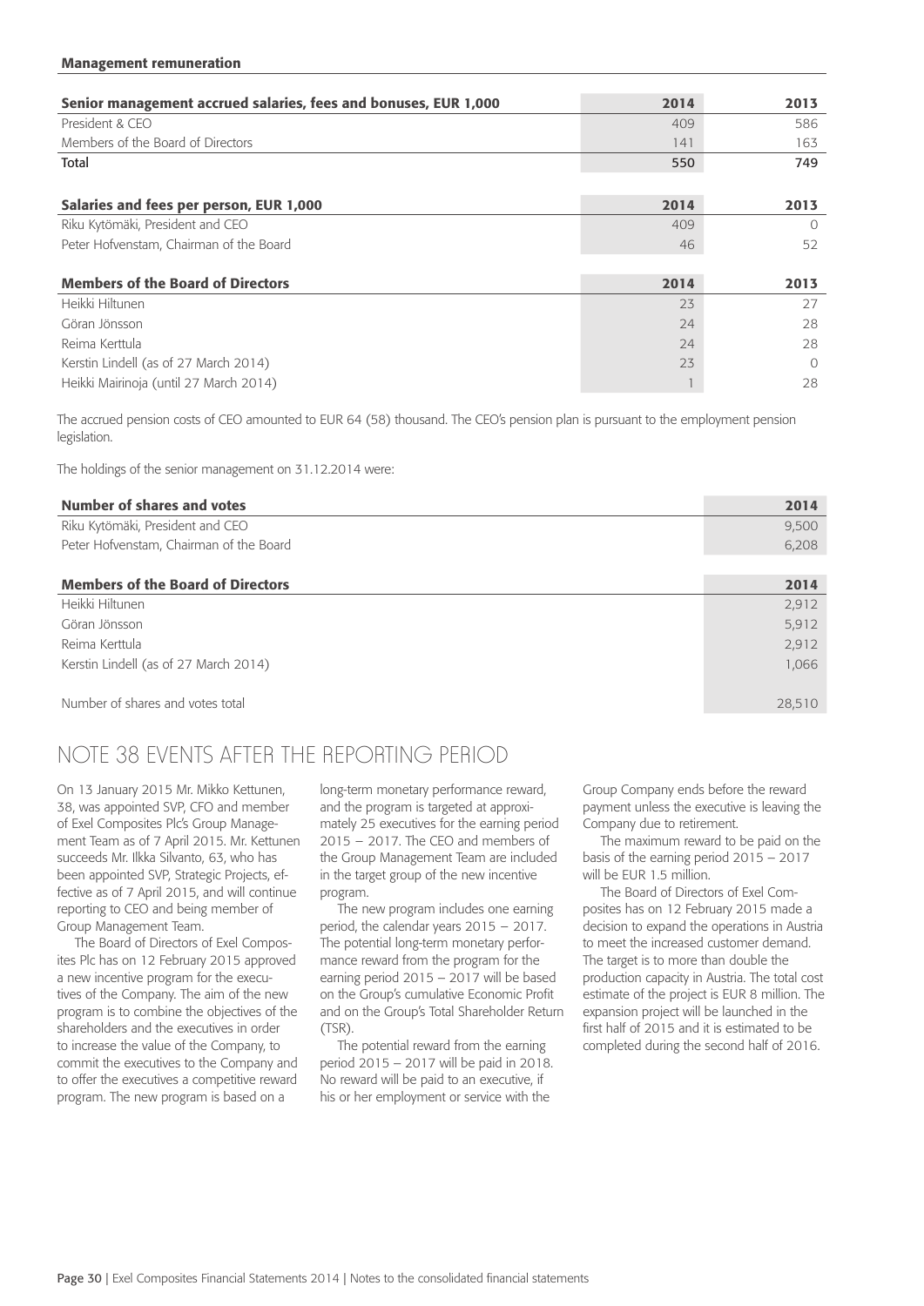**Management remuneration**

| Senior management accrued salaries, fees and bonuses, EUR 1,000 | 2014 | 2013 |
| --- | --- | --- |
| President & CEO | 409 | 586 |
| Members of the Board of Directors | 141 | 163 |
| **Total** | **550** | **749** |

| Salaries and fees per person, EUR 1,000 | 2014 | 2013 |
| --- | --- | --- |
| Riku Kytömäki, President and CEO | 409 | 0 |
| Peter Hofvenstam, Chairman of the Board | 46 | 52 |

| Members of the Board of Directors | 2014 | 2013 |
| --- | --- | --- |
| Heikki Hiltunen | 23 | 27 |
| Göran Jönsson | 24 | 28 |
| Reima Kerttula | 24 | 28 |
| Kerstin Lindell (as of 27 March 2014) | 23 | 0 |
| Heikki Mairinoja (until 27 March 2014) | 1 | 28 |

The accrued pension costs of CEO amounted to EUR 64 (58) thousand. The CEO's pension plan is pursuant to the employment pension legislation.

The holdings of the senior management on 31.12.2014 were:

| Number of shares and votes | 2014 |
| --- | --- |
| Riku Kytömäki, President and CEO | 9,500 |
| Peter Hofvenstam, Chairman of the Board | 6,208 |

| Members of the Board of Directors | 2014 |
| --- | --- |
| Heikki Hiltunen | 2,912 |
| Göran Jönsson | 5,912 |
| Reima Kerttula | 2,912 |
| Kerstin Lindell (as of 27 March 2014) | 1,066 |
| Number of shares and votes total | 28,510 |

# NOTE 38 EVENTS AFTER THE REPORTING PERIOD

On 13 January 2015 Mr. Mikko Kettunen, 38, was appointed SVP, CFO and member of Exel Composites Plc's Group Management Team as of 7 April 2015. Mr. Kettunen succeeds Mr. Ilkka Silvanto, 63, who has been appointed SVP, Strategic Projects, effective as of 7 April 2015, and will continue reporting to CEO and being member of Group Management Team.

The Board of Directors of Exel Composites Plc has on 12 February 2015 approved a new incentive program for the executives of the Company. The aim of the new program is to combine the objectives of the shareholders and the executives in order to increase the value of the Company, to commit the executives to the Company and to offer the executives a competitive reward program. The new program is based on a long-term monetary performance reward, and the program is targeted at approximately 25 executives for the earning period 2015 – 2017. The CEO and members of the Group Management Team are included in the target group of the new incentive program.

The new program includes one earning period, the calendar years 2015 – 2017. The potential long-term monetary performance reward from the program for the earning period 2015 – 2017 will be based on the Group's cumulative Economic Profit and on the Group's Total Shareholder Return (TSR).

The potential reward from the earning period 2015 – 2017 will be paid in 2018. No reward will be paid to an executive, if his or her employment or service with the Group Company ends before the reward payment unless the executive is leaving the Company due to retirement.

The maximum reward to be paid on the basis of the earning period 2015 – 2017 will be EUR 1.5 million.

The Board of Directors of Exel Composites has on 12 February 2015 made a decision to expand the operations in Austria to meet the increased customer demand. The target is to more than double the production capacity in Austria. The total cost estimate of the project is EUR 8 million. The expansion project will be launched in the first half of 2015 and it is estimated to be completed during the second half of 2016.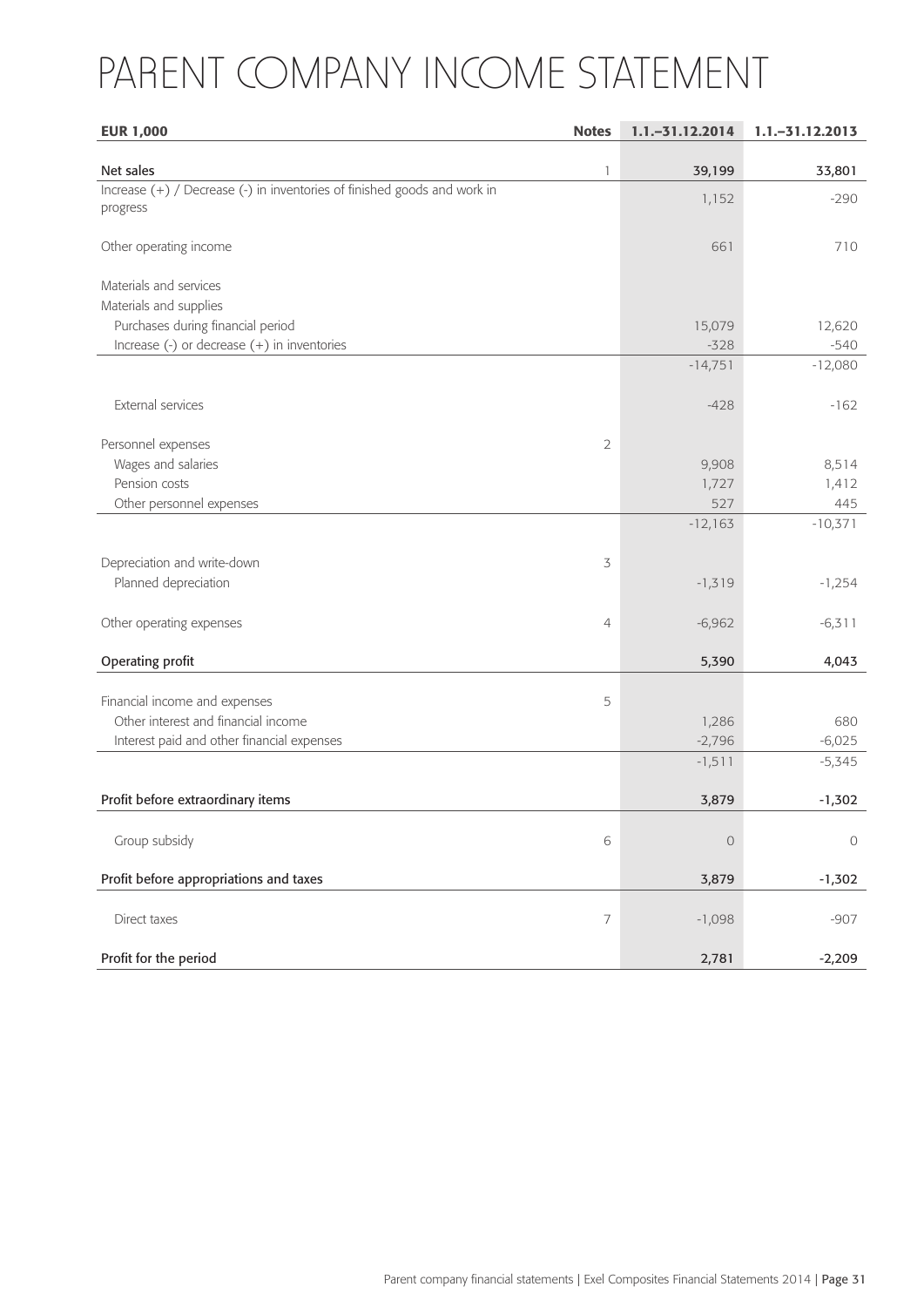# PARENT COMPANY INCOME STATEMENT

| EUR 1,000 | Notes | 1.1.–31.12.2014 | 1.1.–31.12.2013 |
|---|---|---|---|
| **Net sales** | 1 | **39,199** | **33,801** |
| Increase (+) / Decrease (-) in inventories of finished goods and work in progress | | 1,152 | -290 |
| Other operating income | | 661 | 710 |
| Materials and services | | | |
| Materials and supplies | | | |
| Purchases during financial period | | 15,079 | 12,620 |
| Increase (-) or decrease (+) in inventories | | -328 | -540 |
| | | -14,751 | -12,080 |
| External services | | -428 | -162 |
| Personnel expenses | 2 | | |
| Wages and salaries | | 9,908 | 8,514 |
| Pension costs | | 1,727 | 1,412 |
| Other personnel expenses | | 527 | 445 |
| | | -12,163 | -10,371 |
| Depreciation and write-down | 3 | | |
| Planned depreciation | | -1,319 | -1,254 |
| Other operating expenses | 4 | -6,962 | -6,311 |
| **Operating profit** | | **5,390** | **4,043** |
| Financial income and expenses | 5 | | |
| Other interest and financial income | | 1,286 | 680 |
| Interest paid and other financial expenses | | -2,796 | -6,025 |
| | | -1,511 | -5,345 |
| **Profit before extraordinary items** | | **3,879** | **-1,302** |
| Group subsidy | 6 | 0 | 0 |
| **Profit before appropriations and taxes** | | **3,879** | **-1,302** |
| Direct taxes | 7 | -1,098 | -907 |
| **Profit for the period** | | **2,781** | **-2,209** |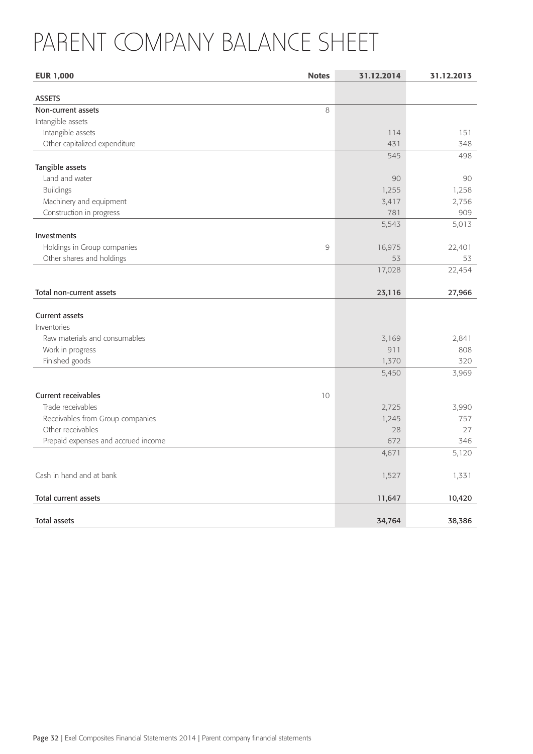# PARENT COMPANY BALANCE SHEET

| EUR 1,000 | Notes | 31.12.2014 | 31.12.2013 |
|---|---|---|---|
| **ASSETS** | | | |
| **Non-current assets** | 8 | | |
| Intangible assets | | | |
| Intangible assets | | 114 | 151 |
| Other capitalized expenditure | | 431 | 348 |
| | | 545 | 498 |
| **Tangible assets** | | | |
| Land and water | | 90 | 90 |
| Buildings | | 1,255 | 1,258 |
| Machinery and equipment | | 3,417 | 2,756 |
| Construction in progress | | 781 | 909 |
| | | 5,543 | 5,013 |
| **Investments** | | | |
| Holdings in Group companies | 9 | 16,975 | 22,401 |
| Other shares and holdings | | 53 | 53 |
| | | 17,028 | 22,454 |
| **Total non-current assets** | | **23,116** | **27,966** |
| **Current assets** | | | |
| Inventories | | | |
| Raw materials and consumables | | 3,169 | 2,841 |
| Work in progress | | 911 | 808 |
| Finished goods | | 1,370 | 320 |
| | | 5,450 | 3,969 |
| **Current receivables** | 10 | | |
| Trade receivables | | 2,725 | 3,990 |
| Receivables from Group companies | | 1,245 | 757 |
| Other receivables | | 28 | 27 |
| Prepaid expenses and accrued income | | 672 | 346 |
| | | 4,671 | 5,120 |
| Cash in hand and at bank | | 1,527 | 1,331 |
| **Total current assets** | | **11,647** | **10,420** |
| **Total assets** | | **34,764** | **38,386** |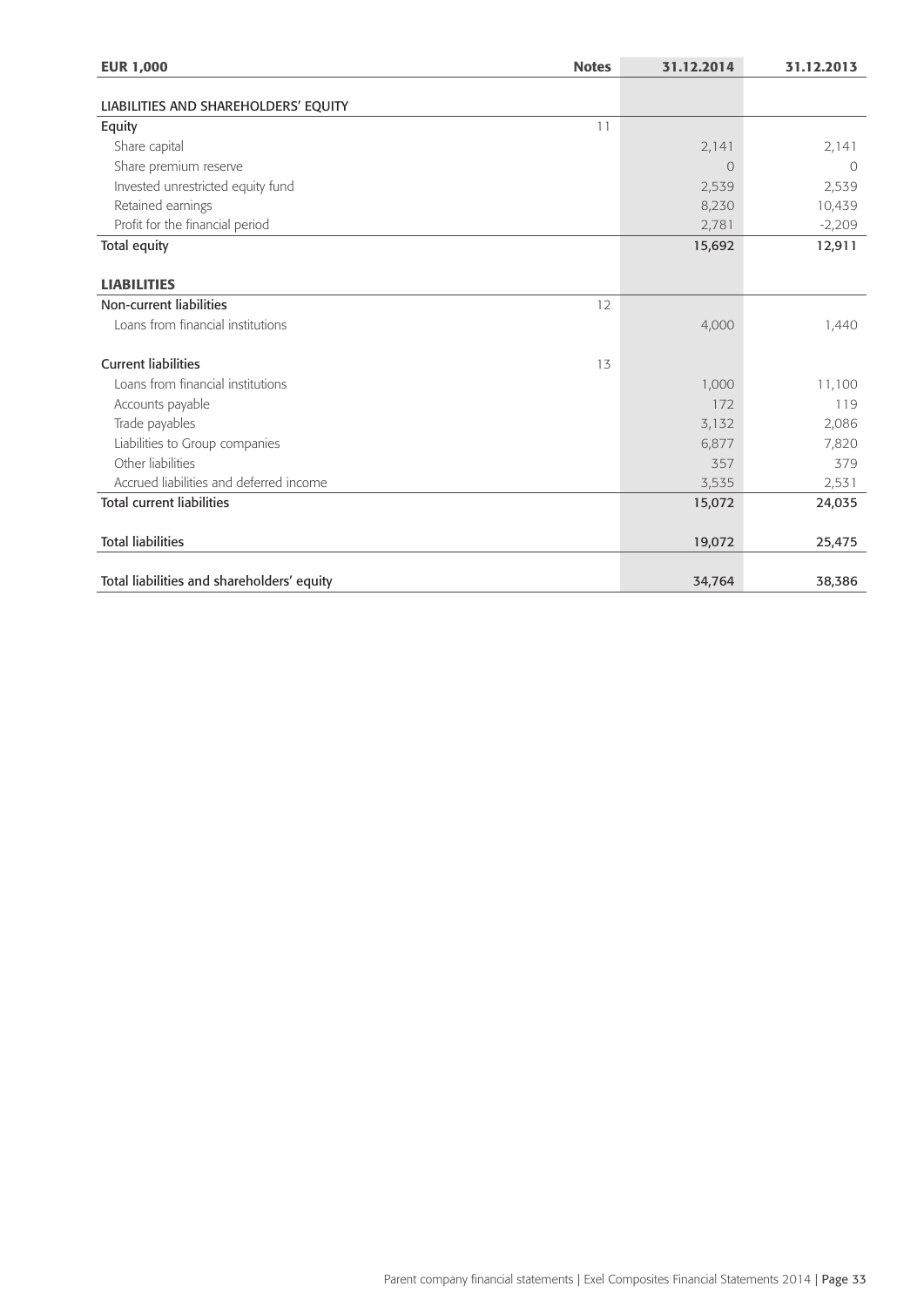| EUR 1,000 | Notes | 31.12.2014 | 31.12.2013 |
|---|---|---|---|
| LIABILITIES AND SHAREHOLDERS' EQUITY | | | |
| Equity | 11 | | |
| Share capital | | 2,141 | 2,141 |
| Share premium reserve | | 0 | 0 |
| Invested unrestricted equity fund | | 2,539 | 2,539 |
| Retained earnings | | 8,230 | 10,439 |
| Profit for the financial period | | 2,781 | -2,209 |
| Total equity | | 15,692 | 12,911 |
| **LIABILITIES** | | | |
| Non-current liabilities | 12 | | |
| Loans from financial institutions | | 4,000 | 1,440 |
| Current liabilities | 13 | | |
| Loans from financial institutions | | 1,000 | 11,100 |
| Accounts payable | | 172 | 119 |
| Trade payables | | 3,132 | 2,086 |
| Liabilities to Group companies | | 6,877 | 7,820 |
| Other liabilities | | 357 | 379 |
| Accrued liabilities and deferred income | | 3,535 | 2,531 |
| Total current liabilities | | 15,072 | 24,035 |
| Total liabilities | | 19,072 | 25,475 |
| Total liabilities and shareholders' equity | | 34,764 | 38,386 |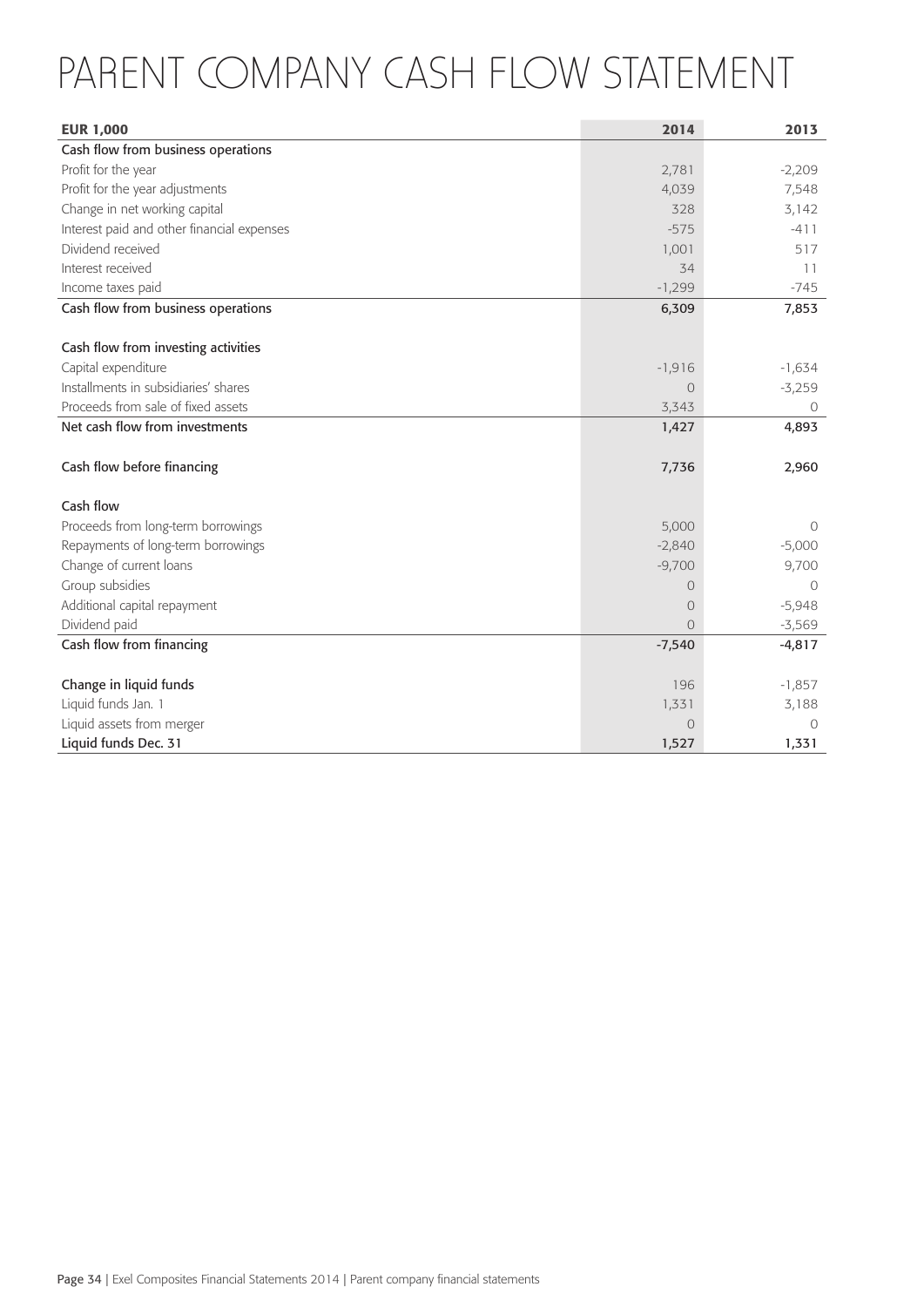# PARENT COMPANY CASH FLOW STATEMENT

| EUR 1,000 | 2014 | 2013 |
|---|---|---|
| Cash flow from business operations | | |
| Profit for the year | 2,781 | -2,209 |
| Profit for the year adjustments | 4,039 | 7,548 |
| Change in net working capital | 328 | 3,142 |
| Interest paid and other financial expenses | -575 | -411 |
| Dividend received | 1,001 | 517 |
| Interest received | 34 | 11 |
| Income taxes paid | -1,299 | -745 |
| Cash flow from business operations | 6,309 | 7,853 |
| | | |
| Cash flow from investing activities | | |
| Capital expenditure | -1,916 | -1,634 |
| Installments in subsidiaries' shares | 0 | -3,259 |
| Proceeds from sale of fixed assets | 3,343 | 0 |
| Net cash flow from investments | 1,427 | 4,893 |
| | | |
| Cash flow before financing | 7,736 | 2,960 |
| | | |
| Cash flow | | |
| Proceeds from long-term borrowings | 5,000 | 0 |
| Repayments of long-term borrowings | -2,840 | -5,000 |
| Change of current loans | -9,700 | 9,700 |
| Group subsidies | 0 | 0 |
| Additional capital repayment | 0 | -5,948 |
| Dividend paid | 0 | -3,569 |
| Cash flow from financing | -7,540 | -4,817 |
| | | |
| Change in liquid funds | 196 | -1,857 |
| Liquid funds Jan. 1 | 1,331 | 3,188 |
| Liquid assets from merger | 0 | 0 |
| Liquid funds Dec. 31 | 1,527 | 1,331 |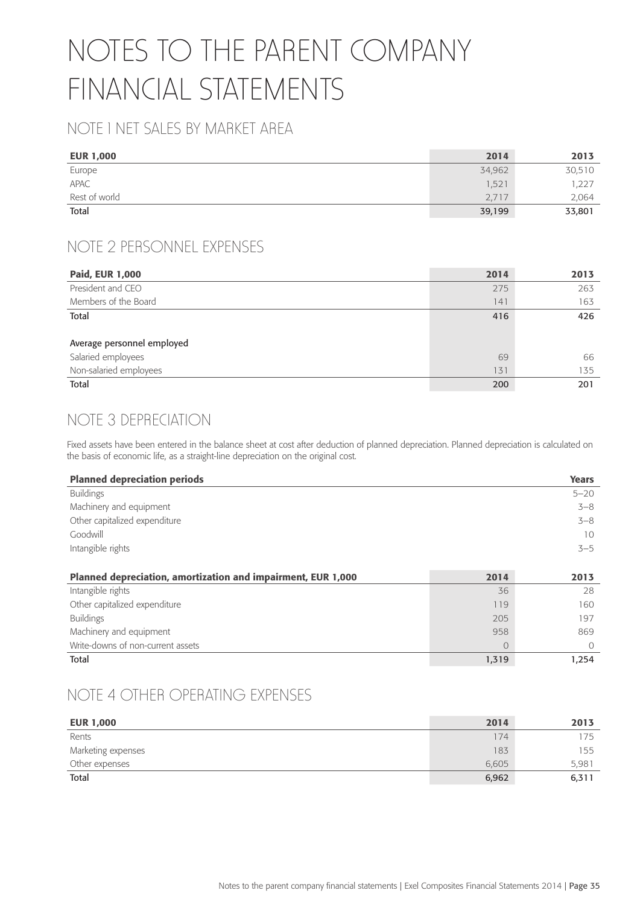# NOTES TO THE PARENT COMPANY FINANCIAL STATEMENTS

## NOTE 1 NET SALES BY MARKET AREA

| EUR 1,000 | 2014 | 2013 |
|---|---|---|
| Europe | 34,962 | 30,510 |
| APAC | 1,521 | 1,227 |
| Rest of world | 2,717 | 2,064 |
| Total | 39,199 | 33,801 |

## NOTE 2 PERSONNEL EXPENSES

| Paid, EUR 1,000 | 2014 | 2013 |
|---|---|---|
| President and CEO | 275 | 263 |
| Members of the Board | 141 | 163 |
| Total | 416 | 426 |
| | | |
| Average personnel employed | | |
| Salaried employees | 69 | 66 |
| Non-salaried employees | 131 | 135 |
| Total | 200 | 201 |

## NOTE 3 DEPRECIATION

Fixed assets have been entered in the balance sheet at cost after deduction of planned depreciation. Planned depreciation is calculated on the basis of economic life, as a straight-line depreciation on the original cost.

| Planned depreciation periods | Years |
|---|---|
| Buildings | 5–20 |
| Machinery and equipment | 3–8 |
| Other capitalized expenditure | 3–8 |
| Goodwill | 10 |
| Intangible rights | 3–5 |

| Planned depreciation, amortization and impairment, EUR 1,000 | 2014 | 2013 |
|---|---|---|
| Intangible rights | 36 | 28 |
| Other capitalized expenditure | 119 | 160 |
| Buildings | 205 | 197 |
| Machinery and equipment | 958 | 869 |
| Write-downs of non-current assets | 0 | 0 |
| Total | 1,319 | 1,254 |

## NOTE 4 OTHER OPERATING EXPENSES

| EUR 1,000 | 2014 | 2013 |
|---|---|---|
| Rents | 174 | 175 |
| Marketing expenses | 183 | 155 |
| Other expenses | 6,605 | 5,981 |
| Total | 6,962 | 6,311 |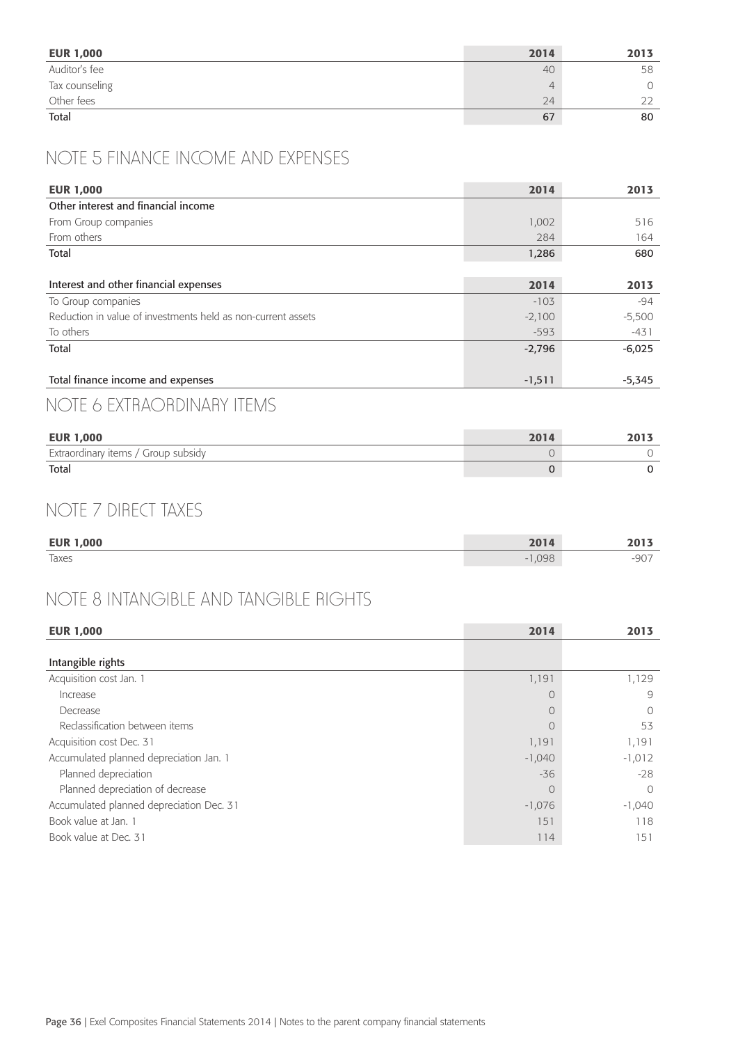| EUR 1,000 | 2014 | 2013 |
|---|---|---|
| Auditor's fee | 40 | 58 |
| Tax counseling | 4 | 0 |
| Other fees | 24 | 22 |
| **Total** | **67** | **80** |

## NOTE 5 FINANCE INCOME AND EXPENSES

| EUR 1,000 | 2014 | 2013 |
|---|---|---|
| **Other interest and financial income** | | |
| From Group companies | 1,002 | 516 |
| From others | 284 | 164 |
| **Total** | **1,286** | **680** |
| | | |
| **Interest and other financial expenses** | **2014** | **2013** |
| To Group companies | -103 | -94 |
| Reduction in value of investments held as non-current assets | -2,100 | -5,500 |
| To others | -593 | -431 |
| **Total** | **-2,796** | **-6,025** |
| | | |
| **Total finance income and expenses** | **-1,511** | **-5,345** |

## NOTE 6 EXTRAORDINARY ITEMS

| EUR 1,000 | 2014 | 2013 |
|---|---|---|
| Extraordinary items / Group subsidy | 0 | 0 |
| **Total** | **0** | **0** |

## NOTE 7 DIRECT TAXES

| EUR 1,000 | 2014 | 2013 |
|---|---|---|
| Taxes | -1,098 | -907 |

## NOTE 8 INTANGIBLE AND TANGIBLE RIGHTS

| EUR 1,000 | 2014 | 2013 |
|---|---|---|
| **Intangible rights** | | |
| Acquisition cost Jan. 1 | 1,191 | 1,129 |
| Increase | 0 | 9 |
| Decrease | 0 | 0 |
| Reclassification between items | 0 | 53 |
| Acquisition cost Dec. 31 | 1,191 | 1,191 |
| Accumulated planned depreciation Jan. 1 | -1,040 | -1,012 |
| Planned depreciation | -36 | -28 |
| Planned depreciation of decrease | 0 | 0 |
| Accumulated planned depreciation Dec. 31 | -1,076 | -1,040 |
| Book value at Jan. 1 | 151 | 118 |
| Book value at Dec. 31 | 114 | 151 |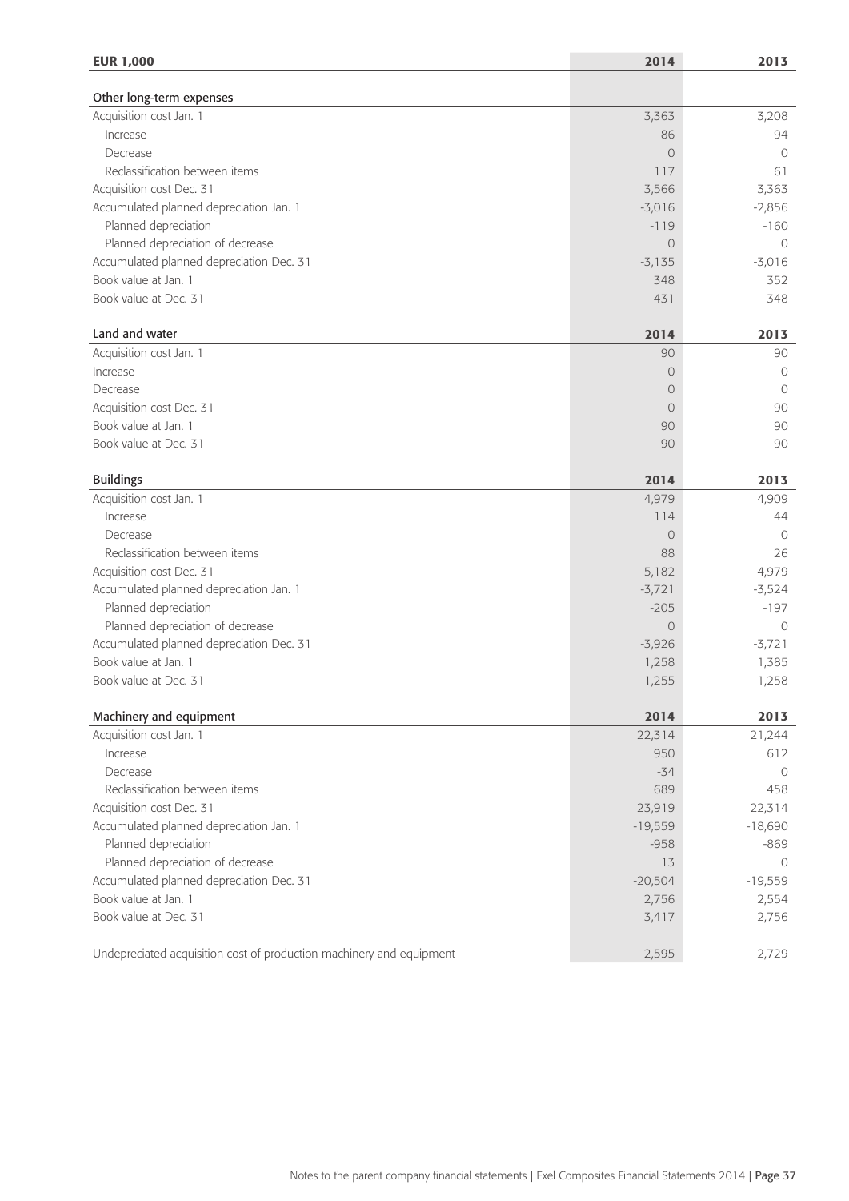| EUR 1,000 | 2014 | 2013 |
|---|---|---|
| **Other long-term expenses** | | |
| Acquisition cost Jan. 1 | 3,363 | 3,208 |
| Increase | 86 | 94 |
| Decrease | 0 | 0 |
| Reclassification between items | 117 | 61 |
| Acquisition cost Dec. 31 | 3,566 | 3,363 |
| Accumulated planned depreciation Jan. 1 | -3,016 | -2,856 |
| Planned depreciation | -119 | -160 |
| Planned depreciation of decrease | 0 | 0 |
| Accumulated planned depreciation Dec. 31 | -3,135 | -3,016 |
| Book value at Jan. 1 | 348 | 352 |
| Book value at Dec. 31 | 431 | 348 |

| Land and water | 2014 | 2013 |
|---|---|---|
| Acquisition cost Jan. 1 | 90 | 90 |
| Increase | 0 | 0 |
| Decrease | 0 | 0 |
| Acquisition cost Dec. 31 | 0 | 90 |
| Book value at Jan. 1 | 90 | 90 |
| Book value at Dec. 31 | 90 | 90 |

| Buildings | 2014 | 2013 |
|---|---|---|
| Acquisition cost Jan. 1 | 4,979 | 4,909 |
| Increase | 114 | 44 |
| Decrease | 0 | 0 |
| Reclassification between items | 88 | 26 |
| Acquisition cost Dec. 31 | 5,182 | 4,979 |
| Accumulated planned depreciation Jan. 1 | -3,721 | -3,524 |
| Planned depreciation | -205 | -197 |
| Planned depreciation of decrease | 0 | 0 |
| Accumulated planned depreciation Dec. 31 | -3,926 | -3,721 |
| Book value at Jan. 1 | 1,258 | 1,385 |
| Book value at Dec. 31 | 1,255 | 1,258 |

| Machinery and equipment | 2014 | 2013 |
|---|---|---|
| Acquisition cost Jan. 1 | 22,314 | 21,244 |
| Increase | 950 | 612 |
| Decrease | -34 | 0 |
| Reclassification between items | 689 | 458 |
| Acquisition cost Dec. 31 | 23,919 | 22,314 |
| Accumulated planned depreciation Jan. 1 | -19,559 | -18,690 |
| Planned depreciation | -958 | -869 |
| Planned depreciation of decrease | 13 | 0 |
| Accumulated planned depreciation Dec. 31 | -20,504 | -19,559 |
| Book value at Jan. 1 | 2,756 | 2,554 |
| Book value at Dec. 31 | 3,417 | 2,756 |
| | | |
| Undepreciated acquisition cost of production machinery and equipment | 2,595 | 2,729 |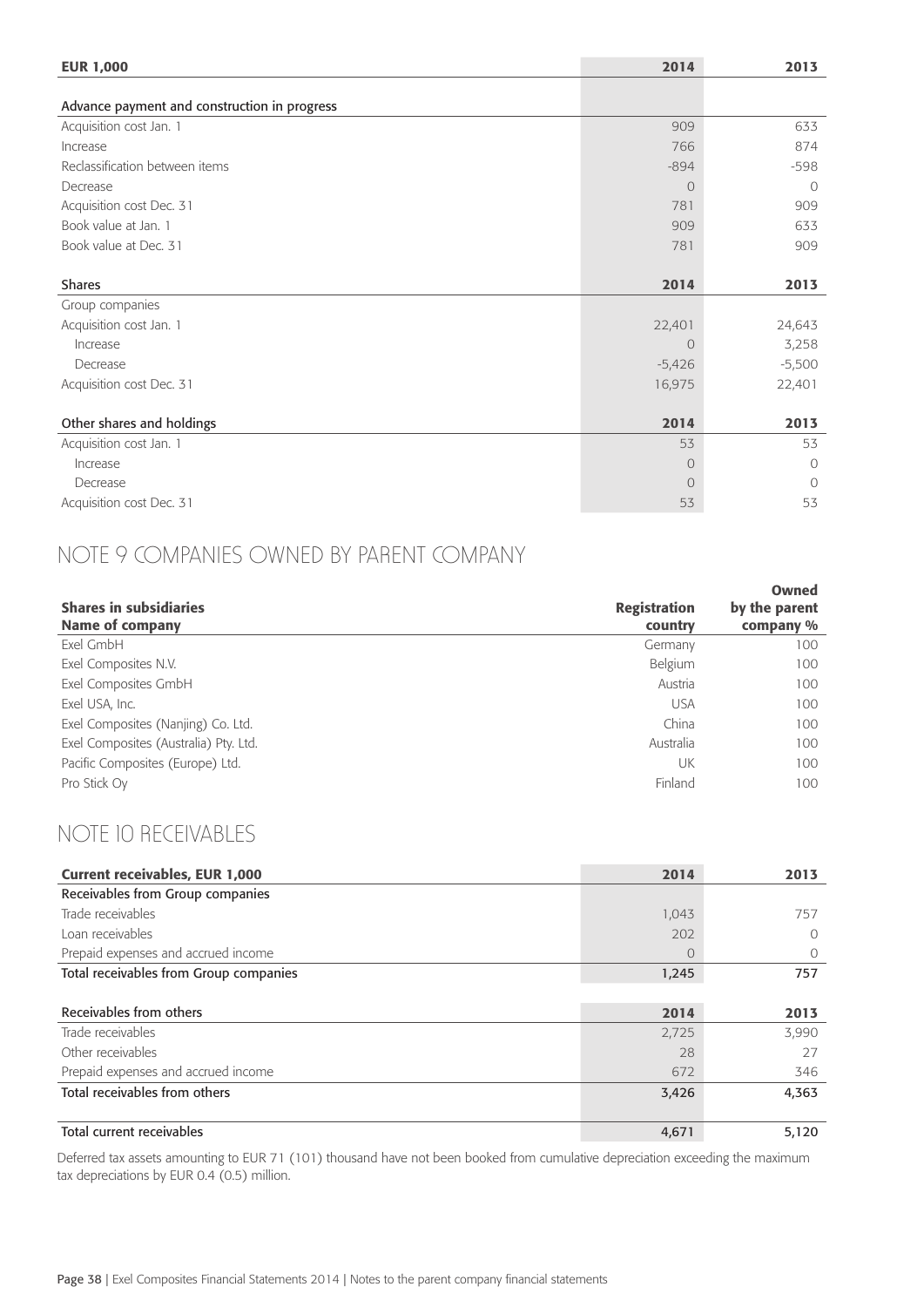| EUR 1,000 | 2014 | 2013 |
|---|---|---|
| **Advance payment and construction in progress** | | |
| Acquisition cost Jan. 1 | 909 | 633 |
| Increase | 766 | 874 |
| Reclassification between items | -894 | -598 |
| Decrease | 0 | 0 |
| Acquisition cost Dec. 31 | 781 | 909 |
| Book value at Jan. 1 | 909 | 633 |
| Book value at Dec. 31 | 781 | 909 |

| Shares | 2014 | 2013 |
|---|---|---|
| Group companies | | |
| Acquisition cost Jan. 1 | 22,401 | 24,643 |
| Increase | 0 | 3,258 |
| Decrease | -5,426 | -5,500 |
| Acquisition cost Dec. 31 | 16,975 | 22,401 |

| Other shares and holdings | 2014 | 2013 |
|---|---|---|
| Acquisition cost Jan. 1 | 53 | 53 |
| Increase | 0 | 0 |
| Decrease | 0 | 0 |
| Acquisition cost Dec. 31 | 53 | 53 |

## NOTE 9 COMPANIES OWNED BY PARENT COMPANY

| Shares in subsidiaries Name of company | Registration country | Owned by the parent company % |
|---|---|---|
| Exel GmbH | Germany | 100 |
| Exel Composites N.V. | Belgium | 100 |
| Exel Composites GmbH | Austria | 100 |
| Exel USA, Inc. | USA | 100 |
| Exel Composites (Nanjing) Co. Ltd. | China | 100 |
| Exel Composites (Australia) Pty. Ltd. | Australia | 100 |
| Pacific Composites (Europe) Ltd. | UK | 100 |
| Pro Stick Oy | Finland | 100 |

## NOTE 10 RECEIVABLES

| Current receivables, EUR 1,000 | 2014 | 2013 |
|---|---|---|
| Receivables from Group companies | | |
| Trade receivables | 1,043 | 757 |
| Loan receivables | 202 | 0 |
| Prepaid expenses and accrued income | 0 | 0 |
| **Total receivables from Group companies** | **1,245** | **757** |

| Receivables from others | 2014 | 2013 |
|---|---|---|
| Trade receivables | 2,725 | 3,990 |
| Other receivables | 28 | 27 |
| Prepaid expenses and accrued income | 672 | 346 |
| **Total receivables from others** | **3,426** | **4,363** |
| | | |
| **Total current receivables** | **4,671** | **5,120** |

Deferred tax assets amounting to EUR 71 (101) thousand have not been booked from cumulative depreciation exceeding the maximum tax depreciations by EUR 0.4 (0.5) million.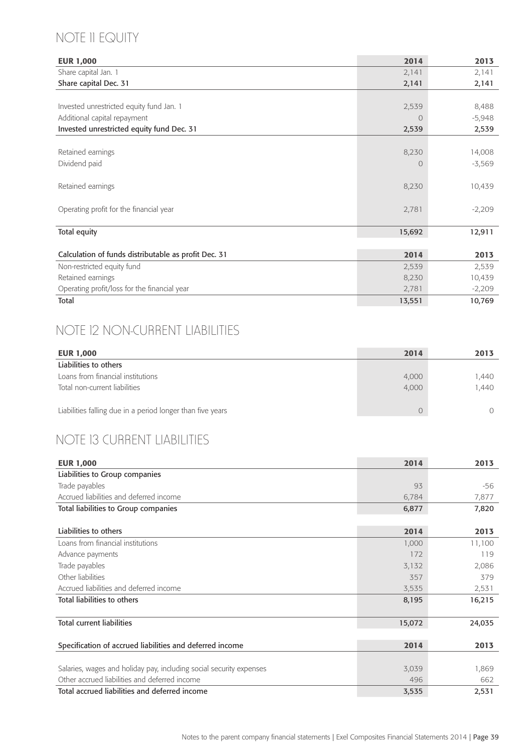## NOTE 11 EQUITY

| EUR 1,000 | 2014 | 2013 |
|---|---|---|
| Share capital Jan. 1 | 2,141 | 2,141 |
| **Share capital Dec. 31** | **2,141** | **2,141** |
| | | |
| Invested unrestricted equity fund Jan. 1 | 2,539 | 8,488 |
| Additional capital repayment | 0 | -5,948 |
| **Invested unrestricted equity fund Dec. 31** | **2,539** | **2,539** |
| | | |
| Retained earnings | 8,230 | 14,008 |
| Dividend paid | 0 | -3,569 |
| | | |
| Retained earnings | 8,230 | 10,439 |
| | | |
| Operating profit for the financial year | 2,781 | -2,209 |
| | | |
| **Total equity** | **15,692** | **12,911** |

| Calculation of funds distributable as profit Dec. 31 | 2014 | 2013 |
|---|---|---|
| Non-restricted equity fund | 2,539 | 2,539 |
| Retained earnings | 8,230 | 10,439 |
| Operating profit/loss for the financial year | 2,781 | -2,209 |
| **Total** | **13,551** | **10,769** |

## NOTE 12 NON-CURRENT LIABILITIES

| EUR 1,000 | 2014 | 2013 |
|---|---|---|
| **Liabilities to others** | | |
| Loans from financial institutions | 4,000 | 1,440 |
| Total non-current liabilities | 4,000 | 1,440 |
| | | |
| Liabilities falling due in a period longer than five years | 0 | 0 |

## NOTE 13 CURRENT LIABILITIES

| EUR 1,000 | 2014 | 2013 |
|---|---|---|
| **Liabilities to Group companies** | | |
| Trade payables | 93 | -56 |
| Accrued liabilities and deferred income | 6,784 | 7,877 |
| **Total liabilities to Group companies** | **6,877** | **7,820** |

| Liabilities to others | 2014 | 2013 |
|---|---|---|
| Loans from financial institutions | 1,000 | 11,100 |
| Advance payments | 172 | 119 |
| Trade payables | 3,132 | 2,086 |
| Other liabilities | 357 | 379 |
| Accrued liabilities and deferred income | 3,535 | 2,531 |
| **Total liabilities to others** | **8,195** | **16,215** |
| | | |
| **Total current liabilities** | **15,072** | **24,035** |

| Specification of accrued liabilities and deferred income | 2014 | 2013 |
|---|---|---|
| | | |
| Salaries, wages and holiday pay, including social security expenses | 3,039 | 1,869 |
| Other accrued liabilities and deferred income | 496 | 662 |
| **Total accrued liabilities and deferred income** | **3,535** | **2,531** |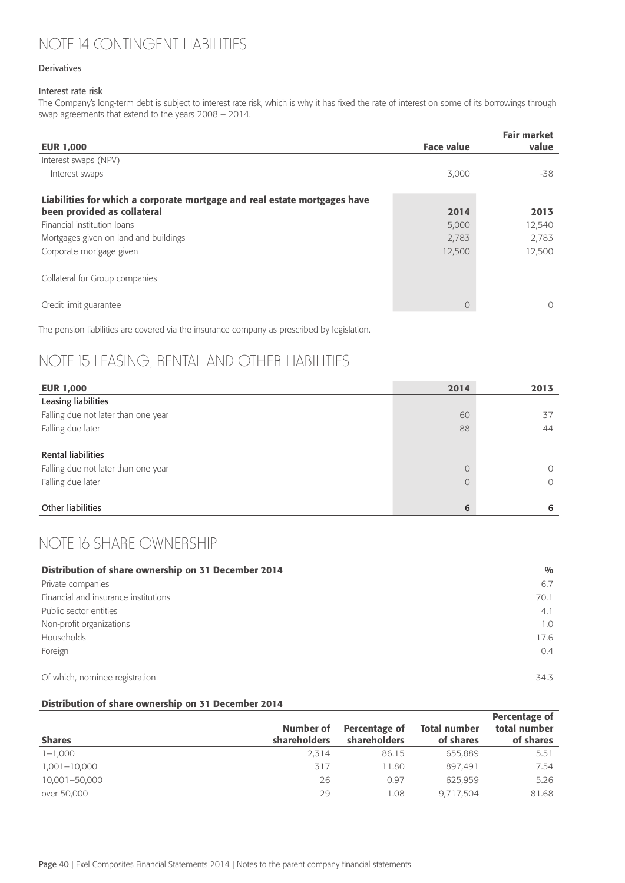# NOTE 14 CONTINGENT LIABILITIES

**Derivatives**

**Interest rate risk**

The Company's long-term debt is subject to interest rate risk, which is why it has fixed the rate of interest on some of its borrowings through swap agreements that extend to the years 2008 – 2014.

| EUR 1,000 | Face value | Fair market value |
|---|---|---|
| Interest swaps (NPV) | | |
| Interest swaps | 3,000 | -38 |

| Liabilities for which a corporate mortgage and real estate mortgages have been provided as collateral | 2014 | 2013 |
|---|---|---|
| Financial institution loans | 5,000 | 12,540 |
| Mortgages given on land and buildings | 2,783 | 2,783 |
| Corporate mortgage given | 12,500 | 12,500 |
| Collateral for Group companies | | |
| Credit limit guarantee | 0 | 0 |

The pension liabilities are covered via the insurance company as prescribed by legislation.

# NOTE 15 LEASING, RENTAL AND OTHER LIABILITIES

| EUR 1,000 | 2014 | 2013 |
|---|---|---|
| **Leasing liabilities** | | |
| Falling due not later than one year | 60 | 37 |
| Falling due later | 88 | 44 |
| **Rental liabilities** | | |
| Falling due not later than one year | 0 | 0 |
| Falling due later | 0 | 0 |
| **Other liabilities** | 6 | 6 |

# NOTE 16 SHARE OWNERSHIP

| Distribution of share ownership on 31 December 2014 | % |
|---|---|
| Private companies | 6.7 |
| Financial and insurance institutions | 70.1 |
| Public sector entities | 4.1 |
| Non-profit organizations | 1.0 |
| Households | 17.6 |
| Foreign | 0.4 |
| Of which, nominee registration | 34.3 |

**Distribution of share ownership on 31 December 2014**

| Shares | Number of shareholders | Percentage of shareholders | Total number of shares | Percentage of total number of shares |
|---|---|---|---|---|
| 1–1,000 | 2,314 | 86.15 | 655,889 | 5.51 |
| 1,001–10,000 | 317 | 11.80 | 897,491 | 7.54 |
| 10,001–50,000 | 26 | 0.97 | 625,959 | 5.26 |
| over 50,000 | 29 | 1.08 | 9,717,504 | 81.68 |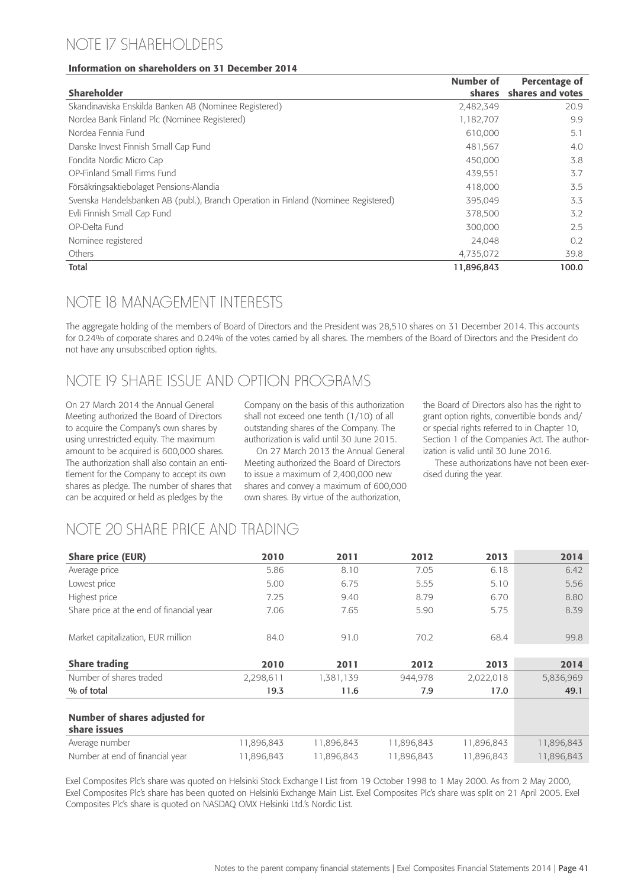# NOTE 17 SHAREHOLDERS

**Information on shareholders on 31 December 2014**

| Shareholder | Number of shares | Percentage of shares and votes |
|---|---|---|
| Skandinaviska Enskilda Banken AB (Nominee Registered) | 2,482,349 | 20.9 |
| Nordea Bank Finland Plc (Nominee Registered) | 1,182,707 | 9.9 |
| Nordea Fennia Fund | 610,000 | 5.1 |
| Danske Invest Finnish Small Cap Fund | 481,567 | 4.0 |
| Fondita Nordic Micro Cap | 450,000 | 3.8 |
| OP-Finland Small Firms Fund | 439,551 | 3.7 |
| Försäkringsaktiebolaget Pensions-Alandia | 418,000 | 3.5 |
| Svenska Handelsbanken AB (publ.), Branch Operation in Finland (Nominee Registered) | 395,049 | 3.3 |
| Evli Finnish Small Cap Fund | 378,500 | 3.2 |
| OP-Delta Fund | 300,000 | 2.5 |
| Nominee registered | 24,048 | 0.2 |
| Others | 4,735,072 | 39.8 |
| Total | 11,896,843 | 100.0 |

# NOTE 18 MANAGEMENT INTERESTS

The aggregate holding of the members of Board of Directors and the President was 28,510 shares on 31 December 2014. This accounts for 0.24% of corporate shares and 0.24% of the votes carried by all shares. The members of the Board of Directors and the President do not have any unsubscribed option rights.

# NOTE 19 SHARE ISSUE AND OPTION PROGRAMS

On 27 March 2014 the Annual General Meeting authorized the Board of Directors to acquire the Company's own shares by using unrestricted equity. The maximum amount to be acquired is 600,000 shares. The authorization shall also contain an entitlement for the Company to accept its own shares as pledge. The number of shares that can be acquired or held as pledges by the Company on the basis of this authorization shall not exceed one tenth (1/10) of all outstanding shares of the Company. The authorization is valid until 30 June 2015.

On 27 March 2013 the Annual General Meeting authorized the Board of Directors to issue a maximum of 2,400,000 new shares and convey a maximum of 600,000 own shares. By virtue of the authorization, the Board of Directors also has the right to grant option rights, convertible bonds and/or special rights referred to in Chapter 10, Section 1 of the Companies Act. The authorization is valid until 30 June 2016.

These authorizations have not been exercised during the year.

# NOTE 20 SHARE PRICE AND TRADING

| Share price (EUR) | 2010 | 2011 | 2012 | 2013 | 2014 |
|---|---|---|---|---|---|
| Average price | 5.86 | 8.10 | 7.05 | 6.18 | 6.42 |
| Lowest price | 5.00 | 6.75 | 5.55 | 5.10 | 5.56 |
| Highest price | 7.25 | 9.40 | 8.79 | 6.70 | 8.80 |
| Share price at the end of financial year | 7.06 | 7.65 | 5.90 | 5.75 | 8.39 |
| Market capitalization, EUR million | 84.0 | 91.0 | 70.2 | 68.4 | 99.8 |
| **Share trading** | **2010** | **2011** | **2012** | **2013** | **2014** |
| Number of shares traded | 2,298,611 | 1,381,139 | 944,978 | 2,022,018 | 5,836,969 |
| % of total | 19.3 | 11.6 | 7.9 | 17.0 | 49.1 |
| **Number of shares adjusted for share issues** | | | | | |
| Average number | 11,896,843 | 11,896,843 | 11,896,843 | 11,896,843 | 11,896,843 |
| Number at end of financial year | 11,896,843 | 11,896,843 | 11,896,843 | 11,896,843 | 11,896,843 |

Exel Composites Plc's share was quoted on Helsinki Stock Exchange I List from 19 October 1998 to 1 May 2000. As from 2 May 2000, Exel Composites Plc's share has been quoted on Helsinki Exchange Main List. Exel Composites Plc's share was split on 21 April 2005. Exel Composites Plc's share is quoted on NASDAQ OMX Helsinki Ltd.'s Nordic List.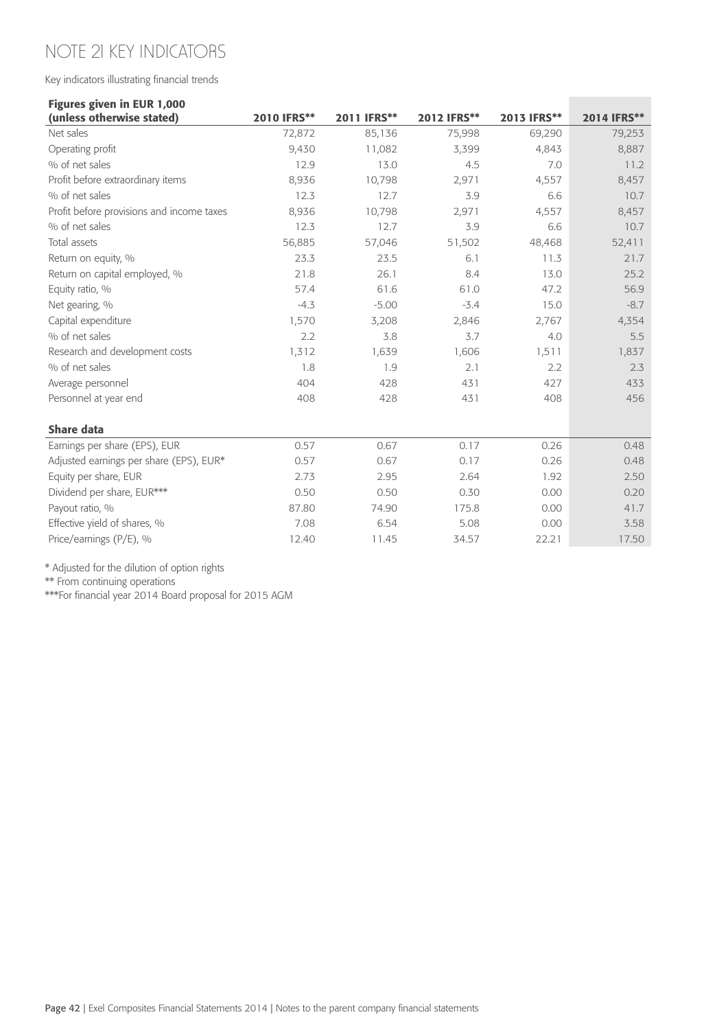# NOTE 21 KEY INDICATORS

Key indicators illustrating financial trends

| Figures given in EUR 1,000 (unless otherwise stated) | 2010 IFRS** | 2011 IFRS** | 2012 IFRS** | 2013 IFRS** | 2014 IFRS** |
|---|---|---|---|---|---|
| Net sales | 72,872 | 85,136 | 75,998 | 69,290 | 79,253 |
| Operating profit | 9,430 | 11,082 | 3,399 | 4,843 | 8,887 |
| % of net sales | 12.9 | 13.0 | 4.5 | 7.0 | 11.2 |
| Profit before extraordinary items | 8,936 | 10,798 | 2,971 | 4,557 | 8,457 |
| % of net sales | 12.3 | 12.7 | 3.9 | 6.6 | 10.7 |
| Profit before provisions and income taxes | 8,936 | 10,798 | 2,971 | 4,557 | 8,457 |
| % of net sales | 12.3 | 12.7 | 3.9 | 6.6 | 10.7 |
| Total assets | 56,885 | 57,046 | 51,502 | 48,468 | 52,411 |
| Return on equity, % | 23.3 | 23.5 | 6.1 | 11.3 | 21.7 |
| Return on capital employed, % | 21.8 | 26.1 | 8.4 | 13.0 | 25.2 |
| Equity ratio, % | 57.4 | 61.6 | 61.0 | 47.2 | 56.9 |
| Net gearing, % | -4.3 | -5.00 | -3.4 | 15.0 | -8.7 |
| Capital expenditure | 1,570 | 3,208 | 2,846 | 2,767 | 4,354 |
| % of net sales | 2.2 | 3.8 | 3.7 | 4.0 | 5.5 |
| Research and development costs | 1,312 | 1,639 | 1,606 | 1,511 | 1,837 |
| % of net sales | 1.8 | 1.9 | 2.1 | 2.2 | 2.3 |
| Average personnel | 404 | 428 | 431 | 427 | 433 |
| Personnel at year end | 408 | 428 | 431 | 408 | 456 |
| **Share data** | | | | | |
| Earnings per share (EPS), EUR | 0.57 | 0.67 | 0.17 | 0.26 | 0.48 |
| Adjusted earnings per share (EPS), EUR* | 0.57 | 0.67 | 0.17 | 0.26 | 0.48 |
| Equity per share, EUR | 2.73 | 2.95 | 2.64 | 1.92 | 2.50 |
| Dividend per share, EUR*** | 0.50 | 0.50 | 0.30 | 0.00 | 0.20 |
| Payout ratio, % | 87.80 | 74.90 | 175.8 | 0.00 | 41.7 |
| Effective yield of shares, % | 7.08 | 6.54 | 5.08 | 0.00 | 3.58 |
| Price/earnings (P/E), % | 12.40 | 11.45 | 34.57 | 22.21 | 17.50 |

\* Adjusted for the dilution of option rights

** From continuing operations

***For financial year 2014 Board proposal for 2015 AGM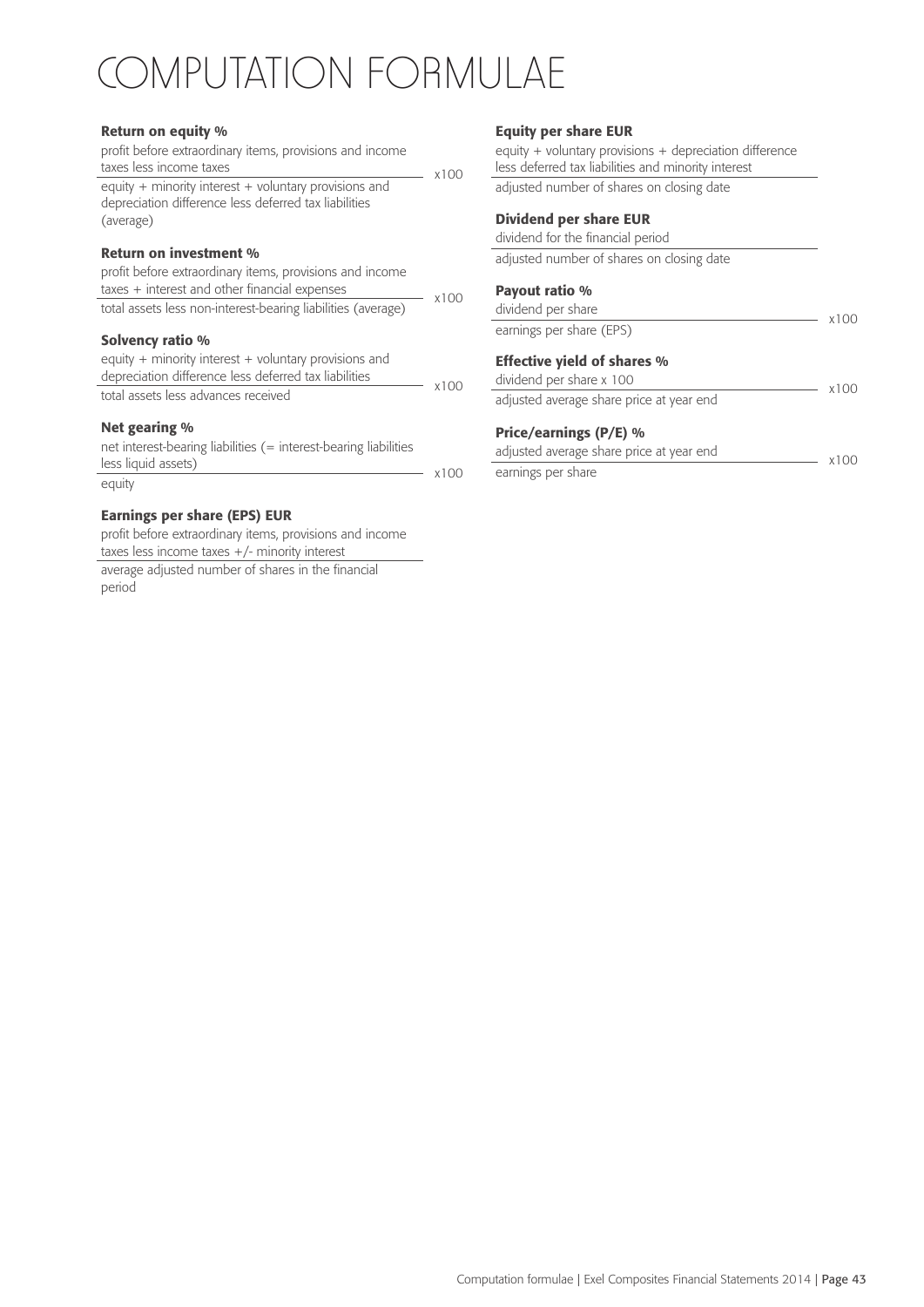# COMPUTATION FORMULAE

**Return on equity %**

$$\frac{\text{profit before extraordinary items, provisions and income taxes less income taxes}}{\text{equity + minority interest + voluntary provisions and depreciation difference less deferred tax liabilities (average)}} \times 100$$

**Return on investment %**

$$\frac{\text{profit before extraordinary items, provisions and income taxes + interest and other financial expenses}}{\text{total assets less non-interest-bearing liabilities (average)}} \times 100$$

**Solvency ratio %**

$$\frac{\text{equity + minority interest + voluntary provisions and depreciation difference less deferred tax liabilities}}{\text{total assets less advances received}} \times 100$$

**Net gearing %**

$$\frac{\text{net interest-bearing liabilities (= interest-bearing liabilities less liquid assets)}}{\text{equity}} \times 100$$

**Earnings per share (EPS) EUR**

$$\frac{\text{profit before extraordinary items, provisions and income taxes less income taxes +/- minority interest}}{\text{average adjusted number of shares in the financial period}}$$

**Equity per share EUR**

$$\frac{\text{equity + voluntary provisions + depreciation difference less deferred tax liabilities and minority interest}}{\text{adjusted number of shares on closing date}}$$

**Dividend per share EUR**

$$\frac{\text{dividend for the financial period}}{\text{adjusted number of shares on closing date}}$$

**Payout ratio %**

$$\frac{\text{dividend per share}}{\text{earnings per share (EPS)}} \times 100$$

**Effective yield of shares %**

$$\frac{\text{dividend per share x 100}}{\text{adjusted average share price at year end}} \times 100$$

**Price/earnings (P/E) %**

$$\frac{\text{adjusted average share price at year end}}{\text{earnings per share}} \times 100$$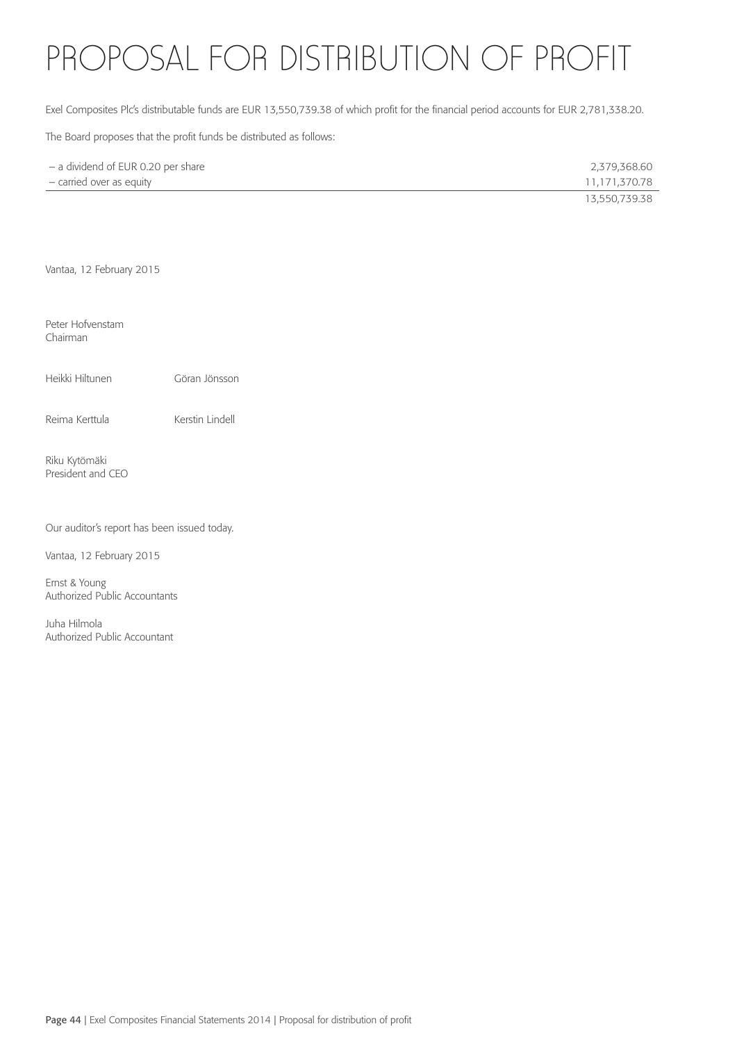# PROPOSAL FOR DISTRIBUTION OF PROFIT

Exel Composites Plc's distributable funds are EUR 13,550,739.38 of which profit for the financial period accounts for EUR 2,781,338.20.

The Board proposes that the profit funds be distributed as follows:

| | |
|---|---:|
| – a dividend of EUR 0.20 per share | 2,379,368.60 |
| – carried over as equity | 11,171,370.78 |
| | 13,550,739.38 |

Vantaa, 12 February 2015

Peter Hofvenstam
Chairman

Heikki Hiltunen

Göran Jönsson

Reima Kerttula

Kerstin Lindell

Riku Kytömäki
President and CEO

Our auditor's report has been issued today.

Vantaa, 12 February 2015

Ernst & Young
Authorized Public Accountants

Juha Hilmola
Authorized Public Accountant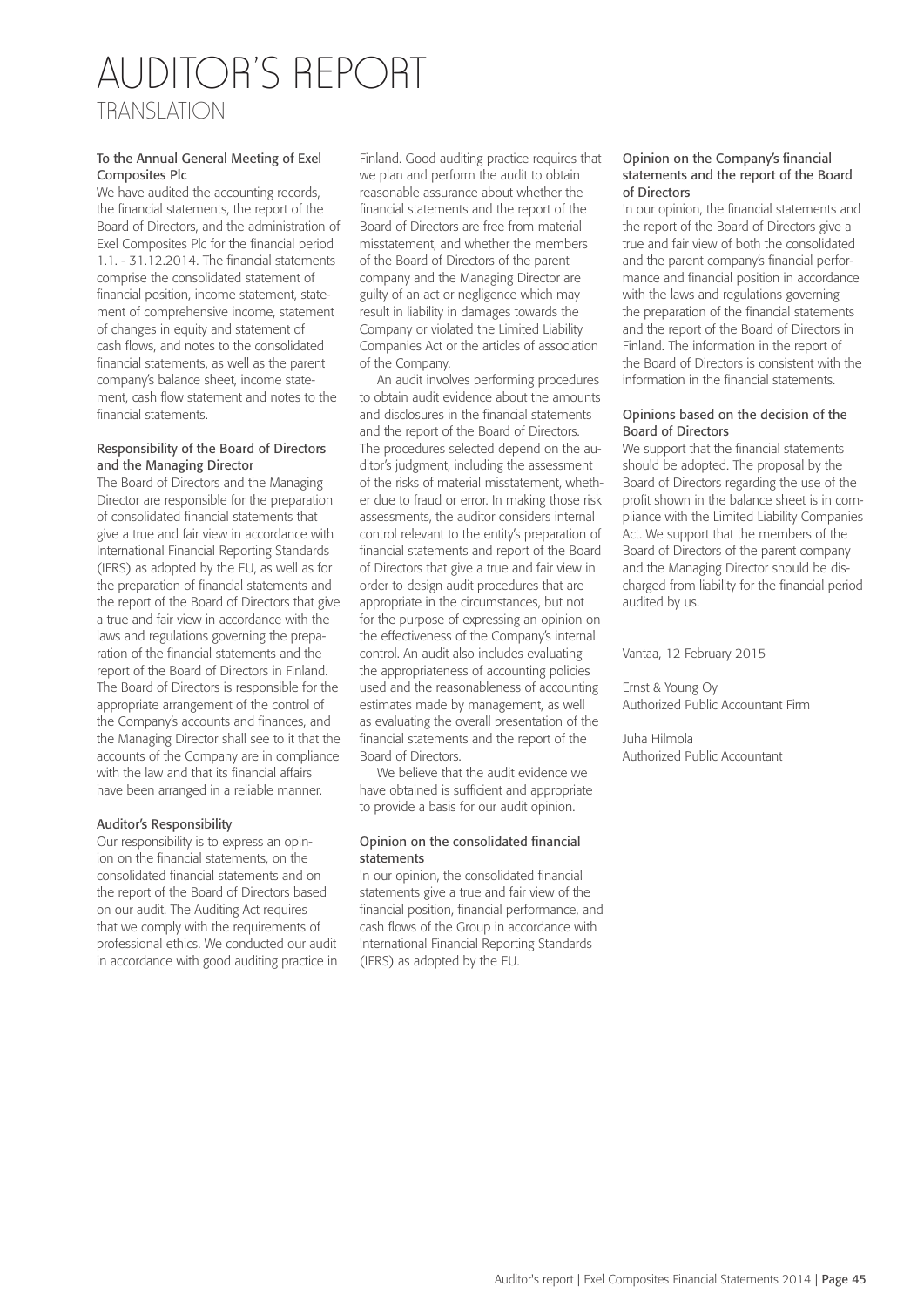# AUDITOR'S REPORT

## TRANSLATION

**To the Annual General Meeting of Exel Composites Plc**

We have audited the accounting records, the financial statements, the report of the Board of Directors, and the administration of Exel Composites Plc for the financial period 1.1. - 31.12.2014. The financial statements comprise the consolidated statement of financial position, income statement, statement of comprehensive income, statement of changes in equity and statement of cash flows, and notes to the consolidated financial statements, as well as the parent company's balance sheet, income statement, cash flow statement and notes to the financial statements.

**Responsibility of the Board of Directors and the Managing Director**

The Board of Directors and the Managing Director are responsible for the preparation of consolidated financial statements that give a true and fair view in accordance with International Financial Reporting Standards (IFRS) as adopted by the EU, as well as for the preparation of financial statements and the report of the Board of Directors that give a true and fair view in accordance with the laws and regulations governing the preparation of the financial statements and the report of the Board of Directors in Finland. The Board of Directors is responsible for the appropriate arrangement of the control of the Company's accounts and finances, and the Managing Director shall see to it that the accounts of the Company are in compliance with the law and that its financial affairs have been arranged in a reliable manner.

**Auditor's Responsibility**

Our responsibility is to express an opinion on the financial statements, on the consolidated financial statements and on the report of the Board of Directors based on our audit. The Auditing Act requires that we comply with the requirements of professional ethics. We conducted our audit in accordance with good auditing practice in Finland. Good auditing practice requires that we plan and perform the audit to obtain reasonable assurance about whether the financial statements and the report of the Board of Directors are free from material misstatement, and whether the members of the Board of Directors of the parent company and the Managing Director are guilty of an act or negligence which may result in liability in damages towards the Company or violated the Limited Liability Companies Act or the articles of association of the Company.

An audit involves performing procedures to obtain audit evidence about the amounts and disclosures in the financial statements and the report of the Board of Directors. The procedures selected depend on the auditor's judgment, including the assessment of the risks of material misstatement, whether due to fraud or error. In making those risk assessments, the auditor considers internal control relevant to the entity's preparation of financial statements and report of the Board of Directors that give a true and fair view in order to design audit procedures that are appropriate in the circumstances, but not for the purpose of expressing an opinion on the effectiveness of the Company's internal control. An audit also includes evaluating the appropriateness of accounting policies used and the reasonableness of accounting estimates made by management, as well as evaluating the overall presentation of the financial statements and the report of the Board of Directors.

We believe that the audit evidence we have obtained is sufficient and appropriate to provide a basis for our audit opinion.

**Opinion on the consolidated financial statements**

In our opinion, the consolidated financial statements give a true and fair view of the financial position, financial performance, and cash flows of the Group in accordance with International Financial Reporting Standards (IFRS) as adopted by the EU.

**Opinion on the Company's financial statements and the report of the Board of Directors**

In our opinion, the financial statements and the report of the Board of Directors give a true and fair view of both the consolidated and the parent company's financial performance and financial position in accordance with the laws and regulations governing the preparation of the financial statements and the report of the Board of Directors in Finland. The information in the report of the Board of Directors is consistent with the information in the financial statements.

**Opinions based on the decision of the Board of Directors**

We support that the financial statements should be adopted. The proposal by the Board of Directors regarding the use of the profit shown in the balance sheet is in compliance with the Limited Liability Companies Act. We support that the members of the Board of Directors of the parent company and the Managing Director should be discharged from liability for the financial period audited by us.

Vantaa, 12 February 2015

Ernst & Young Oy
Authorized Public Accountant Firm

Juha Hilmola
Authorized Public Accountant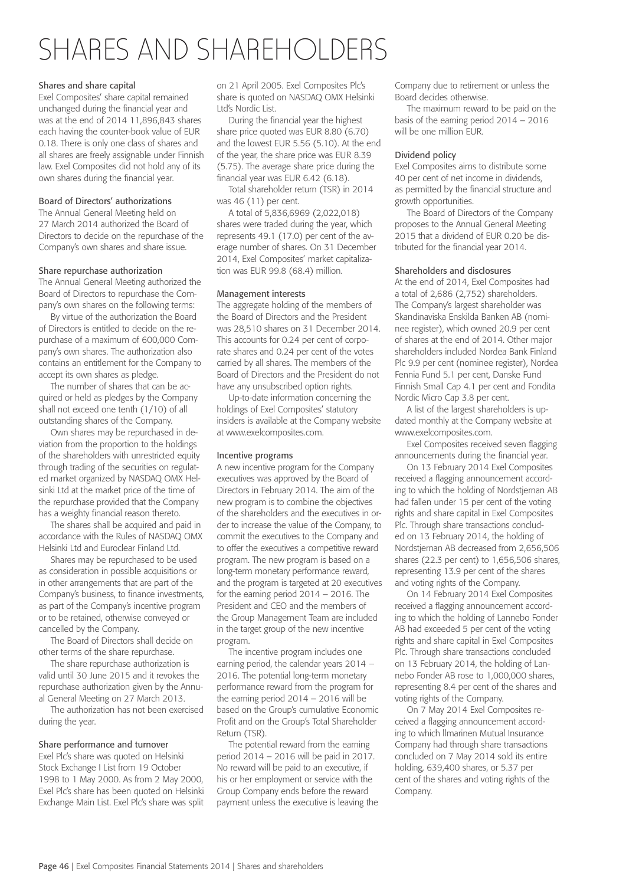# SHARES AND SHAREHOLDERS

## Shares and share capital

Exel Composites' share capital remained unchanged during the financial year and was at the end of 2014 11,896,843 shares each having the counter-book value of EUR 0.18. There is only one class of shares and all shares are freely assignable under Finnish law. Exel Composites did not hold any of its own shares during the financial year.

## Board of Directors' authorizations

The Annual General Meeting held on 27 March 2014 authorized the Board of Directors to decide on the repurchase of the Company's own shares and share issue.

## Share repurchase authorization

The Annual General Meeting authorized the Board of Directors to repurchase the Company's own shares on the following terms:

By virtue of the authorization the Board of Directors is entitled to decide on the repurchase of a maximum of 600,000 Company's own shares. The authorization also contains an entitlement for the Company to accept its own shares as pledge.

The number of shares that can be acquired or held as pledges by the Company shall not exceed one tenth (1/10) of all outstanding shares of the Company.

Own shares may be repurchased in deviation from the proportion to the holdings of the shareholders with unrestricted equity through trading of the securities on regulated market organized by NASDAQ OMX Helsinki Ltd at the market price of the time of the repurchase provided that the Company has a weighty financial reason thereto.

The shares shall be acquired and paid in accordance with the Rules of NASDAQ OMX Helsinki Ltd and Euroclear Finland Ltd.

Shares may be repurchased to be used as consideration in possible acquisitions or in other arrangements that are part of the Company's business, to finance investments, as part of the Company's incentive program or to be retained, otherwise conveyed or cancelled by the Company.

The Board of Directors shall decide on other terms of the share repurchase.

The share repurchase authorization is valid until 30 June 2015 and it revokes the repurchase authorization given by the Annual General Meeting on 27 March 2013.

The authorization has not been exercised during the year.

## Share performance and turnover

Exel Plc's share was quoted on Helsinki Stock Exchange I List from 19 October 1998 to 1 May 2000. As from 2 May 2000, Exel Plc's share has been quoted on Helsinki Exchange Main List. Exel Plc's share was split on 21 April 2005. Exel Composites Plc's share is quoted on NASDAQ OMX Helsinki Ltd's Nordic List.

During the financial year the highest share price quoted was EUR 8.80 (6.70) and the lowest EUR 5.56 (5.10). At the end of the year, the share price was EUR 8.39 (5.75). The average share price during the financial year was EUR 6.42 (6.18).

Total shareholder return (TSR) in 2014 was 46 (11) per cent.

A total of 5,836,6969 (2,022,018) shares were traded during the year, which represents 49.1 (17.0) per cent of the average number of shares. On 31 December 2014, Exel Composites' market capitalization was EUR 99.8 (68.4) million.

## Management interests

The aggregate holding of the members of the Board of Directors and the President was 28,510 shares on 31 December 2014. This accounts for 0.24 per cent of corporate shares and 0.24 per cent of the votes carried by all shares. The members of the Board of Directors and the President do not have any unsubscribed option rights.

Up-to-date information concerning the holdings of Exel Composites' statutory insiders is available at the Company website at www.exelcomposites.com.

## Incentive programs

A new incentive program for the Company executives was approved by the Board of Directors in February 2014. The aim of the new program is to combine the objectives of the shareholders and the executives in order to increase the value of the Company, to commit the executives to the Company and to offer the executives a competitive reward program. The new program is based on a long-term monetary performance reward, and the program is targeted at 20 executives for the earning period 2014 – 2016. The President and CEO and the members of the Group Management Team are included in the target group of the new incentive program.

The incentive program includes one earning period, the calendar years 2014 – 2016. The potential long-term monetary performance reward from the program for the earning period 2014 – 2016 will be based on the Group's cumulative Economic Profit and on the Group's Total Shareholder Return (TSR).

The potential reward from the earning period 2014 – 2016 will be paid in 2017. No reward will be paid to an executive, if his or her employment or service with the Group Company ends before the reward payment unless the executive is leaving the Company due to retirement or unless the Board decides otherwise.

The maximum reward to be paid on the basis of the earning period 2014 – 2016 will be one million EUR.

## Dividend policy

Exel Composites aims to distribute some 40 per cent of net income in dividends, as permitted by the financial structure and growth opportunities.

The Board of Directors of the Company proposes to the Annual General Meeting 2015 that a dividend of EUR 0.20 be distributed for the financial year 2014.

## Shareholders and disclosures

At the end of 2014, Exel Composites had a total of 2,686 (2,752) shareholders. The Company's largest shareholder was Skandinaviska Enskilda Banken AB (nominee register), which owned 20.9 per cent of shares at the end of 2014. Other major shareholders included Nordea Bank Finland Plc 9.9 per cent (nominee register), Nordea Fennia Fund 5.1 per cent, Danske Fund Finnish Small Cap 4.1 per cent and Fondita Nordic Micro Cap 3.8 per cent.

A list of the largest shareholders is updated monthly at the Company website at www.exelcomposites.com.

Exel Composites received seven flagging announcements during the financial year.

On 13 February 2014 Exel Composites received a flagging announcement according to which the holding of Nordstjernan AB had fallen under 15 per cent of the voting rights and share capital in Exel Composites Plc. Through share transactions concluded on 13 February 2014, the holding of Nordstjernan AB decreased from 2,656,506 shares (22.3 per cent) to 1,656,506 shares, representing 13.9 per cent of the shares and voting rights of the Company.

On 14 February 2014 Exel Composites received a flagging announcement according to which the holding of Lannebo Fonder AB had exceeded 5 per cent of the voting rights and share capital in Exel Composites Plc. Through share transactions concluded on 13 February 2014, the holding of Lannebo Fonder AB rose to 1,000,000 shares, representing 8.4 per cent of the shares and voting rights of the Company.

On 7 May 2014 Exel Composites received a flagging announcement according to which Ilmarinen Mutual Insurance Company had through share transactions concluded on 7 May 2014 sold its entire holding, 639,400 shares, or 5.37 per cent of the shares and voting rights of the Company.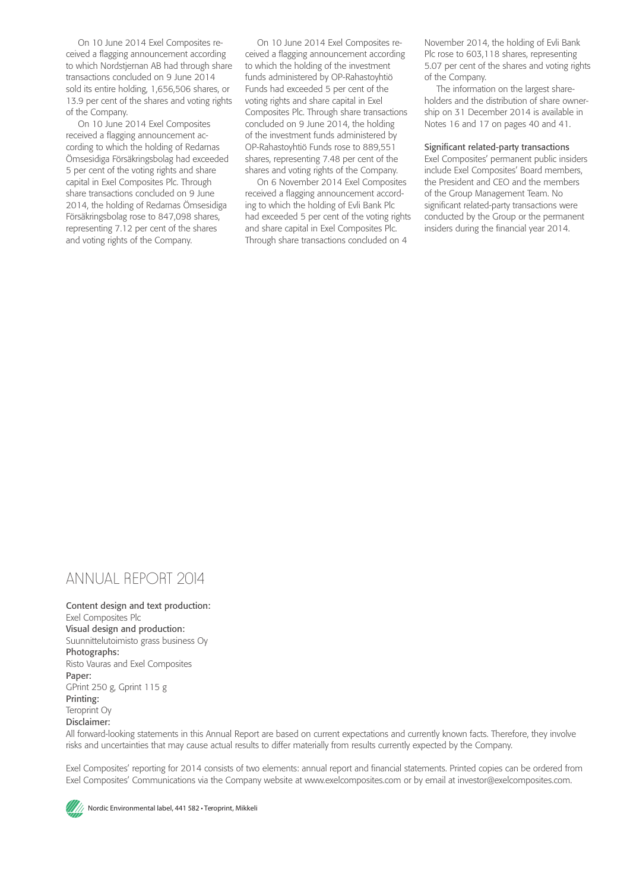On 10 June 2014 Exel Composites received a flagging announcement according to which Nordstjernan AB had through share transactions concluded on 9 June 2014 sold its entire holding, 1,656,506 shares, or 13.9 per cent of the shares and voting rights of the Company.

On 10 June 2014 Exel Composites received a flagging announcement according to which the holding of Redarnas Ömsesidiga Försäkringsbolag had exceeded 5 per cent of the voting rights and share capital in Exel Composites Plc. Through share transactions concluded on 9 June 2014, the holding of Redarnas Ömsesidiga Försäkringsbolag rose to 847,098 shares, representing 7.12 per cent of the shares and voting rights of the Company.

On 10 June 2014 Exel Composites received a flagging announcement according to which the holding of the investment funds administered by OP-Rahastoyhtiö Funds had exceeded 5 per cent of the voting rights and share capital in Exel Composites Plc. Through share transactions concluded on 9 June 2014, the holding of the investment funds administered by OP-Rahastoyhtiö Funds rose to 889,551 shares, representing 7.48 per cent of the shares and voting rights of the Company.

On 6 November 2014 Exel Composites received a flagging announcement according to which the holding of Evli Bank Plc had exceeded 5 per cent of the voting rights and share capital in Exel Composites Plc. Through share transactions concluded on 4 November 2014, the holding of Evli Bank Plc rose to 603,118 shares, representing 5.07 per cent of the shares and voting rights of the Company.

The information on the largest shareholders and the distribution of share ownership on 31 December 2014 is available in Notes 16 and 17 on pages 40 and 41.

**Significant related-party transactions**

Exel Composites' permanent public insiders include Exel Composites' Board members, the President and CEO and the members of the Group Management Team. No significant related-party transactions were conducted by the Group or the permanent insiders during the financial year 2014.

# ANNUAL REPORT 2014

**Content design and text production:**
Exel Composites Plc
**Visual design and production:**
Suunnittelutoimisto grass business Oy
**Photographs:**
Risto Vauras and Exel Composites
**Paper:**
GPrint 250 g, Gprint 115 g
**Printing:**
Teroprint Oy
**Disclaimer:**
All forward-looking statements in this Annual Report are based on current expectations and currently known facts. Therefore, they involve risks and uncertainties that may cause actual results to differ materially from results currently expected by the Company.

Exel Composites' reporting for 2014 consists of two elements: annual report and financial statements. Printed copies can be ordered from Exel Composites' Communications via the Company website at www.exelcomposites.com or by email at investor@exelcomposites.com.

Nordic Environmental label, 441 582 • Teroprint, Mikkeli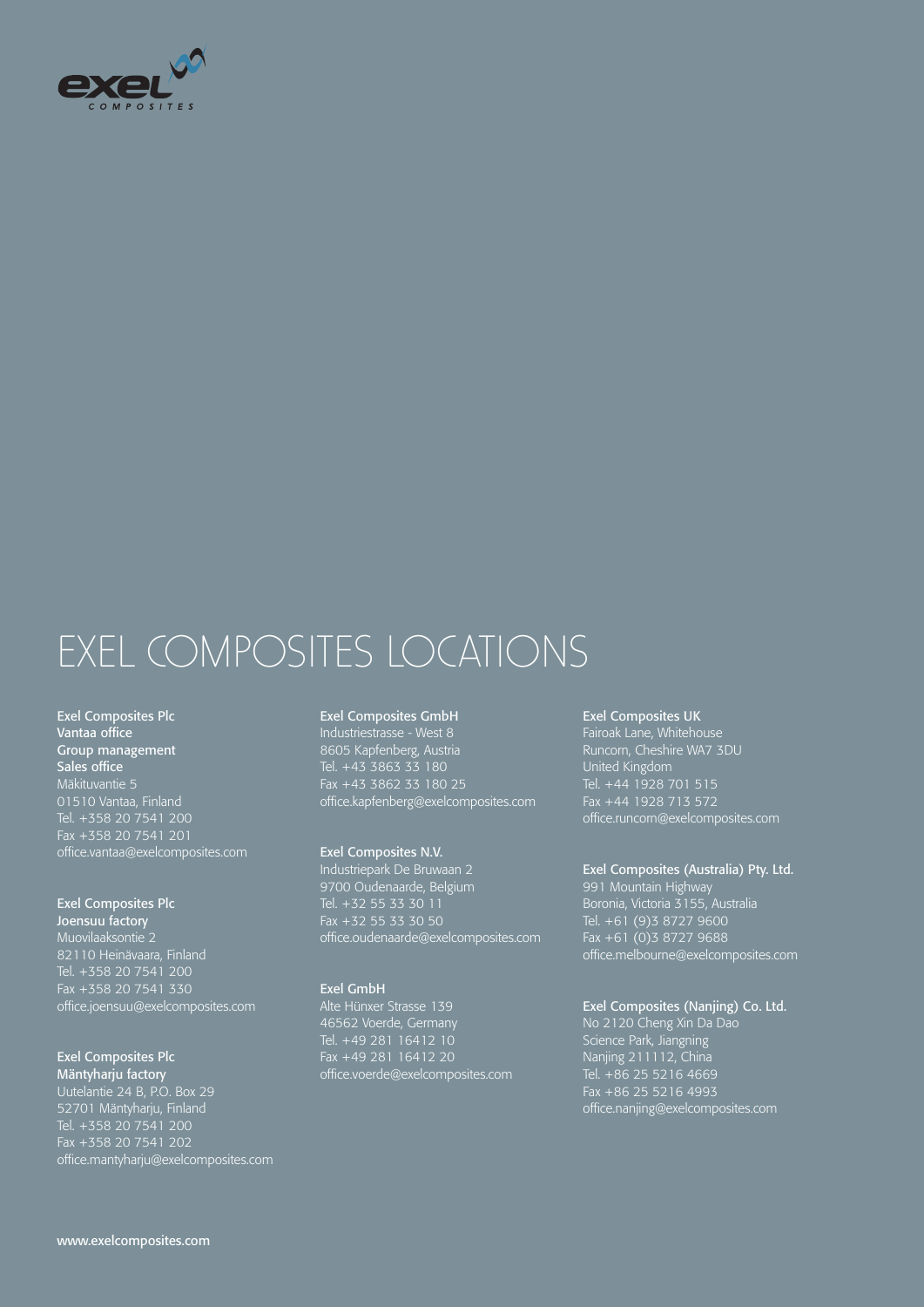# EXEL COMPOSITES LOCATIONS

**Exel Composites Plc**
**Vantaa office**
**Group management**
**Sales office**
Mäkituvantie 5
01510 Vantaa, Finland
Tel. +358 20 7541 200
Fax +358 20 7541 201
office.vantaa@exelcomposites.com

**Exel Composites Plc**
**Joensuu factory**
Muovilaaksontie 2
82110 Heinävaara, Finland
Tel. +358 20 7541 200
Fax +358 20 7541 330
office.joensuu@exelcomposites.com

**Exel Composites Plc**
**Mäntyharju factory**
Uutelantie 24 B, P.O. Box 29
52701 Mäntyharju, Finland
Tel. +358 20 7541 200
Fax +358 20 7541 202
office.mantyharju@exelcomposites.com

**Exel Composites GmbH**
Industriestrasse - West 8
8605 Kapfenberg, Austria
Tel. +43 3863 33 180
Fax +43 3862 33 180 25
office.kapfenberg@exelcomposites.com

**Exel Composites N.V.**
Industriepark De Bruwaan 2
9700 Oudenaarde, Belgium
Tel. +32 55 33 30 11
Fax +32 55 33 30 50
office.oudenaarde@exelcomposites.com

**Exel GmbH**
Alte Hünxer Strasse 139
46562 Voerde, Germany
Tel. +49 281 16412 10
Fax +49 281 16412 20
office.voerde@exelcomposites.com

**Exel Composites UK**
Fairoak Lane, Whitehouse
Runcorn, Cheshire WA7 3DU
United Kingdom
Tel. +44 1928 701 515
Fax +44 1928 713 572
office.runcorn@exelcomposites.com

**Exel Composites (Australia) Pty. Ltd.**
991 Mountain Highway
Boronia, Victoria 3155, Australia
Tel. +61 (9)3 8727 9600
Fax +61 (0)3 8727 9688
office.melbourne@exelcomposites.com

**Exel Composites (Nanjing) Co. Ltd.**
No 2120 Cheng Xin Da Dao
Science Park, Jiangning
Nanjing 211112, China
Tel. +86 25 5216 4669
Fax +86 25 5216 4993
office.nanjing@exelcomposites.com

www.exelcomposites.com